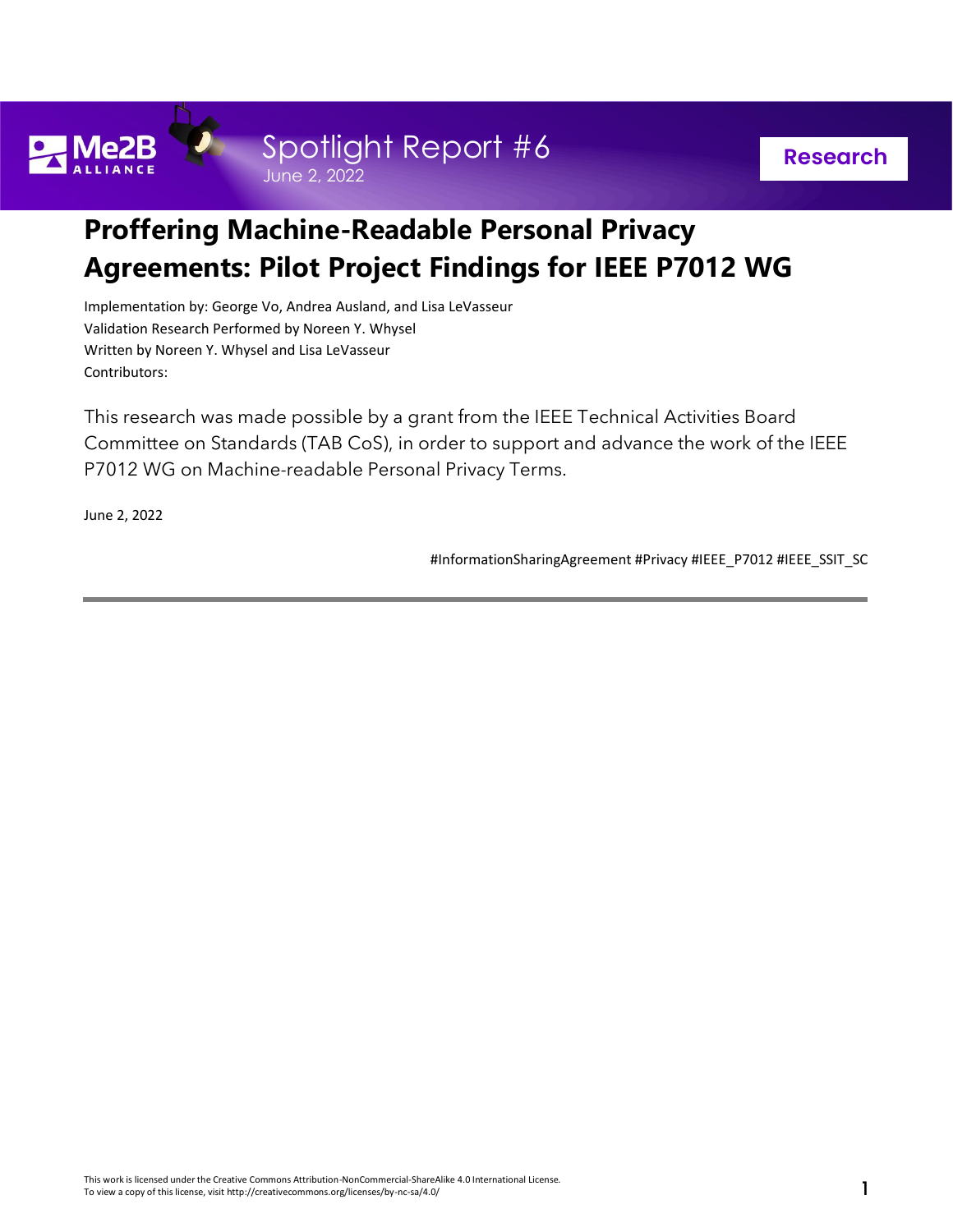Me2B ALLIANCE

Spotlight Report #6

June 2, 2022

Research

# Proffering Machine-Readable Personal Privacy Agreements: Pilot Project Findings for IEEE P7012 WG

Implementation by: George Vo, Andrea Ausland, and Lisa LeVasseur
Validation Research Performed by Noreen Y. Whysel
Written by Noreen Y. Whysel and Lisa LeVasseur
Contributors:

This research was made possible by a grant from the IEEE Technical Activities Board Committee on Standards (TAB CoS), in order to support and advance the work of the IEEE P7012 WG on Machine-readable Personal Privacy Terms.

June 2, 2022

#InformationSharingAgreement #Privacy #IEEE_P7012 #IEEE_SSIT_SC

---

This work is licensed under the Creative Commons Attribution-NonCommercial-ShareAlike 4.0 International License.
To view a copy of this license, visit http://creativecommons.org/licenses/by-nc-sa/4.0/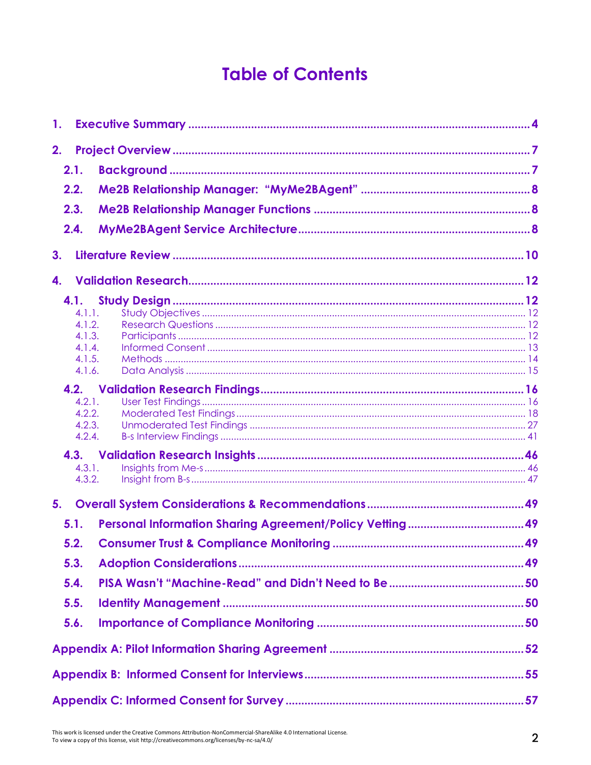# Table of Contents

1. **Executive Summary** ... 4
2. **Project Overview** ... 7
   - 2.1. **Background** ... 7
   - 2.2. **Me2B Relationship Manager: "MyMe2BAgent"** ... 8
   - 2.3. **Me2B Relationship Manager Functions** ... 8
   - 2.4. **MyMe2BAgent Service Architecture** ... 8
3. **Literature Review** ... 10
4. **Validation Research** ... 12
   - 4.1. **Study Design** ... 12
     - 4.1.1. Study Objectives ... 12
     - 4.1.2. Research Questions ... 12
     - 4.1.3. Participants ... 12
     - 4.1.4. Informed Consent ... 13
     - 4.1.5. Methods ... 14
     - 4.1.6. Data Analysis ... 15
   - 4.2. **Validation Research Findings** ... 16
     - 4.2.1. User Test Findings ... 16
     - 4.2.2. Moderated Test Findings ... 18
     - 4.2.3. Unmoderated Test Findings ... 27
     - 4.2.4. B-s Interview Findings ... 41
   - 4.3. **Validation Research Insights** ... 46
     - 4.3.1. Insights from Me-s ... 46
     - 4.3.2. Insight from B-s ... 47
5. **Overall System Considerations & Recommendations** ... 49
   - 5.1. **Personal Information Sharing Agreement/Policy Vetting** ... 49
   - 5.2. **Consumer Trust & Compliance Monitoring** ... 49
   - 5.3. **Adoption Considerations** ... 49
   - 5.4. **PISA Wasn't "Machine-Read" and Didn't Need to Be** ... 50
   - 5.5. **Identity Management** ... 50
   - 5.6. **Importance of Compliance Monitoring** ... 50

**Appendix A: Pilot Information Sharing Agreement** ... 52

**Appendix B: Informed Consent for Interviews** ... 55

**Appendix C: Informed Consent for Survey** ... 57

This work is licensed under the Creative Commons Attribution-NonCommercial-ShareAlike 4.0 International License.
To view a copy of this license, visit http://creativecommons.org/licenses/by-nc-sa/4.0/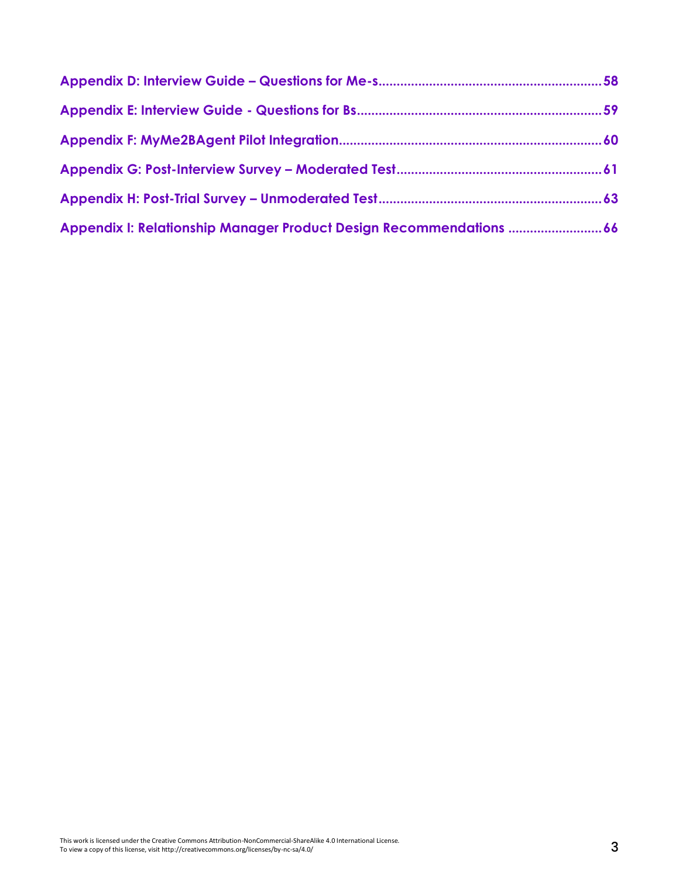Appendix D: Interview Guide – Questions for Me-s.............................................................58

Appendix E: Interview Guide - Questions for Bs.....................................................................59

Appendix F: MyMe2BAgent Pilot Integration.........................................................................60

Appendix G: Post-Interview Survey – Moderated Test.........................................................61

Appendix H: Post-Trial Survey – Unmoderated Test.............................................................63

Appendix I: Relationship Manager Product Design Recommendations .........................66

This work is licensed under the Creative Commons Attribution-NonCommercial-ShareAlike 4.0 International License.
To view a copy of this license, visit http://creativecommons.org/licenses/by-nc-sa/4.0/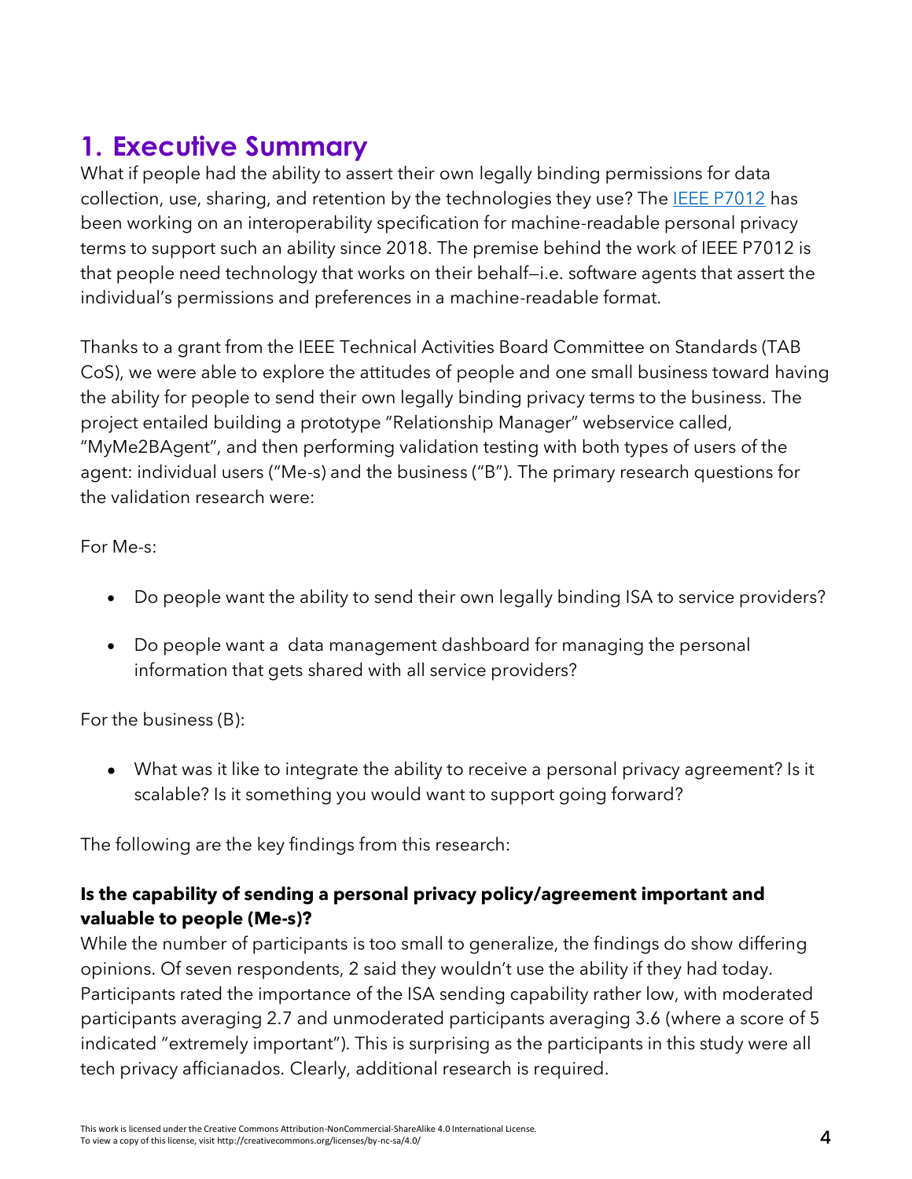# 1. Executive Summary

What if people had the ability to assert their own legally binding permissions for data collection, use, sharing, and retention by the technologies they use? The [IEEE P7012](IEEE P7012) has been working on an interoperability specification for machine-readable personal privacy terms to support such an ability since 2018. The premise behind the work of IEEE P7012 is that people need technology that works on their behalf—i.e. software agents that assert the individual's permissions and preferences in a machine-readable format.

Thanks to a grant from the IEEE Technical Activities Board Committee on Standards (TAB CoS), we were able to explore the attitudes of people and one small business toward having the ability for people to send their own legally binding privacy terms to the business. The project entailed building a prototype "Relationship Manager" webservice called, "MyMe2BAgent", and then performing validation testing with both types of users of the agent: individual users ("Me-s) and the business ("B"). The primary research questions for the validation research were:

For Me-s:

- Do people want the ability to send their own legally binding ISA to service providers?
- Do people want a data management dashboard for managing the personal information that gets shared with all service providers?

For the business (B):

- What was it like to integrate the ability to receive a personal privacy agreement? Is it scalable? Is it something you would want to support going forward?

The following are the key findings from this research:

**Is the capability of sending a personal privacy policy/agreement important and valuable to people (Me-s)?**

While the number of participants is too small to generalize, the findings do show differing opinions. Of seven respondents, 2 said they wouldn't use the ability if they had today. Participants rated the importance of the ISA sending capability rather low, with moderated participants averaging 2.7 and unmoderated participants averaging 3.6 (where a score of 5 indicated "extremely important"). This is surprising as the participants in this study were all tech privacy afficianados. Clearly, additional research is required.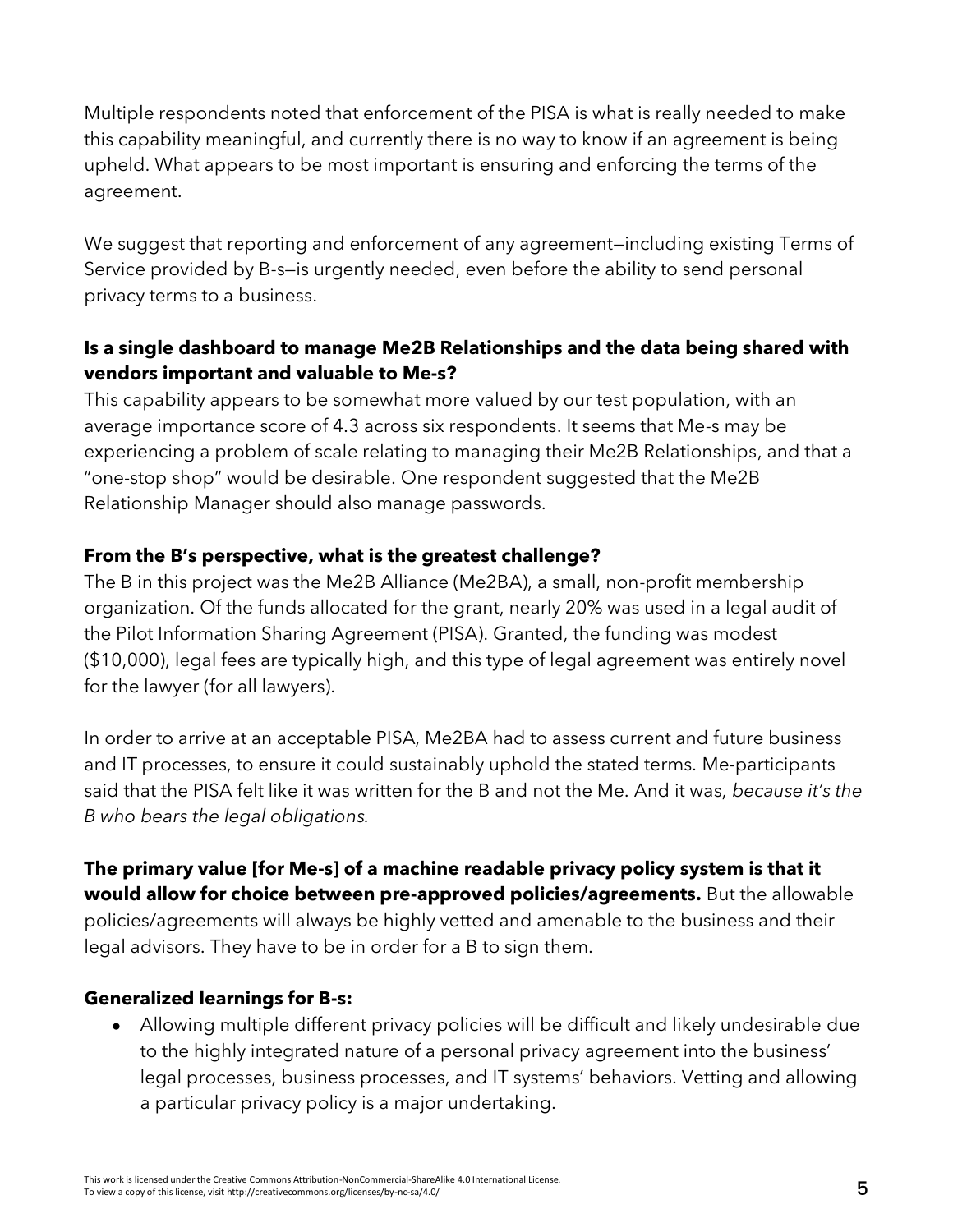Multiple respondents noted that enforcement of the PISA is what is really needed to make this capability meaningful, and currently there is no way to know if an agreement is being upheld. What appears to be most important is ensuring and enforcing the terms of the agreement.

We suggest that reporting and enforcement of any agreement—including existing Terms of Service provided by B-s—is urgently needed, even before the ability to send personal privacy terms to a business.

**Is a single dashboard to manage Me2B Relationships and the data being shared with vendors important and valuable to Me-s?**

This capability appears to be somewhat more valued by our test population, with an average importance score of 4.3 across six respondents. It seems that Me-s may be experiencing a problem of scale relating to managing their Me2B Relationships, and that a "one-stop shop" would be desirable. One respondent suggested that the Me2B Relationship Manager should also manage passwords.

**From the B's perspective, what is the greatest challenge?**

The B in this project was the Me2B Alliance (Me2BA), a small, non-profit membership organization. Of the funds allocated for the grant, nearly 20% was used in a legal audit of the Pilot Information Sharing Agreement (PISA). Granted, the funding was modest ($10,000), legal fees are typically high, and this type of legal agreement was entirely novel for the lawyer (for all lawyers).

In order to arrive at an acceptable PISA, Me2BA had to assess current and future business and IT processes, to ensure it could sustainably uphold the stated terms. Me-participants said that the PISA felt like it was written for the B and not the Me. And it was, *because it's the B who bears the legal obligations*.

**The primary value [for Me-s] of a machine readable privacy policy system is that it would allow for choice between pre-approved policies/agreements.** But the allowable policies/agreements will always be highly vetted and amenable to the business and their legal advisors. They have to be in order for a B to sign them.

**Generalized learnings for B-s:**

- Allowing multiple different privacy policies will be difficult and likely undesirable due to the highly integrated nature of a personal privacy agreement into the business' legal processes, business processes, and IT systems' behaviors. Vetting and allowing a particular privacy policy is a major undertaking.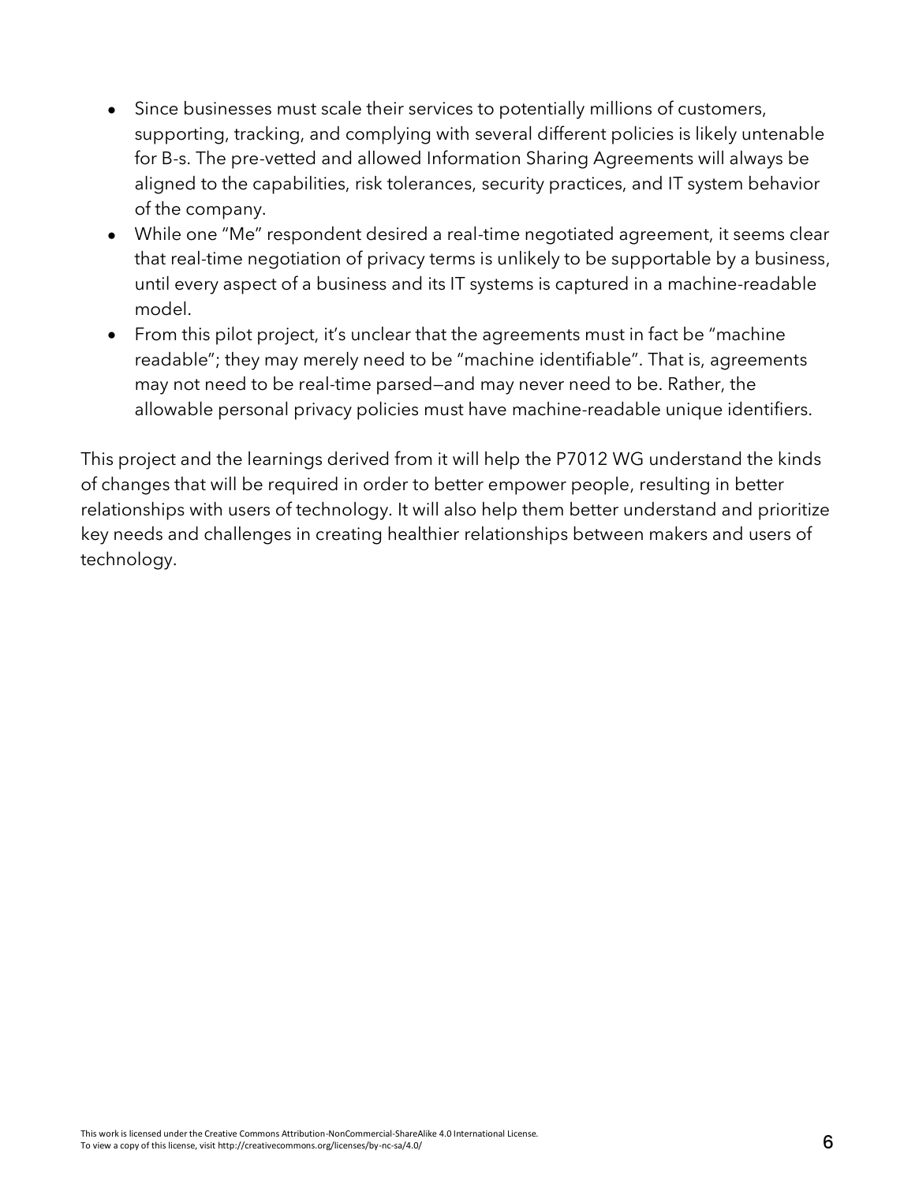- Since businesses must scale their services to potentially millions of customers, supporting, tracking, and complying with several different policies is likely untenable for B-s. The pre-vetted and allowed Information Sharing Agreements will always be aligned to the capabilities, risk tolerances, security practices, and IT system behavior of the company.
- While one "Me" respondent desired a real-time negotiated agreement, it seems clear that real-time negotiation of privacy terms is unlikely to be supportable by a business, until every aspect of a business and its IT systems is captured in a machine-readable model.
- From this pilot project, it's unclear that the agreements must in fact be "machine readable"; they may merely need to be "machine identifiable". That is, agreements may not need to be real-time parsed—and may never need to be. Rather, the allowable personal privacy policies must have machine-readable unique identifiers.

This project and the learnings derived from it will help the P7012 WG understand the kinds of changes that will be required in order to better empower people, resulting in better relationships with users of technology. It will also help them better understand and prioritize key needs and challenges in creating healthier relationships between makers and users of technology.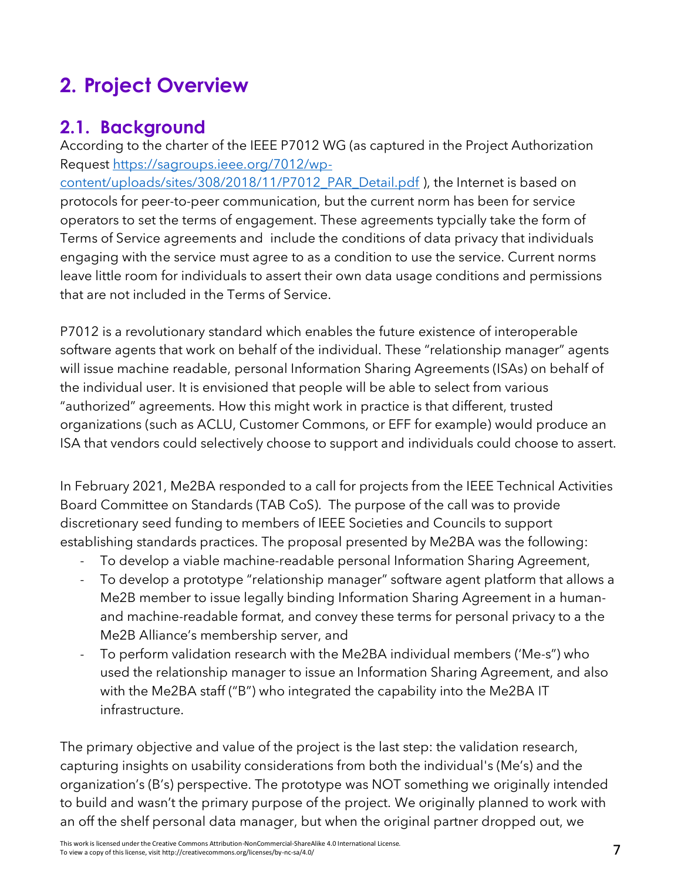# 2. Project Overview

## 2.1. Background

According to the charter of the IEEE P7012 WG (as captured in the Project Authorization Request https://sagroups.ieee.org/7012/wp-content/uploads/sites/308/2018/11/P7012_PAR_Detail.pdf ), the Internet is based on protocols for peer-to-peer communication, but the current norm has been for service operators to set the terms of engagement. These agreements typcially take the form of Terms of Service agreements and include the conditions of data privacy that individuals engaging with the service must agree to as a condition to use the service. Current norms leave little room for individuals to assert their own data usage conditions and permissions that are not included in the Terms of Service.

P7012 is a revolutionary standard which enables the future existence of interoperable software agents that work on behalf of the individual. These "relationship manager" agents will issue machine readable, personal Information Sharing Agreements (ISAs) on behalf of the individual user. It is envisioned that people will be able to select from various "authorized" agreements. How this might work in practice is that different, trusted organizations (such as ACLU, Customer Commons, or EFF for example) would produce an ISA that vendors could selectively choose to support and individuals could choose to assert.

In February 2021, Me2BA responded to a call for projects from the IEEE Technical Activities Board Committee on Standards (TAB CoS). The purpose of the call was to provide discretionary seed funding to members of IEEE Societies and Councils to support establishing standards practices. The proposal presented by Me2BA was the following:

- To develop a viable machine-readable personal Information Sharing Agreement,
- To develop a prototype "relationship manager" software agent platform that allows a Me2B member to issue legally binding Information Sharing Agreement in a human- and machine-readable format, and convey these terms for personal privacy to a the Me2B Alliance's membership server, and
- To perform validation research with the Me2BA individual members ('Me-s") who used the relationship manager to issue an Information Sharing Agreement, and also with the Me2BA staff ("B") who integrated the capability into the Me2BA IT infrastructure.

The primary objective and value of the project is the last step: the validation research, capturing insights on usability considerations from both the individual's (Me's) and the organization's (B's) perspective. The prototype was NOT something we originally intended to build and wasn't the primary purpose of the project. We originally planned to work with an off the shelf personal data manager, but when the original partner dropped out, we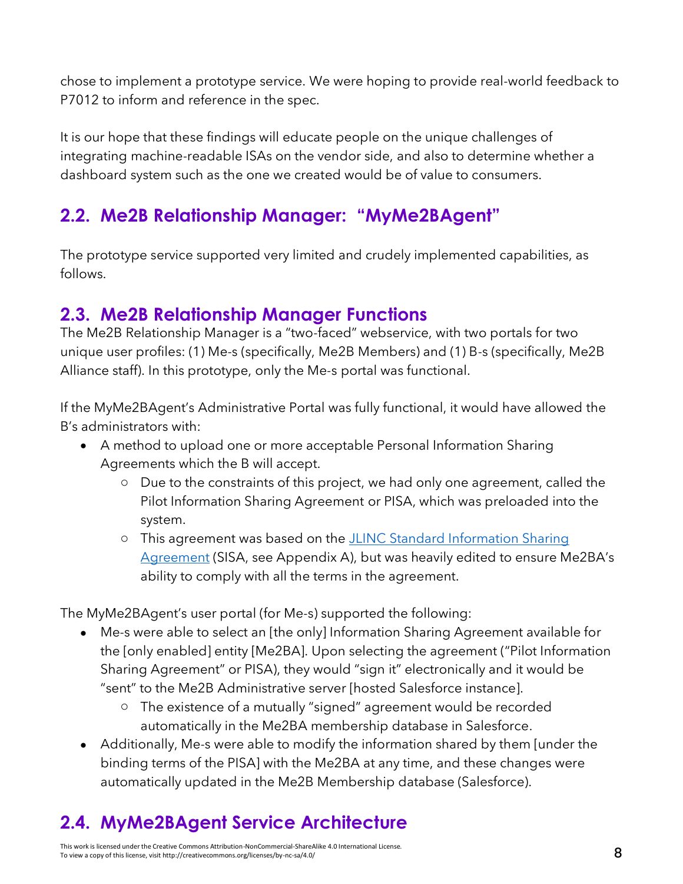chose to implement a prototype service. We were hoping to provide real-world feedback to P7012 to inform and reference in the spec.

It is our hope that these findings will educate people on the unique challenges of integrating machine-readable ISAs on the vendor side, and also to determine whether a dashboard system such as the one we created would be of value to consumers.

## 2.2. Me2B Relationship Manager: "MyMe2BAgent"

The prototype service supported very limited and crudely implemented capabilities, as follows.

## 2.3. Me2B Relationship Manager Functions

The Me2B Relationship Manager is a "two-faced" webservice, with two portals for two unique user profiles: (1) Me-s (specifically, Me2B Members) and (1) B-s (specifically, Me2B Alliance staff). In this prototype, only the Me-s portal was functional.

If the MyMe2BAgent's Administrative Portal was fully functional, it would have allowed the B's administrators with:

- A method to upload one or more acceptable Personal Information Sharing Agreements which the B will accept.
    - Due to the constraints of this project, we had only one agreement, called the Pilot Information Sharing Agreement or PISA, which was preloaded into the system.
    - This agreement was based on the JLINC Standard Information Sharing Agreement (SISA, see Appendix A), but was heavily edited to ensure Me2BA's ability to comply with all the terms in the agreement.

The MyMe2BAgent's user portal (for Me-s) supported the following:

- Me-s were able to select an [the only] Information Sharing Agreement available for the [only enabled] entity [Me2BA]. Upon selecting the agreement ("Pilot Information Sharing Agreement" or PISA), they would "sign it" electronically and it would be "sent" to the Me2B Administrative server [hosted Salesforce instance].
    - The existence of a mutually "signed" agreement would be recorded automatically in the Me2BA membership database in Salesforce.
- Additionally, Me-s were able to modify the information shared by them [under the binding terms of the PISA] with the Me2BA at any time, and these changes were automatically updated in the Me2B Membership database (Salesforce).

## 2.4. MyMe2BAgent Service Architecture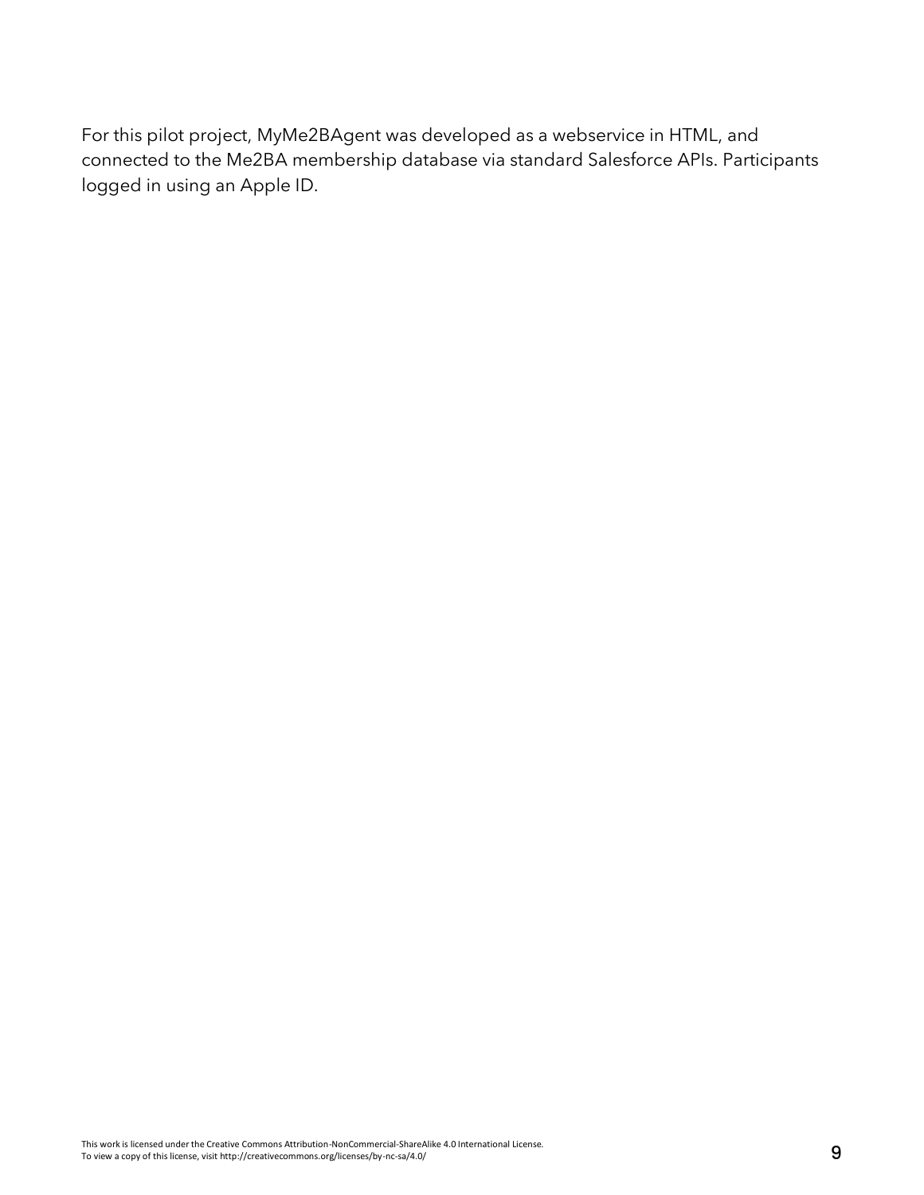For this pilot project, MyMe2BAgent was developed as a webservice in HTML, and connected to the Me2BA membership database via standard Salesforce APIs. Participants logged in using an Apple ID.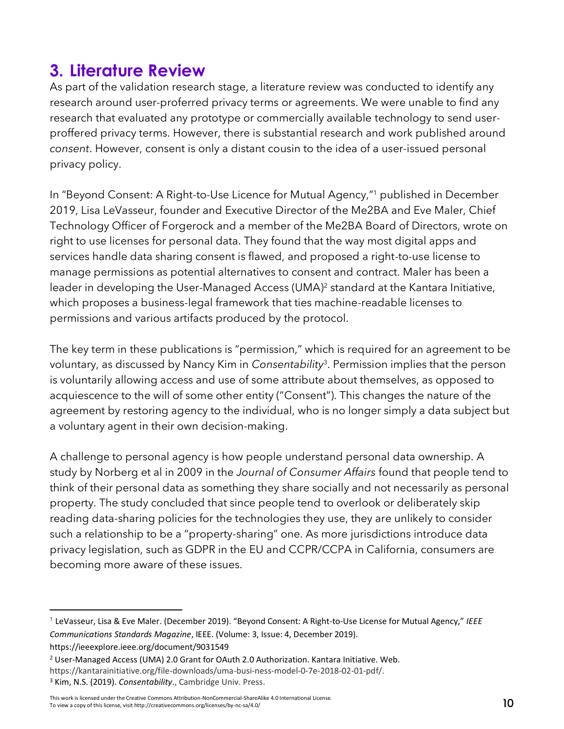## 3. Literature Review

As part of the validation research stage, a literature review was conducted to identify any research around user-proferred privacy terms or agreements. We were unable to find any research that evaluated any prototype or commercially available technology to send user-proffered privacy terms. However, there is substantial research and work published around *consent*. However, consent is only a distant cousin to the idea of a user-issued personal privacy policy.

In "Beyond Consent: A Right-to-Use Licence for Mutual Agency,"[1] published in December 2019, Lisa LeVasseur, founder and Executive Director of the Me2BA and Eve Maler, Chief Technology Officer of Forgerock and a member of the Me2BA Board of Directors, wrote on right to use licenses for personal data. They found that the way most digital apps and services handle data sharing consent is flawed, and proposed a right-to-use license to manage permissions as potential alternatives to consent and contract. Maler has been a leader in developing the User-Managed Access (UMA)[2] standard at the Kantara Initiative, which proposes a business-legal framework that ties machine-readable licenses to permissions and various artifacts produced by the protocol.

The key term in these publications is "permission," which is required for an agreement to be voluntary, as discussed by Nancy Kim in *Consentability*[3]. Permission implies that the person is voluntarily allowing access and use of some attribute about themselves, as opposed to acquiescence to the will of some other entity ("Consent"). This changes the nature of the agreement by restoring agency to the individual, who is no longer simply a data subject but a voluntary agent in their own decision-making.

A challenge to personal agency is how people understand personal data ownership. A study by Norberg et al in 2009 in the *Journal of Consumer Affairs* found that people tend to think of their personal data as something they share socially and not necessarily as personal property. The study concluded that since people tend to overlook or deliberately skip reading data-sharing policies for the technologies they use, they are unlikely to consider such a relationship to be a "property-sharing" one. As more jurisdictions introduce data privacy legislation, such as GDPR in the EU and CCPR/CCPA in California, consumers are becoming more aware of these issues.

---

[1] LeVasseur, Lisa & Eve Maler. (December 2019). "Beyond Consent: A Right-to-Use License for Mutual Agency," *IEEE Communications Standards Magazine*, IEEE. (Volume: 3, Issue: 4, December 2019). https://ieeexplore.ieee.org/document/9031549

[2] User-Managed Access (UMA) 2.0 Grant for OAuth 2.0 Authorization. Kantara Initiative. Web. https://kantarainitiative.org/file-downloads/uma-busi-ness-model-0-7e-2018-02-01-pdf/.

[3] Kim, N.S. (2019). *Consentability*., Cambridge Univ. Press.

This work is licensed under the Creative Commons Attribution-NonCommercial-ShareAlike 4.0 International License. To view a copy of this license, visit http://creativecommons.org/licenses/by-nc-sa/4.0/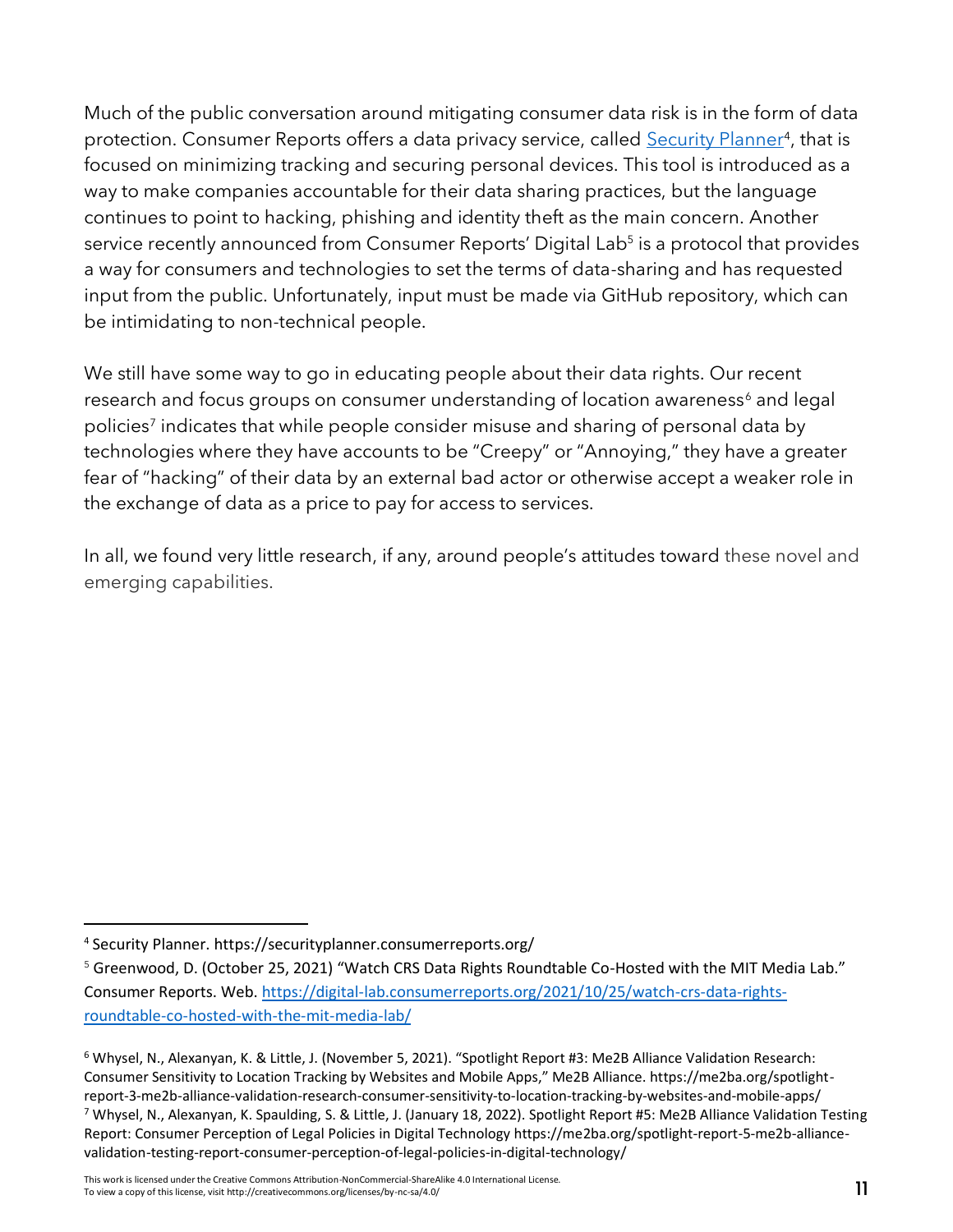Much of the public conversation around mitigating consumer data risk is in the form of data protection. Consumer Reports offers a data privacy service, called [Security Planner](https://securityplanner.consumerreports.org/)[4], that is focused on minimizing tracking and securing personal devices. This tool is introduced as a way to make companies accountable for their data sharing practices, but the language continues to point to hacking, phishing and identity theft as the main concern. Another service recently announced from Consumer Reports' Digital Lab[5] is a protocol that provides a way for consumers and technologies to set the terms of data-sharing and has requested input from the public. Unfortunately, input must be made via GitHub repository, which can be intimidating to non-technical people.

We still have some way to go in educating people about their data rights. Our recent research and focus groups on consumer understanding of location awareness[6] and legal policies[7] indicates that while people consider misuse and sharing of personal data by technologies where they have accounts to be "Creepy" or "Annoying," they have a greater fear of "hacking" of their data by an external bad actor or otherwise accept a weaker role in the exchange of data as a price to pay for access to services.

In all, we found very little research, if any, around people's attitudes toward these novel and emerging capabilities.

---

[4] Security Planner. https://securityplanner.consumerreports.org/

[5] Greenwood, D. (October 25, 2021) "Watch CRS Data Rights Roundtable Co-Hosted with the MIT Media Lab." Consumer Reports. Web. https://digital-lab.consumerreports.org/2021/10/25/watch-crs-data-rights-roundtable-co-hosted-with-the-mit-media-lab/

[6] Whysel, N., Alexanyan, K. & Little, J. (November 5, 2021). "Spotlight Report #3: Me2B Alliance Validation Research: Consumer Sensitivity to Location Tracking by Websites and Mobile Apps," Me2B Alliance. https://me2ba.org/spotlight-report-3-me2b-alliance-validation-research-consumer-sensitivity-to-location-tracking-by-websites-and-mobile-apps/

[7] Whysel, N., Alexanyan, K. Spaulding, S. & Little, J. (January 18, 2022). Spotlight Report #5: Me2B Alliance Validation Testing Report: Consumer Perception of Legal Policies in Digital Technology https://me2ba.org/spotlight-report-5-me2b-alliance-validation-testing-report-consumer-perception-of-legal-policies-in-digital-technology/

This work is licensed under the Creative Commons Attribution-NonCommercial-ShareAlike 4.0 International License. To view a copy of this license, visit http://creativecommons.org/licenses/by-nc-sa/4.0/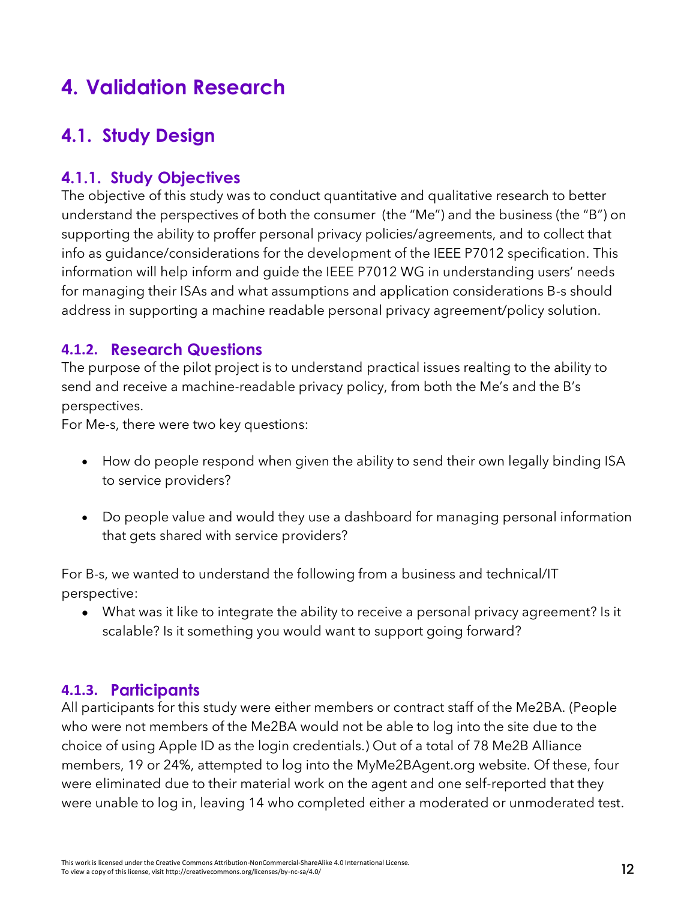# 4. Validation Research

## 4.1. Study Design

### 4.1.1. Study Objectives

The objective of this study was to conduct quantitative and qualitative research to better understand the perspectives of both the consumer (the "Me") and the business (the "B") on supporting the ability to proffer personal privacy policies/agreements, and to collect that info as guidance/considerations for the development of the IEEE P7012 specification. This information will help inform and guide the IEEE P7012 WG in understanding users' needs for managing their ISAs and what assumptions and application considerations B-s should address in supporting a machine readable personal privacy agreement/policy solution.

### 4.1.2. Research Questions

The purpose of the pilot project is to understand practical issues realting to the ability to send and receive a machine-readable privacy policy, from both the Me's and the B's perspectives.

For Me-s, there were two key questions:

- How do people respond when given the ability to send their own legally binding ISA to service providers?
- Do people value and would they use a dashboard for managing personal information that gets shared with service providers?

For B-s, we wanted to understand the following from a business and technical/IT perspective:

- What was it like to integrate the ability to receive a personal privacy agreement? Is it scalable? Is it something you would want to support going forward?

### 4.1.3. Participants

All participants for this study were either members or contract staff of the Me2BA. (People who were not members of the Me2BA would not be able to log into the site due to the choice of using Apple ID as the login credentials.) Out of a total of 78 Me2B Alliance members, 19 or 24%, attempted to log into the MyMe2BAgent.org website. Of these, four were eliminated due to their material work on the agent and one self-reported that they were unable to log in, leaving 14 who completed either a moderated or unmoderated test.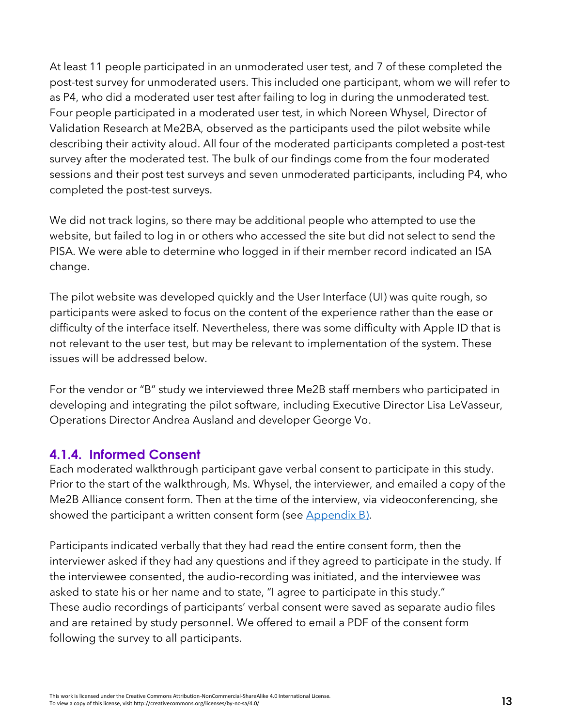At least 11 people participated in an unmoderated user test, and 7 of these completed the post-test survey for unmoderated users. This included one participant, whom we will refer to as P4, who did a moderated user test after failing to log in during the unmoderated test. Four people participated in a moderated user test, in which Noreen Whysel, Director of Validation Research at Me2BA, observed as the participants used the pilot website while describing their activity aloud. All four of the moderated participants completed a post-test survey after the moderated test. The bulk of our findings come from the four moderated sessions and their post test surveys and seven unmoderated participants, including P4, who completed the post-test surveys.

We did not track logins, so there may be additional people who attempted to use the website, but failed to log in or others who accessed the site but did not select to send the PISA. We were able to determine who logged in if their member record indicated an ISA change.

The pilot website was developed quickly and the User Interface (UI) was quite rough, so participants were asked to focus on the content of the experience rather than the ease or difficulty of the interface itself. Nevertheless, there was some difficulty with Apple ID that is not relevant to the user test, but may be relevant to implementation of the system. These issues will be addressed below.

For the vendor or "B" study we interviewed three Me2B staff members who participated in developing and integrating the pilot software, including Executive Director Lisa LeVasseur, Operations Director Andrea Ausland and developer George Vo.

### 4.1.4. Informed Consent

Each moderated walkthrough participant gave verbal consent to participate in this study. Prior to the start of the walkthrough, Ms. Whysel, the interviewer, and emailed a copy of the Me2B Alliance consent form. Then at the time of the interview, via videoconferencing, she showed the participant a written consent form (see Appendix B).

Participants indicated verbally that they had read the entire consent form, then the interviewer asked if they had any questions and if they agreed to participate in the study. If the interviewee consented, the audio-recording was initiated, and the interviewee was asked to state his or her name and to state, "I agree to participate in this study." These audio recordings of participants' verbal consent were saved as separate audio files and are retained by study personnel. We offered to email a PDF of the consent form following the survey to all participants.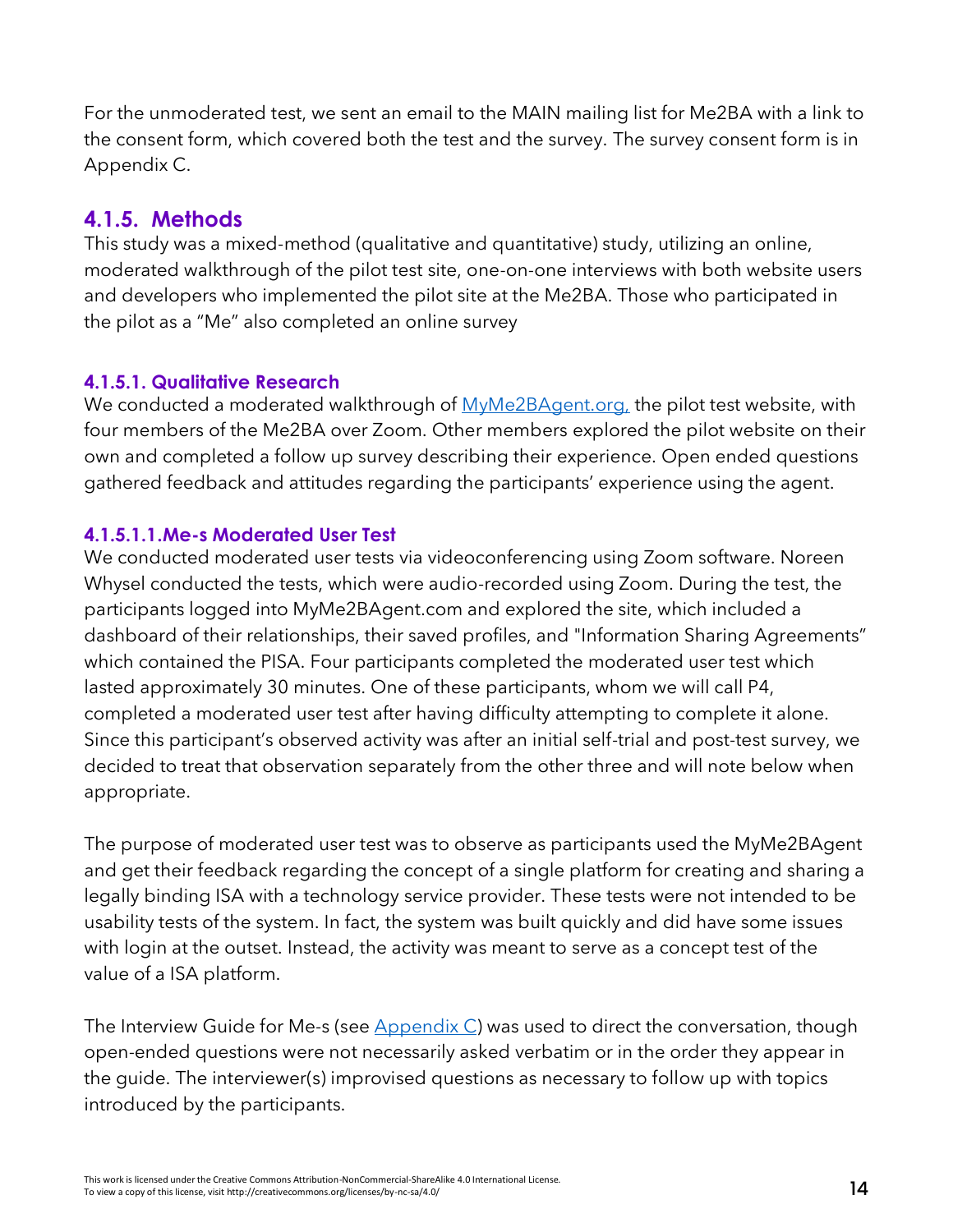For the unmoderated test, we sent an email to the MAIN mailing list for Me2BA with a link to the consent form, which covered both the test and the survey. The survey consent form is in Appendix C.

## 4.1.5. Methods

This study was a mixed-method (qualitative and quantitative) study, utilizing an online, moderated walkthrough of the pilot test site, one-on-one interviews with both website users and developers who implemented the pilot site at the Me2BA. Those who participated in the pilot as a "Me" also completed an online survey

### 4.1.5.1. Qualitative Research

We conducted a moderated walkthrough of MyMe2BAgent.org, the pilot test website, with four members of the Me2BA over Zoom. Other members explored the pilot website on their own and completed a follow up survey describing their experience. Open ended questions gathered feedback and attitudes regarding the participants' experience using the agent.

#### 4.1.5.1.1.Me-s Moderated User Test

We conducted moderated user tests via videoconferencing using Zoom software. Noreen Whysel conducted the tests, which were audio-recorded using Zoom. During the test, the participants logged into MyMe2BAgent.com and explored the site, which included a dashboard of their relationships, their saved profiles, and "Information Sharing Agreements" which contained the PISA. Four participants completed the moderated user test which lasted approximately 30 minutes. One of these participants, whom we will call P4, completed a moderated user test after having difficulty attempting to complete it alone. Since this participant's observed activity was after an initial self-trial and post-test survey, we decided to treat that observation separately from the other three and will note below when appropriate.

The purpose of moderated user test was to observe as participants used the MyMe2BAgent and get their feedback regarding the concept of a single platform for creating and sharing a legally binding ISA with a technology service provider. These tests were not intended to be usability tests of the system. In fact, the system was built quickly and did have some issues with login at the outset. Instead, the activity was meant to serve as a concept test of the value of a ISA platform.

The Interview Guide for Me-s (see Appendix C) was used to direct the conversation, though open-ended questions were not necessarily asked verbatim or in the order they appear in the guide. The interviewer(s) improvised questions as necessary to follow up with topics introduced by the participants.

This work is licensed under the Creative Commons Attribution-NonCommercial-ShareAlike 4.0 International License. To view a copy of this license, visit http://creativecommons.org/licenses/by-nc-sa/4.0/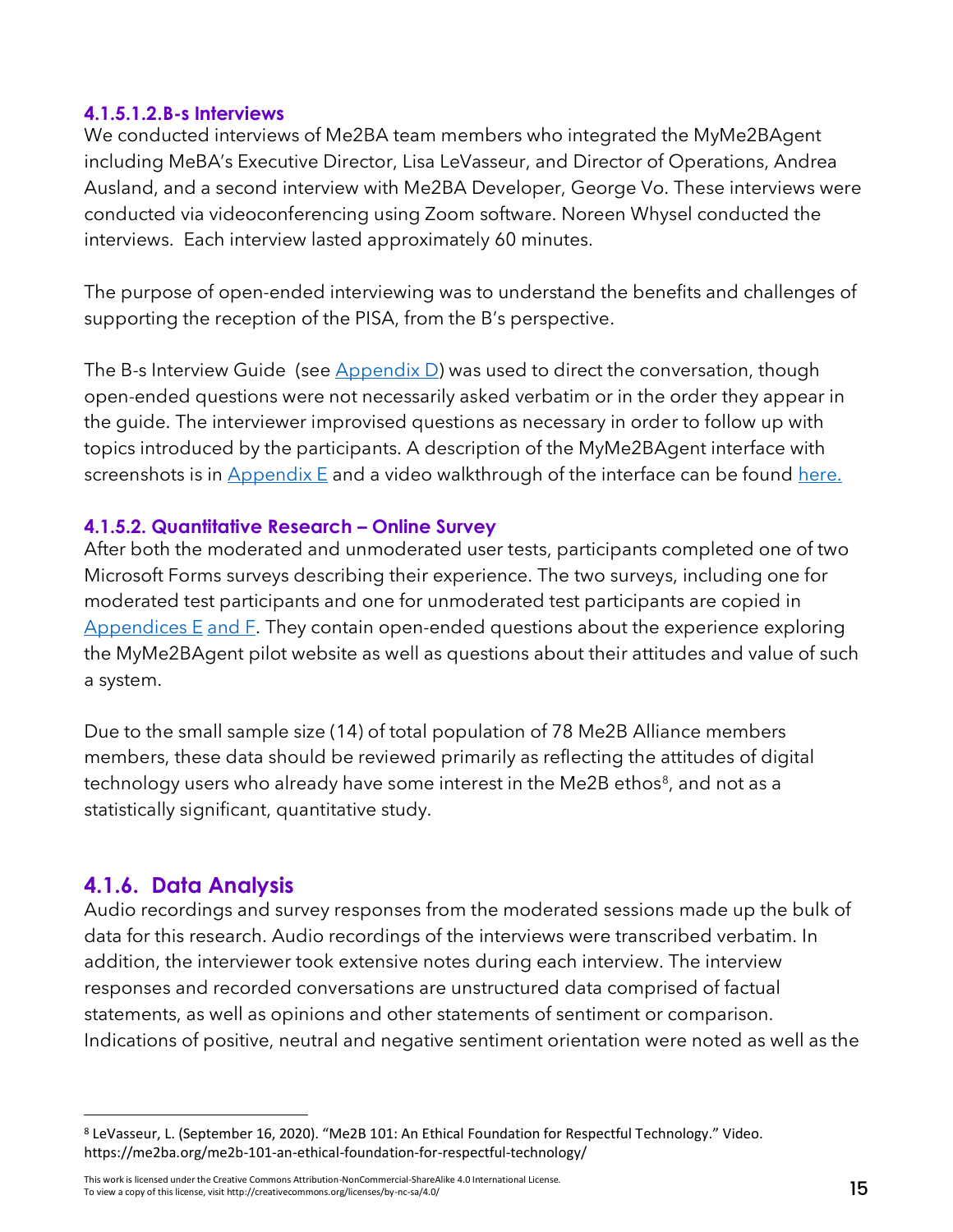#### 4.1.5.1.2.B-s Interviews

We conducted interviews of Me2BA team members who integrated the MyMe2BAgent including MeBA's Executive Director, Lisa LeVasseur, and Director of Operations, Andrea Ausland, and a second interview with Me2BA Developer, George Vo. These interviews were conducted via videoconferencing using Zoom software. Noreen Whysel conducted the interviews. Each interview lasted approximately 60 minutes.

The purpose of open-ended interviewing was to understand the benefits and challenges of supporting the reception of the PISA, from the B's perspective.

The B-s Interview Guide (see Appendix D) was used to direct the conversation, though open-ended questions were not necessarily asked verbatim or in the order they appear in the guide. The interviewer improvised questions as necessary in order to follow up with topics introduced by the participants. A description of the MyMe2BAgent interface with screenshots is in Appendix E and a video walkthrough of the interface can be found here.

#### 4.1.5.2. Quantitative Research – Online Survey

After both the moderated and unmoderated user tests, participants completed one of two Microsoft Forms surveys describing their experience. The two surveys, including one for moderated test participants and one for unmoderated test participants are copied in Appendices E and F. They contain open-ended questions about the experience exploring the MyMe2BAgent pilot website as well as questions about their attitudes and value of such a system.

Due to the small sample size (14) of total population of 78 Me2B Alliance members members, these data should be reviewed primarily as reflecting the attitudes of digital technology users who already have some interest in the Me2B ethos[8], and not as a statistically significant, quantitative study.

## 4.1.6. Data Analysis

Audio recordings and survey responses from the moderated sessions made up the bulk of data for this research. Audio recordings of the interviews were transcribed verbatim. In addition, the interviewer took extensive notes during each interview. The interview responses and recorded conversations are unstructured data comprised of factual statements, as well as opinions and other statements of sentiment or comparison. Indications of positive, neutral and negative sentiment orientation were noted as well as the

---

[8] LeVasseur, L. (September 16, 2020). "Me2B 101: An Ethical Foundation for Respectful Technology." Video. https://me2ba.org/me2b-101-an-ethical-foundation-for-respectful-technology/

This work is licensed under the Creative Commons Attribution-NonCommercial-ShareAlike 4.0 International License. To view a copy of this license, visit http://creativecommons.org/licenses/by-nc-sa/4.0/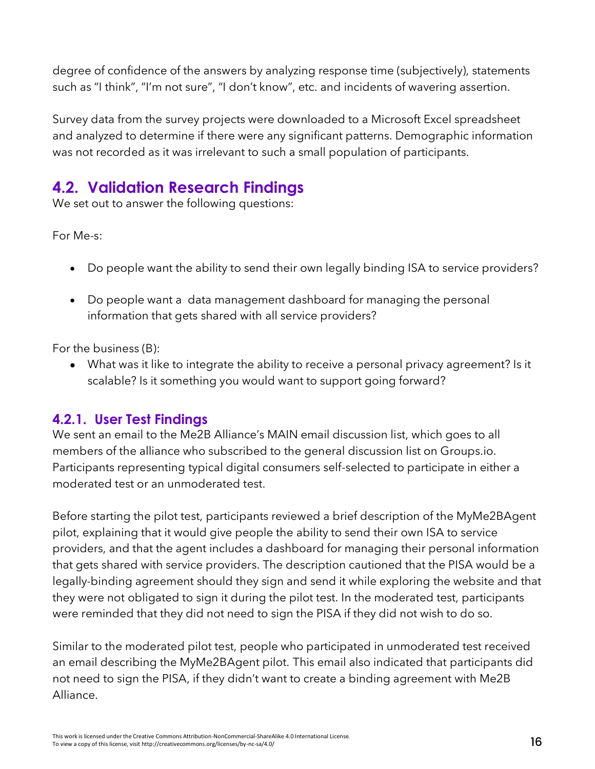degree of confidence of the answers by analyzing response time (subjectively), statements such as "I think", "I'm not sure", "I don't know", etc. and incidents of wavering assertion.

Survey data from the survey projects were downloaded to a Microsoft Excel spreadsheet and analyzed to determine if there were any significant patterns. Demographic information was not recorded as it was irrelevant to such a small population of participants.

## 4.2. Validation Research Findings

We set out to answer the following questions:

For Me-s:

- Do people want the ability to send their own legally binding ISA to service providers?
- Do people want a data management dashboard for managing the personal information that gets shared with all service providers?

For the business (B):

- What was it like to integrate the ability to receive a personal privacy agreement? Is it scalable? Is it something you would want to support going forward?

### 4.2.1. User Test Findings

We sent an email to the Me2B Alliance's MAIN email discussion list, which goes to all members of the alliance who subscribed to the general discussion list on Groups.io. Participants representing typical digital consumers self-selected to participate in either a moderated test or an unmoderated test.

Before starting the pilot test, participants reviewed a brief description of the MyMe2BAgent pilot, explaining that it would give people the ability to send their own ISA to service providers, and that the agent includes a dashboard for managing their personal information that gets shared with service providers. The description cautioned that the PISA would be a legally-binding agreement should they sign and send it while exploring the website and that they were not obligated to sign it during the pilot test. In the moderated test, participants were reminded that they did not need to sign the PISA if they did not wish to do so.

Similar to the moderated pilot test, people who participated in unmoderated test received an email describing the MyMe2BAgent pilot. This email also indicated that participants did not need to sign the PISA, if they didn't want to create a binding agreement with Me2B Alliance.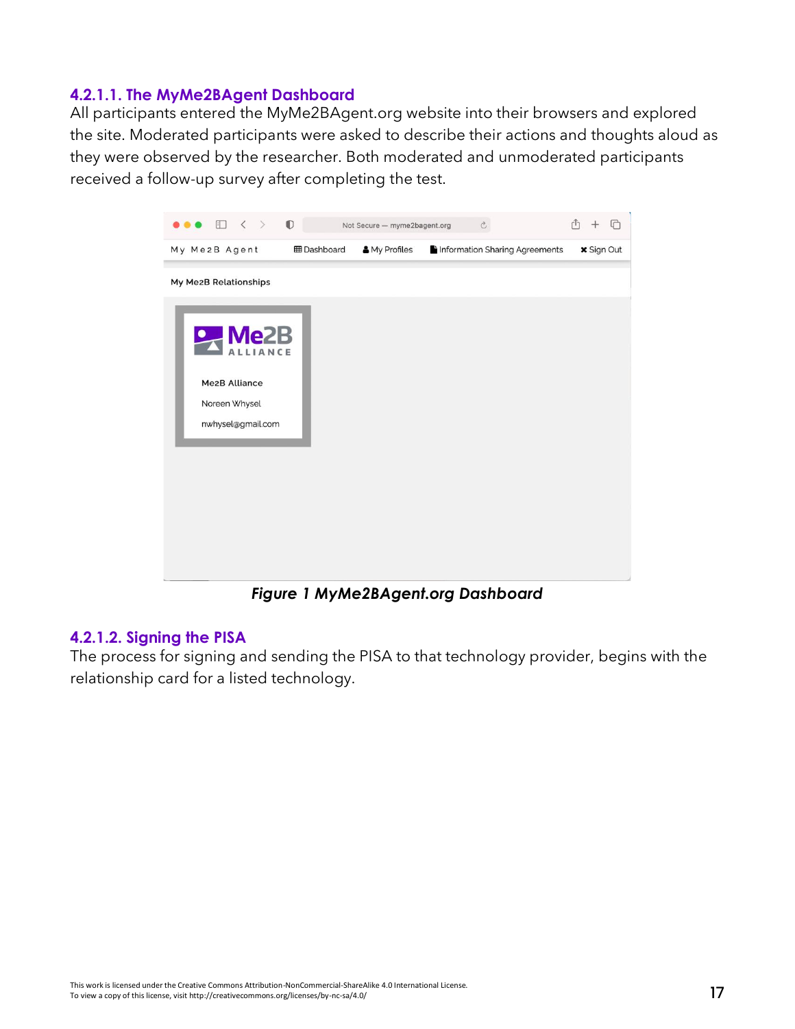#### 4.2.1.1. The MyMe2BAgent Dashboard

All participants entered the MyMe2BAgent.org website into their browsers and explored the site. Moderated participants were asked to describe their actions and thoughts aloud as they were observed by the researcher. Both moderated and unmoderated participants received a follow-up survey after completing the test.

*Figure 1 MyMe2BAgent.org Dashboard*

#### 4.2.1.2. Signing the PISA

The process for signing and sending the PISA to that technology provider, begins with the relationship card for a listed technology.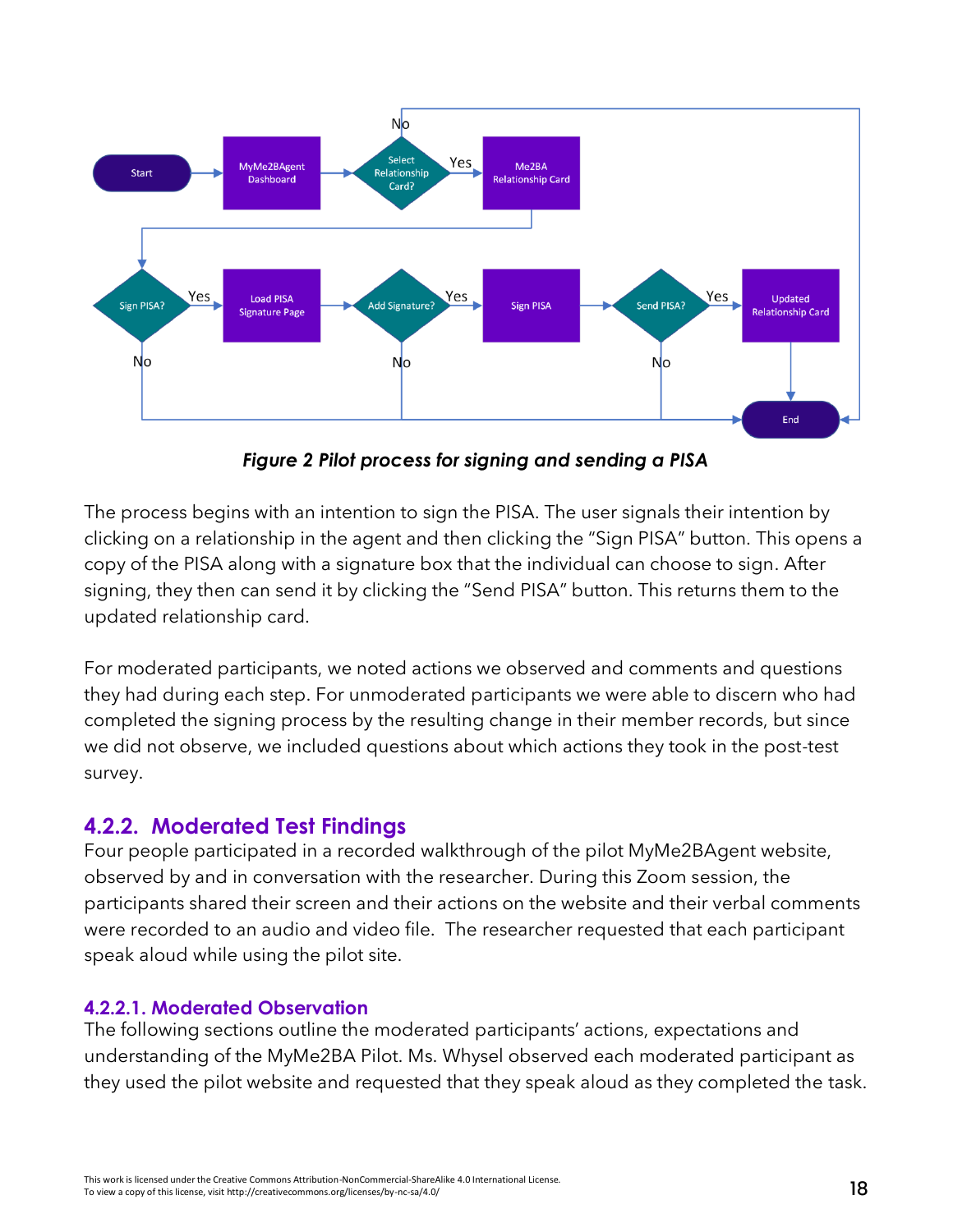*Figure 2 Pilot process for signing and sending a PISA*

The process begins with an intention to sign the PISA. The user signals their intention by clicking on a relationship in the agent and then clicking the "Sign PISA" button. This opens a copy of the PISA along with a signature box that the individual can choose to sign. After signing, they then can send it by clicking the "Send PISA" button. This returns them to the updated relationship card.

For moderated participants, we noted actions we observed and comments and questions they had during each step. For unmoderated participants we were able to discern who had completed the signing process by the resulting change in their member records, but since we did not observe, we included questions about which actions they took in the post-test survey.

### 4.2.2. Moderated Test Findings

Four people participated in a recorded walkthrough of the pilot MyMe2BAgent website, observed by and in conversation with the researcher. During this Zoom session, the participants shared their screen and their actions on the website and their verbal comments were recorded to an audio and video file. The researcher requested that each participant speak aloud while using the pilot site.

#### 4.2.2.1. Moderated Observation

The following sections outline the moderated participants' actions, expectations and understanding of the MyMe2BA Pilot. Ms. Whysel observed each moderated participant as they used the pilot website and requested that they speak aloud as they completed the task.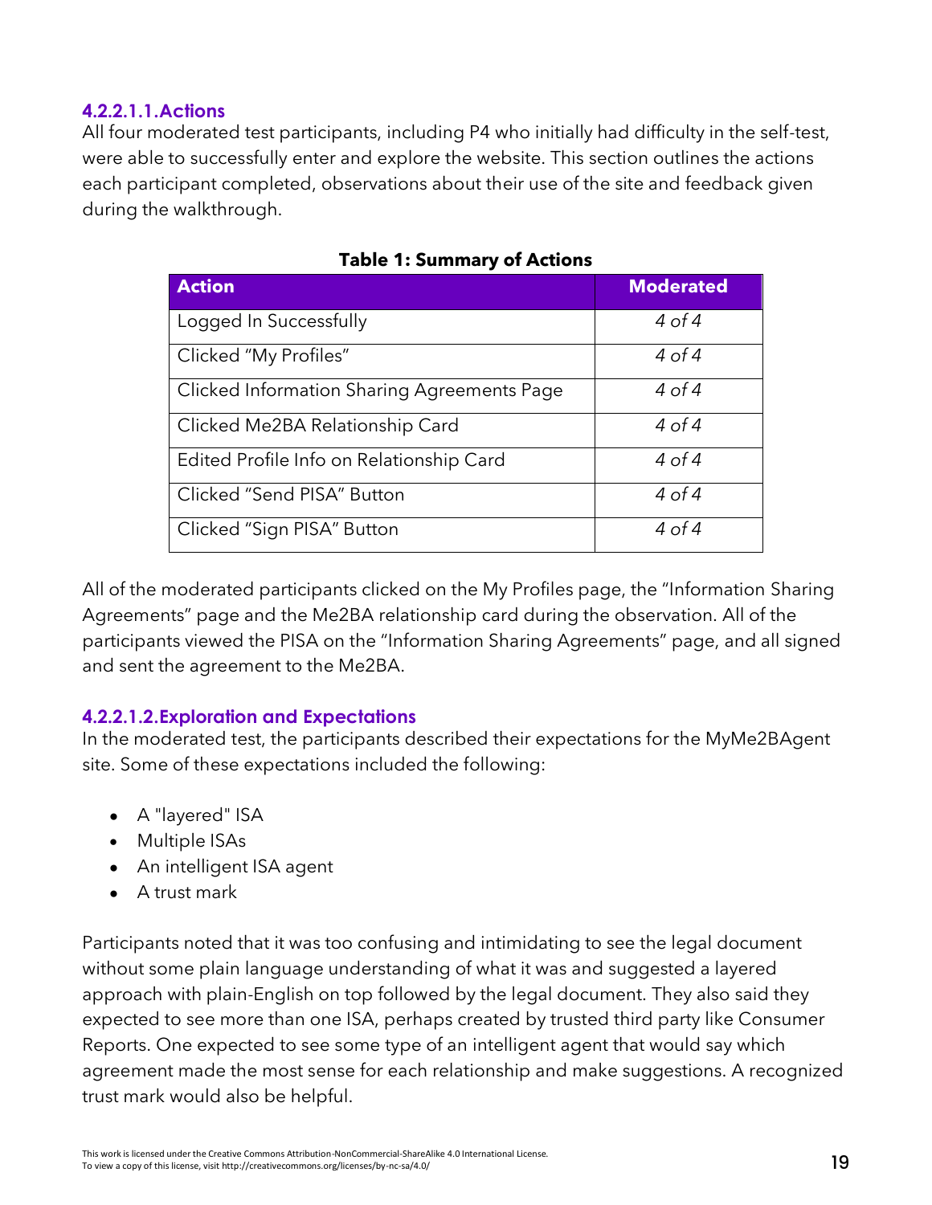#### 4.2.2.1.1. Actions

All four moderated test participants, including P4 who initially had difficulty in the self-test, were able to successfully enter and explore the website. This section outlines the actions each participant completed, observations about their use of the site and feedback given during the walkthrough.

**Table 1: Summary of Actions**

| Action | Moderated |
|---|---|
| Logged In Successfully | *4 of 4* |
| Clicked "My Profiles" | *4 of 4* |
| Clicked Information Sharing Agreements Page | *4 of 4* |
| Clicked Me2BA Relationship Card | *4 of 4* |
| Edited Profile Info on Relationship Card | *4 of 4* |
| Clicked "Send PISA" Button | *4 of 4* |
| Clicked "Sign PISA" Button | *4 of 4* |

All of the moderated participants clicked on the My Profiles page, the "Information Sharing Agreements" page and the Me2BA relationship card during the observation. All of the participants viewed the PISA on the "Information Sharing Agreements" page, and all signed and sent the agreement to the Me2BA.

#### 4.2.2.1.2. Exploration and Expectations

In the moderated test, the participants described their expectations for the MyMe2BAgent site. Some of these expectations included the following:

- A "layered" ISA
- Multiple ISAs
- An intelligent ISA agent
- A trust mark

Participants noted that it was too confusing and intimidating to see the legal document without some plain language understanding of what it was and suggested a layered approach with plain-English on top followed by the legal document. They also said they expected to see more than one ISA, perhaps created by trusted third party like Consumer Reports. One expected to see some type of an intelligent agent that would say which agreement made the most sense for each relationship and make suggestions. A recognized trust mark would also be helpful.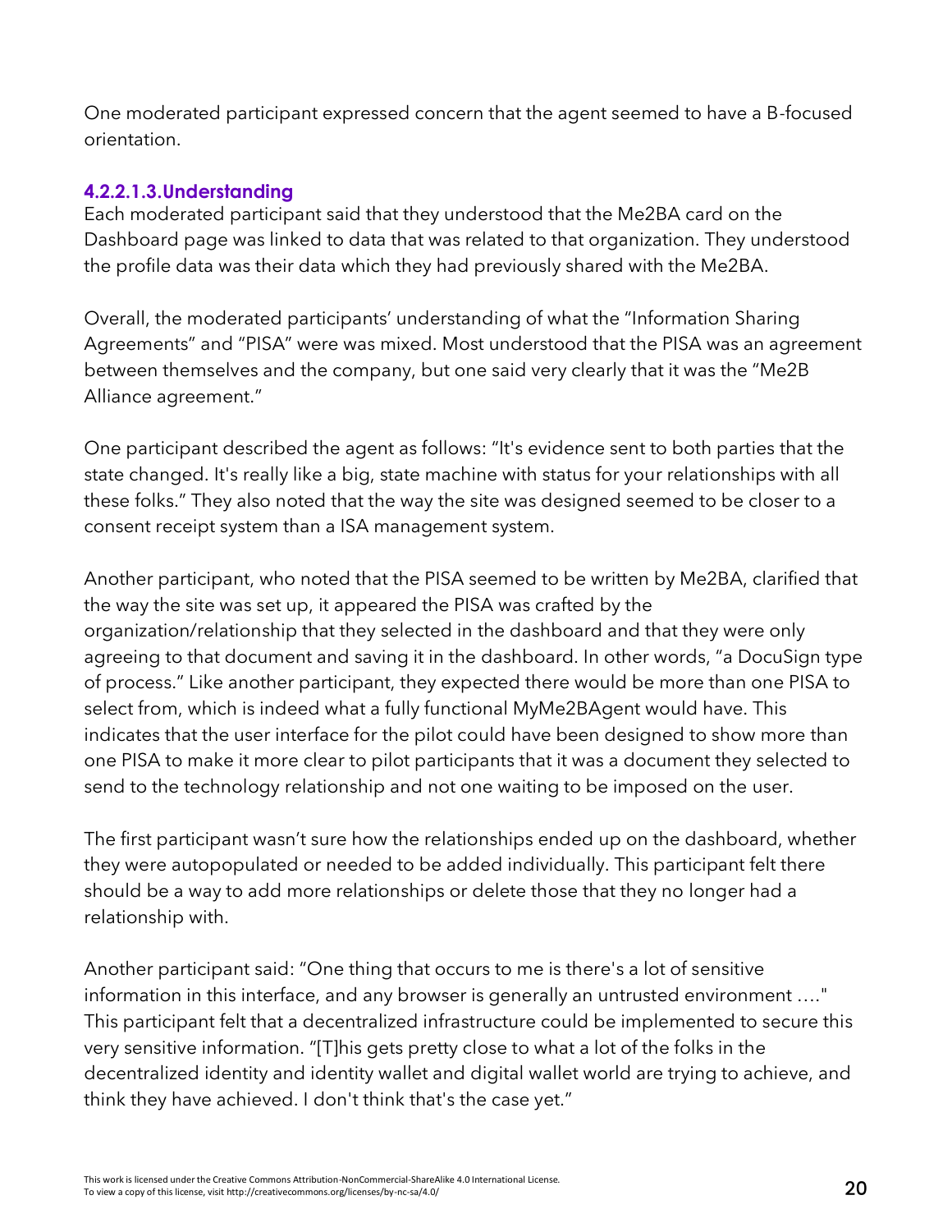One moderated participant expressed concern that the agent seemed to have a B-focused orientation.

#### 4.2.2.1.3. Understanding

Each moderated participant said that they understood that the Me2BA card on the Dashboard page was linked to data that was related to that organization. They understood the profile data was their data which they had previously shared with the Me2BA.

Overall, the moderated participants' understanding of what the "Information Sharing Agreements" and "PISA" were was mixed. Most understood that the PISA was an agreement between themselves and the company, but one said very clearly that it was the "Me2B Alliance agreement."

One participant described the agent as follows: "It's evidence sent to both parties that the state changed. It's really like a big, state machine with status for your relationships with all these folks." They also noted that the way the site was designed seemed to be closer to a consent receipt system than a ISA management system.

Another participant, who noted that the PISA seemed to be written by Me2BA, clarified that the way the site was set up, it appeared the PISA was crafted by the organization/relationship that they selected in the dashboard and that they were only agreeing to that document and saving it in the dashboard. In other words, "a DocuSign type of process." Like another participant, they expected there would be more than one PISA to select from, which is indeed what a fully functional MyMe2BAgent would have. This indicates that the user interface for the pilot could have been designed to show more than one PISA to make it more clear to pilot participants that it was a document they selected to send to the technology relationship and not one waiting to be imposed on the user.

The first participant wasn't sure how the relationships ended up on the dashboard, whether they were autopopulated or needed to be added individually. This participant felt there should be a way to add more relationships or delete those that they no longer had a relationship with.

Another participant said: "One thing that occurs to me is there's a lot of sensitive information in this interface, and any browser is generally an untrusted environment …." This participant felt that a decentralized infrastructure could be implemented to secure this very sensitive information. "[T]his gets pretty close to what a lot of the folks in the decentralized identity and identity wallet and digital wallet world are trying to achieve, and think they have achieved. I don't think that's the case yet."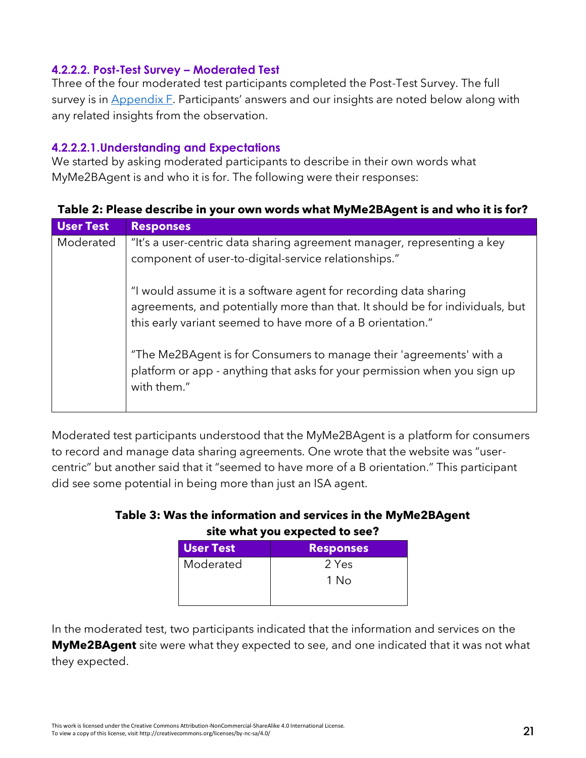#### 4.2.2.2. Post-Test Survey – Moderated Test

Three of the four moderated test participants completed the Post-Test Survey. The full survey is in Appendix F. Participants' answers and our insights are noted below along with any related insights from the observation.

##### 4.2.2.2.1. Understanding and Expectations

We started by asking moderated participants to describe in their own words what MyMe2BAgent is and who it is for. The following were their responses:

**Table 2: Please describe in your own words what MyMe2BAgent is and who it is for?**

| User Test | Responses |
|---|---|
| Moderated | "It's a user-centric data sharing agreement manager, representing a key component of user-to-digital-service relationships."<br><br>"I would assume it is a software agent for recording data sharing agreements, and potentially more than that. It should be for individuals, but this early variant seemed to have more of a B orientation."<br><br>"The Me2BAgent is for Consumers to manage their 'agreements' with a platform or app - anything that asks for your permission when you sign up with them." |

Moderated test participants understood that the MyMe2BAgent is a platform for consumers to record and manage data sharing agreements. One wrote that the website was "user-centric" but another said that it "seemed to have more of a B orientation." This participant did see some potential in being more than just an ISA agent.

**Table 3: Was the information and services in the MyMe2BAgent site what you expected to see?**

| User Test | Responses |
|---|---|
| Moderated | 2 Yes<br>1 No |

In the moderated test, two participants indicated that the information and services on the **MyMe2BAgent** site were what they expected to see, and one indicated that it was not what they expected.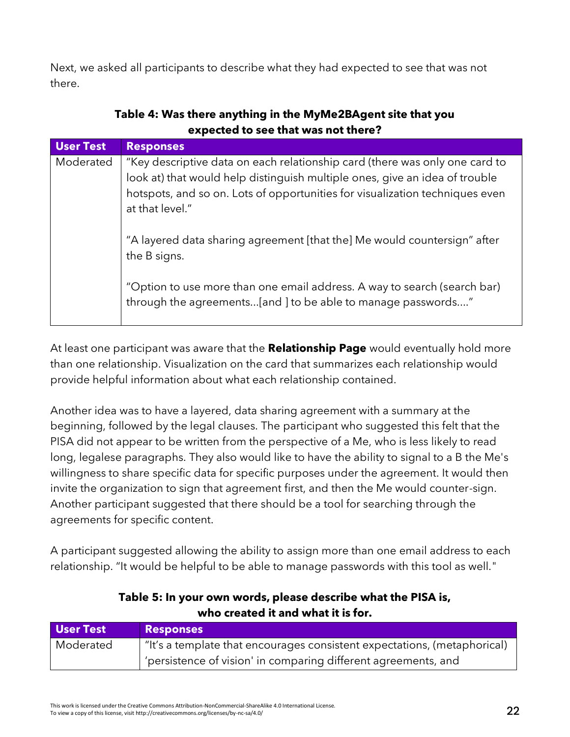Next, we asked all participants to describe what they had expected to see that was not there.

**Table 4: Was there anything in the MyMe2BAgent site that you expected to see that was not there?**

| User Test | Responses |
|---|---|
| Moderated | "Key descriptive data on each relationship card (there was only one card to look at) that would help distinguish multiple ones, give an idea of trouble hotspots, and so on. Lots of opportunities for visualization techniques even at that level." <br><br> "A layered data sharing agreement [that the] Me would countersign" after the B signs. <br><br> "Option to use more than one email address. A way to search (search bar) through the agreements...[and ] to be able to manage passwords...." |

At least one participant was aware that the **Relationship Page** would eventually hold more than one relationship. Visualization on the card that summarizes each relationship would provide helpful information about what each relationship contained.

Another idea was to have a layered, data sharing agreement with a summary at the beginning, followed by the legal clauses. The participant who suggested this felt that the PISA did not appear to be written from the perspective of a Me, who is less likely to read long, legalese paragraphs. They also would like to have the ability to signal to a B the Me's willingness to share specific data for specific purposes under the agreement. It would then invite the organization to sign that agreement first, and then the Me would counter-sign. Another participant suggested that there should be a tool for searching through the agreements for specific content.

A participant suggested allowing the ability to assign more than one email address to each relationship. "It would be helpful to be able to manage passwords with this tool as well."

**Table 5: In your own words, please describe what the PISA is, who created it and what it is for.**

| User Test | Responses |
|---|---|
| Moderated | "It's a template that encourages consistent expectations, (metaphorical) 'persistence of vision' in comparing different agreements, and |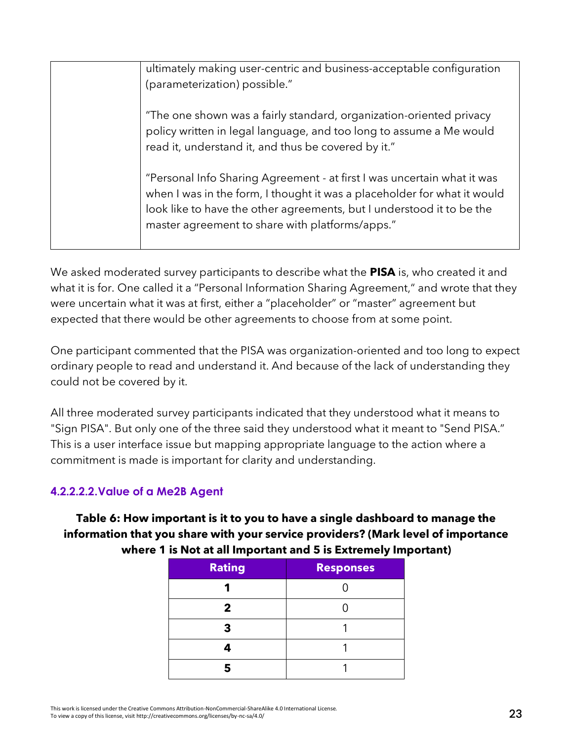| | ultimately making user-centric and business-acceptable configuration (parameterization) possible."<br><br>"The one shown was a fairly standard, organization-oriented privacy policy written in legal language, and too long to assume a Me would read it, understand it, and thus be covered by it."<br><br>"Personal Info Sharing Agreement - at first I was uncertain what it was when I was in the form, I thought it was a placeholder for what it would look like to have the other agreements, but I understood it to be the master agreement to share with platforms/apps." |
|---|---|

We asked moderated survey participants to describe what the **PISA** is, who created it and what it is for. One called it a "Personal Information Sharing Agreement," and wrote that they were uncertain what it was at first, either a "placeholder" or "master" agreement but expected that there would be other agreements to choose from at some point.

One participant commented that the PISA was organization-oriented and too long to expect ordinary people to read and understand it. And because of the lack of understanding they could not be covered by it.

All three moderated survey participants indicated that they understood what it means to "Sign PISA". But only one of the three said they understood what it meant to "Send PISA." This is a user interface issue but mapping appropriate language to the action where a commitment is made is important for clarity and understanding.

#### 4.2.2.2.2. Value of a Me2B Agent

**Table 6: How important is it to you to have a single dashboard to manage the information that you share with your service providers? (Mark level of importance where 1 is Not at all Important and 5 is Extremely Important)**

| Rating | Responses |
|---|---|
| **1** | 0 |
| **2** | 0 |
| **3** | 1 |
| **4** | 1 |
| **5** | 1 |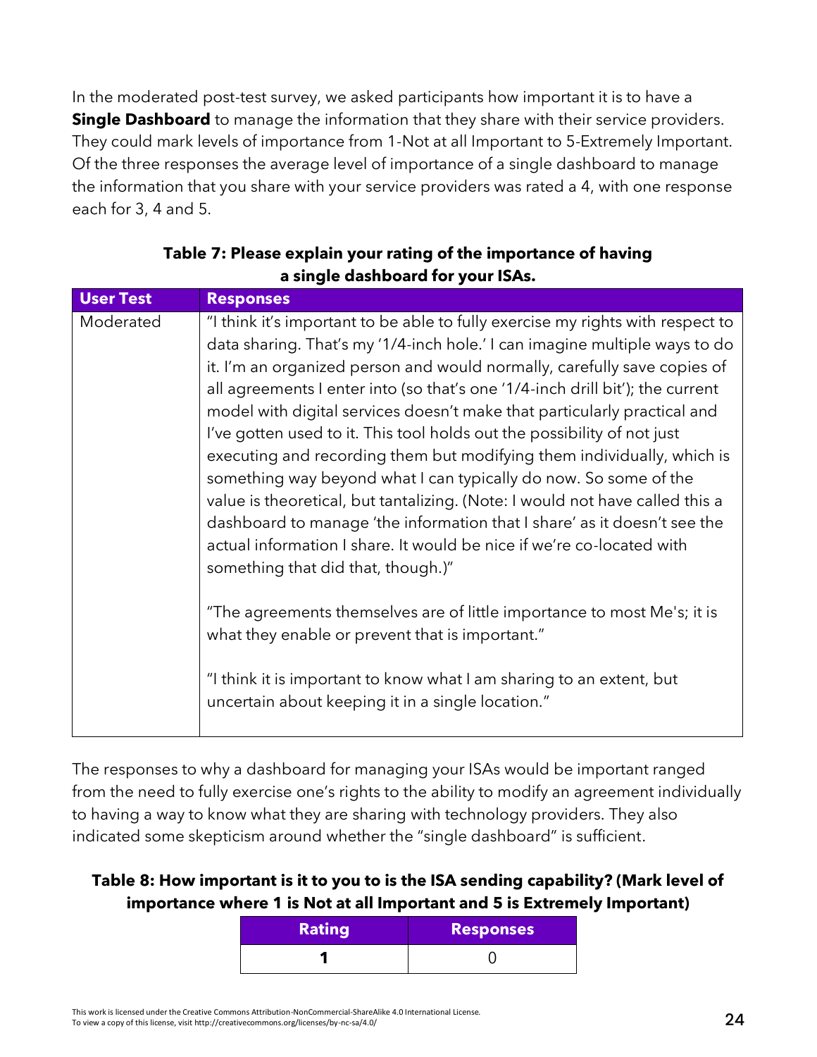In the moderated post-test survey, we asked participants how important it is to have a **Single Dashboard** to manage the information that they share with their service providers. They could mark levels of importance from 1-Not at all Important to 5-Extremely Important. Of the three responses the average level of importance of a single dashboard to manage the information that you share with your service providers was rated a 4, with one response each for 3, 4 and 5.

**Table 7: Please explain your rating of the importance of having a single dashboard for your ISAs.**

| User Test | Responses |
|---|---|
| Moderated | "I think it's important to be able to fully exercise my rights with respect to data sharing. That's my '1/4-inch hole.' I can imagine multiple ways to do it. I'm an organized person and would normally, carefully save copies of all agreements I enter into (so that's one '1/4-inch drill bit'); the current model with digital services doesn't make that particularly practical and I've gotten used to it. This tool holds out the possibility of not just executing and recording them but modifying them individually, which is something way beyond what I can typically do now. So some of the value is theoretical, but tantalizing. (Note: I would not have called this a dashboard to manage 'the information that I share' as it doesn't see the actual information I share. It would be nice if we're co-located with something that did that, though.)"<br><br>"The agreements themselves are of little importance to most Me's; it is what they enable or prevent that is important."<br><br>"I think it is important to know what I am sharing to an extent, but uncertain about keeping it in a single location." |

The responses to why a dashboard for managing your ISAs would be important ranged from the need to fully exercise one's rights to the ability to modify an agreement individually to having a way to know what they are sharing with technology providers. They also indicated some skepticism around whether the "single dashboard" is sufficient.

**Table 8: How important is it to you to is the ISA sending capability? (Mark level of importance where 1 is Not at all Important and 5 is Extremely Important)**

| Rating | Responses |
|---|---|
| **1** | 0 |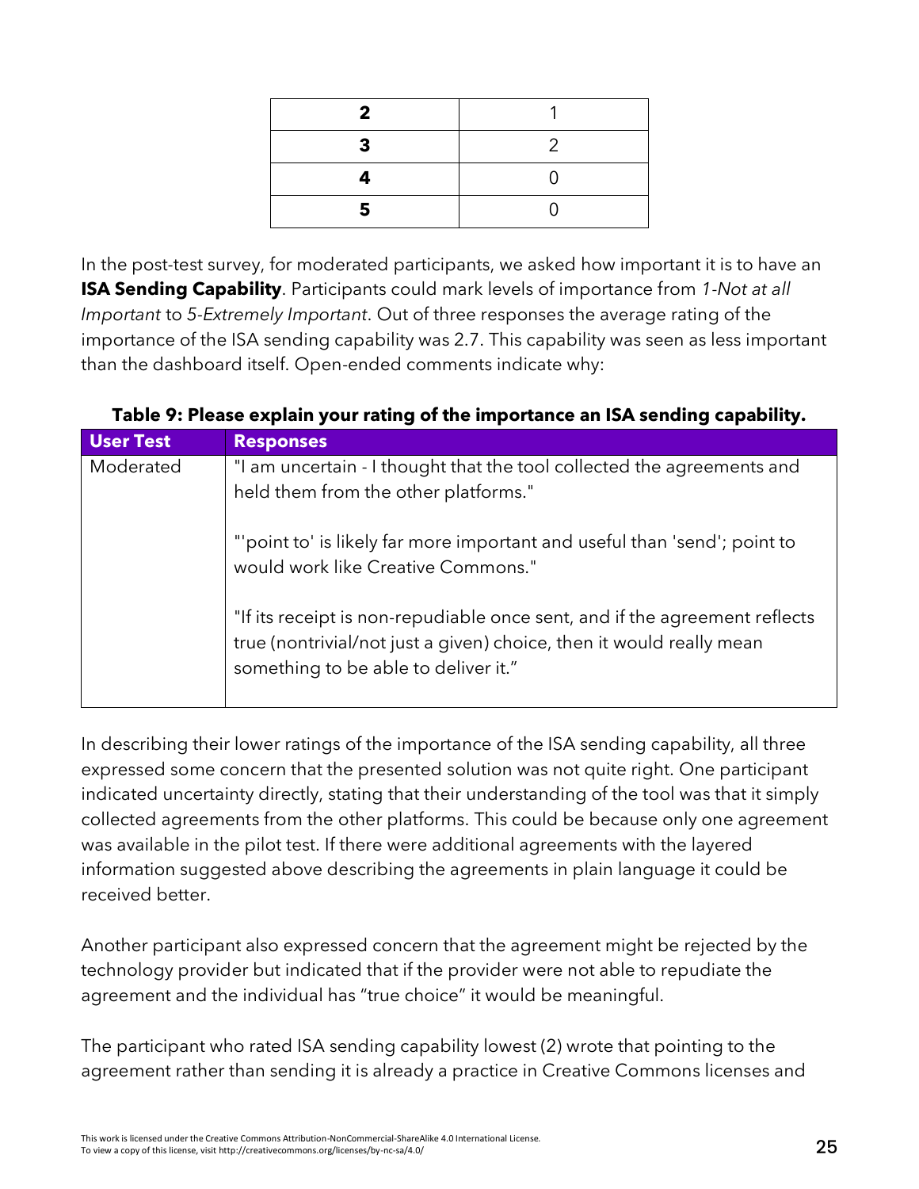| 2 | 1 |
|---|---|
| **3** | 2 |
| **4** | 0 |
| **5** | 0 |

In the post-test survey, for moderated participants, we asked how important it is to have an **ISA Sending Capability**. Participants could mark levels of importance from *1-Not at all Important* to *5-Extremely Important*. Out of three responses the average rating of the importance of the ISA sending capability was 2.7. This capability was seen as less important than the dashboard itself. Open-ended comments indicate why:

**Table 9: Please explain your rating of the importance an ISA sending capability.**

| User Test | Responses |
|---|---|
| Moderated | "I am uncertain - I thought that the tool collected the agreements and held them from the other platforms." <br><br> "'point to' is likely far more important and useful than 'send'; point to would work like Creative Commons." <br><br> "If its receipt is non-repudiable once sent, and if the agreement reflects true (nontrivial/not just a given) choice, then it would really mean something to be able to deliver it." |

In describing their lower ratings of the importance of the ISA sending capability, all three expressed some concern that the presented solution was not quite right. One participant indicated uncertainty directly, stating that their understanding of the tool was that it simply collected agreements from the other platforms. This could be because only one agreement was available in the pilot test. If there were additional agreements with the layered information suggested above describing the agreements in plain language it could be received better.

Another participant also expressed concern that the agreement might be rejected by the technology provider but indicated that if the provider were not able to repudiate the agreement and the individual has "true choice" it would be meaningful.

The participant who rated ISA sending capability lowest (2) wrote that pointing to the agreement rather than sending it is already a practice in Creative Commons licenses and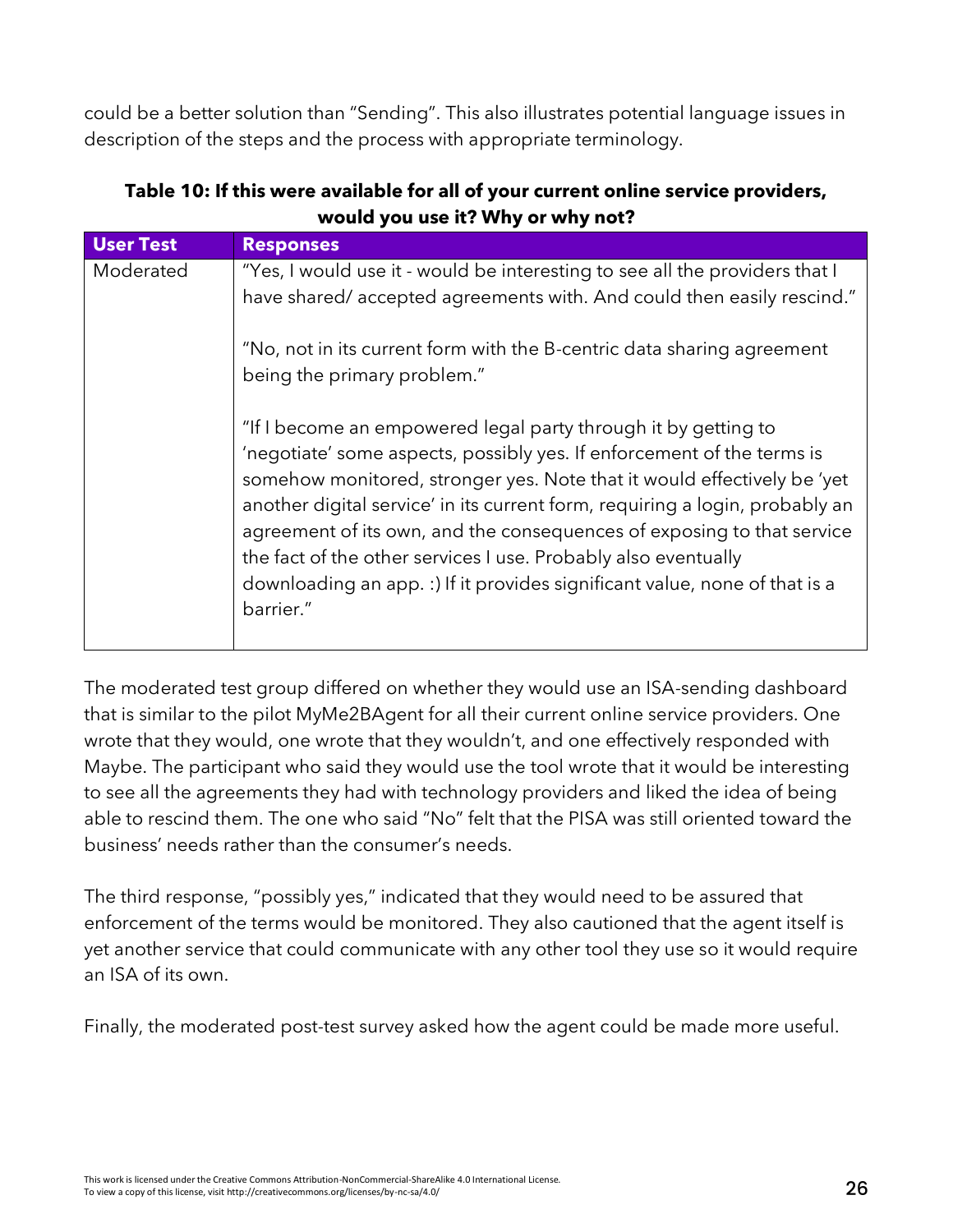could be a better solution than "Sending". This also illustrates potential language issues in description of the steps and the process with appropriate terminology.

**Table 10: If this were available for all of your current online service providers, would you use it? Why or why not?**

| User Test | Responses |
|---|---|
| Moderated | "Yes, I would use it - would be interesting to see all the providers that I have shared/ accepted agreements with. And could then easily rescind."<br><br>"No, not in its current form with the B-centric data sharing agreement being the primary problem."<br><br>"If I become an empowered legal party through it by getting to 'negotiate' some aspects, possibly yes. If enforcement of the terms is somehow monitored, stronger yes. Note that it would effectively be 'yet another digital service' in its current form, requiring a login, probably an agreement of its own, and the consequences of exposing to that service the fact of the other services I use. Probably also eventually downloading an app. :) If it provides significant value, none of that is a barrier." |

The moderated test group differed on whether they would use an ISA-sending dashboard that is similar to the pilot MyMe2BAgent for all their current online service providers. One wrote that they would, one wrote that they wouldn't, and one effectively responded with Maybe. The participant who said they would use the tool wrote that it would be interesting to see all the agreements they had with technology providers and liked the idea of being able to rescind them. The one who said "No" felt that the PISA was still oriented toward the business' needs rather than the consumer's needs.

The third response, "possibly yes," indicated that they would need to be assured that enforcement of the terms would be monitored. They also cautioned that the agent itself is yet another service that could communicate with any other tool they use so it would require an ISA of its own.

Finally, the moderated post-test survey asked how the agent could be made more useful.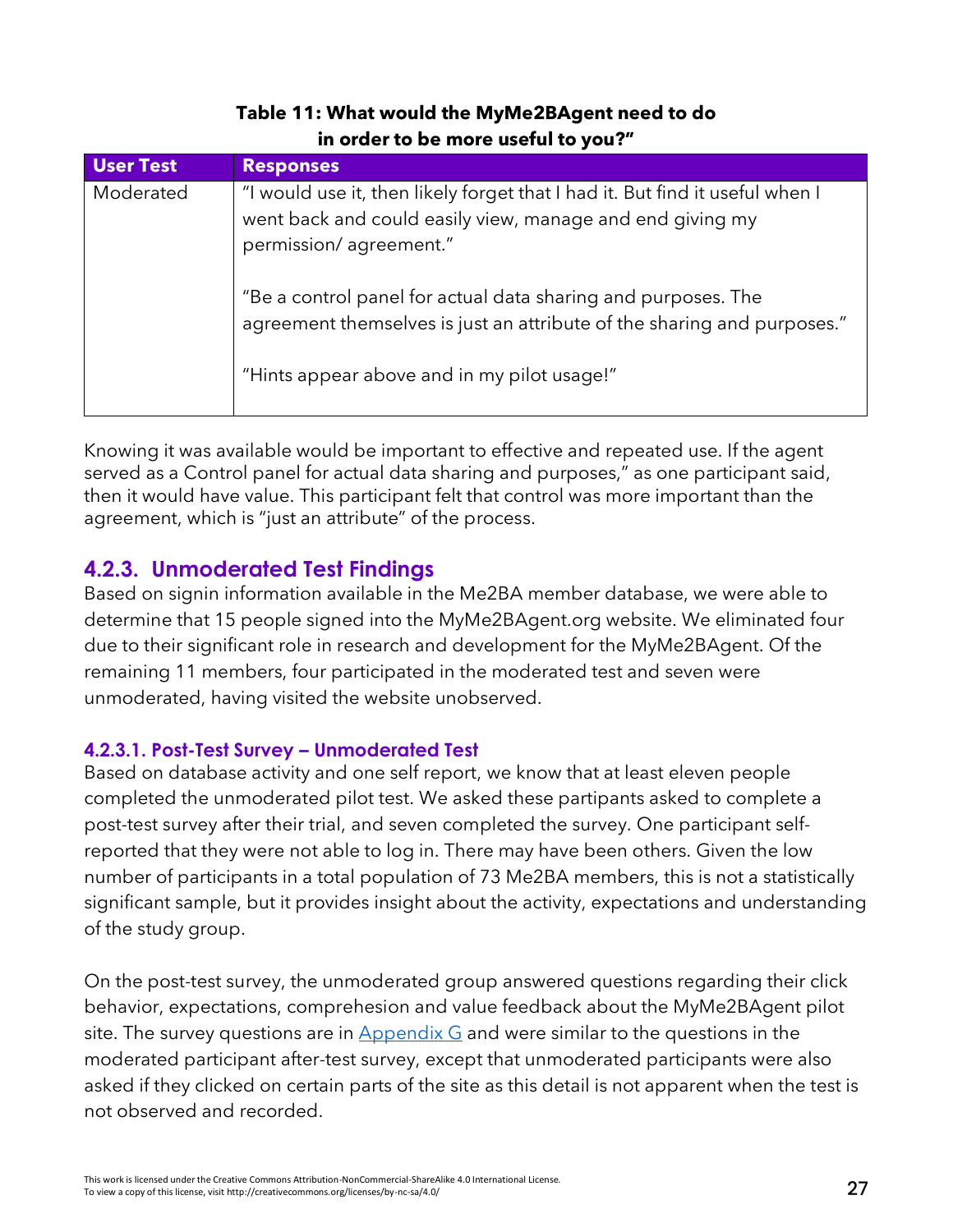**Table 11: What would the MyMe2BAgent need to do in order to be more useful to you?"**

| User Test | Responses |
|---|---|
| Moderated | "I would use it, then likely forget that I had it. But find it useful when I went back and could easily view, manage and end giving my permission/ agreement." <br><br> "Be a control panel for actual data sharing and purposes. The agreement themselves is just an attribute of the sharing and purposes." <br><br> "Hints appear above and in my pilot usage!" |

Knowing it was available would be important to effective and repeated use. If the agent served as a Control panel for actual data sharing and purposes," as one participant said, then it would have value. This participant felt that control was more important than the agreement, which is "just an attribute" of the process.

### 4.2.3. Unmoderated Test Findings

Based on signin information available in the Me2BA member database, we were able to determine that 15 people signed into the MyMe2BAgent.org website. We eliminated four due to their significant role in research and development for the MyMe2BAgent. Of the remaining 11 members, four participated in the moderated test and seven were unmoderated, having visited the website unobserved.

#### 4.2.3.1. Post-Test Survey – Unmoderated Test

Based on database activity and one self report, we know that at least eleven people completed the unmoderated pilot test. We asked these partipants asked to complete a post-test survey after their trial, and seven completed the survey. One participant self-reported that they were not able to log in. There may have been others. Given the low number of participants in a total population of 73 Me2BA members, this is not a statistically significant sample, but it provides insight about the activity, expectations and understanding of the study group.

On the post-test survey, the unmoderated group answered questions regarding their click behavior, expectations, comprehesion and value feedback about the MyMe2BAgent pilot site. The survey questions are in Appendix G and were similar to the questions in the moderated participant after-test survey, except that unmoderated participants were also asked if they clicked on certain parts of the site as this detail is not apparent when the test is not observed and recorded.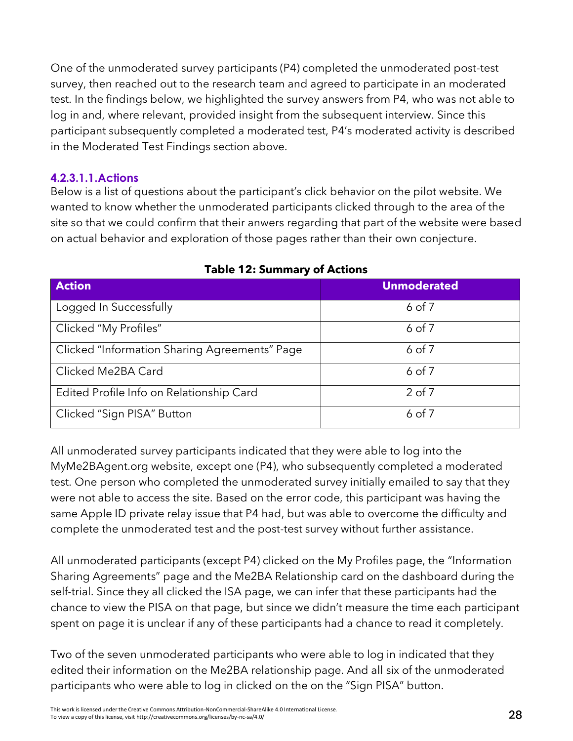One of the unmoderated survey participants (P4) completed the unmoderated post-test survey, then reached out to the research team and agreed to participate in an moderated test. In the findings below, we highlighted the survey answers from P4, who was not able to log in and, where relevant, provided insight from the subsequent interview. Since this participant subsequently completed a moderated test, P4's moderated activity is described in the Moderated Test Findings section above.

#### 4.2.3.1.1. Actions

Below is a list of questions about the participant's click behavior on the pilot website. We wanted to know whether the unmoderated participants clicked through to the area of the site so that we could confirm that their anwers regarding that part of the website were based on actual behavior and exploration of those pages rather than their own conjecture.

**Table 12: Summary of Actions**

| Action | Unmoderated |
|---|---|
| Logged In Successfully | 6 of 7 |
| Clicked "My Profiles" | 6 of 7 |
| Clicked "Information Sharing Agreements" Page | 6 of 7 |
| Clicked Me2BA Card | 6 of 7 |
| Edited Profile Info on Relationship Card | 2 of 7 |
| Clicked "Sign PISA" Button | 6 of 7 |

All unmoderated survey participants indicated that they were able to log into the MyMe2BAgent.org website, except one (P4), who subsequently completed a moderated test. One person who completed the unmoderated survey initially emailed to say that they were not able to access the site. Based on the error code, this participant was having the same Apple ID private relay issue that P4 had, but was able to overcome the difficulty and complete the unmoderated test and the post-test survey without further assistance.

All unmoderated participants (except P4) clicked on the My Profiles page, the "Information Sharing Agreements" page and the Me2BA Relationship card on the dashboard during the self-trial. Since they all clicked the ISA page, we can infer that these participants had the chance to view the PISA on that page, but since we didn't measure the time each participant spent on page it is unclear if any of these participants had a chance to read it completely.

Two of the seven unmoderated participants who were able to log in indicated that they edited their information on the Me2BA relationship page. And all six of the unmoderated participants who were able to log in clicked on the on the "Sign PISA" button.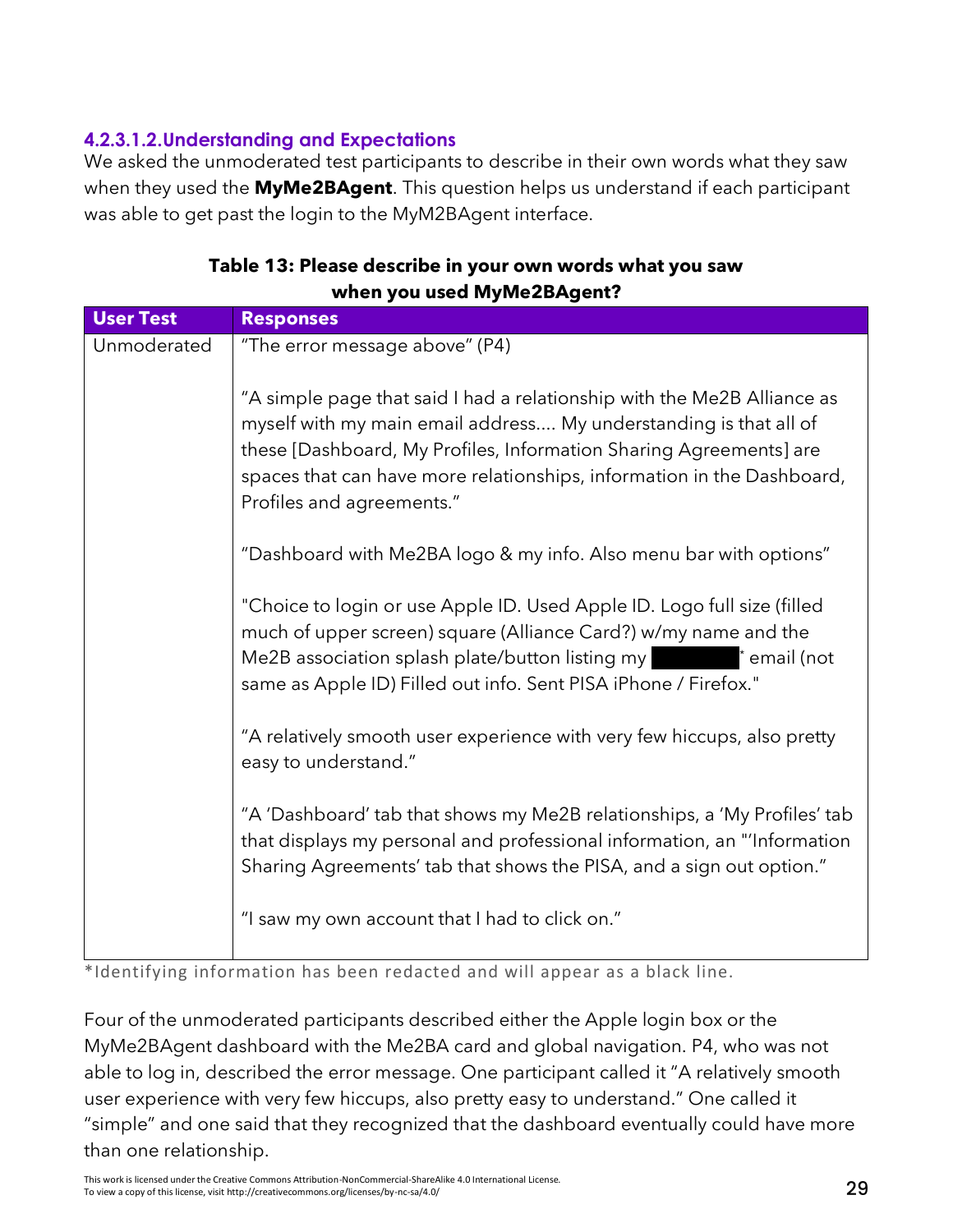#### 4.2.3.1.2. Understanding and Expectations

We asked the unmoderated test participants to describe in their own words what they saw when they used the **MyMe2BAgent**. This question helps us understand if each participant was able to get past the login to the MyM2BAgent interface.

**Table 13: Please describe in your own words what you saw when you used MyMe2BAgent?**

| User Test | Responses |
| --- | --- |
| Unmoderated | "The error message above" (P4)<br><br>"A simple page that said I had a relationship with the Me2B Alliance as myself with my main email address.... My understanding is that all of these [Dashboard, My Profiles, Information Sharing Agreements] are spaces that can have more relationships, information in the Dashboard, Profiles and agreements."<br><br>"Dashboard with Me2BA logo & my info. Also menu bar with options"<br><br>"Choice to login or use Apple ID. Used Apple ID. Logo full size (filled much of upper screen) square (Alliance Card?) w/my name and the Me2B association splash plate/button listing my ████* email (not same as Apple ID) Filled out info. Sent PISA iPhone / Firefox."<br><br>"A relatively smooth user experience with very few hiccups, also pretty easy to understand."<br><br>"A 'Dashboard' tab that shows my Me2B relationships, a 'My Profiles' tab that displays my personal and professional information, an "'Information Sharing Agreements' tab that shows the PISA, and a sign out option."<br><br>"I saw my own account that I had to click on." |

*Identifying information has been redacted and will appear as a black line.

Four of the unmoderated participants described either the Apple login box or the MyMe2BAgent dashboard with the Me2BA card and global navigation. P4, who was not able to log in, described the error message. One participant called it "A relatively smooth user experience with very few hiccups, also pretty easy to understand." One called it "simple" and one said that they recognized that the dashboard eventually could have more than one relationship.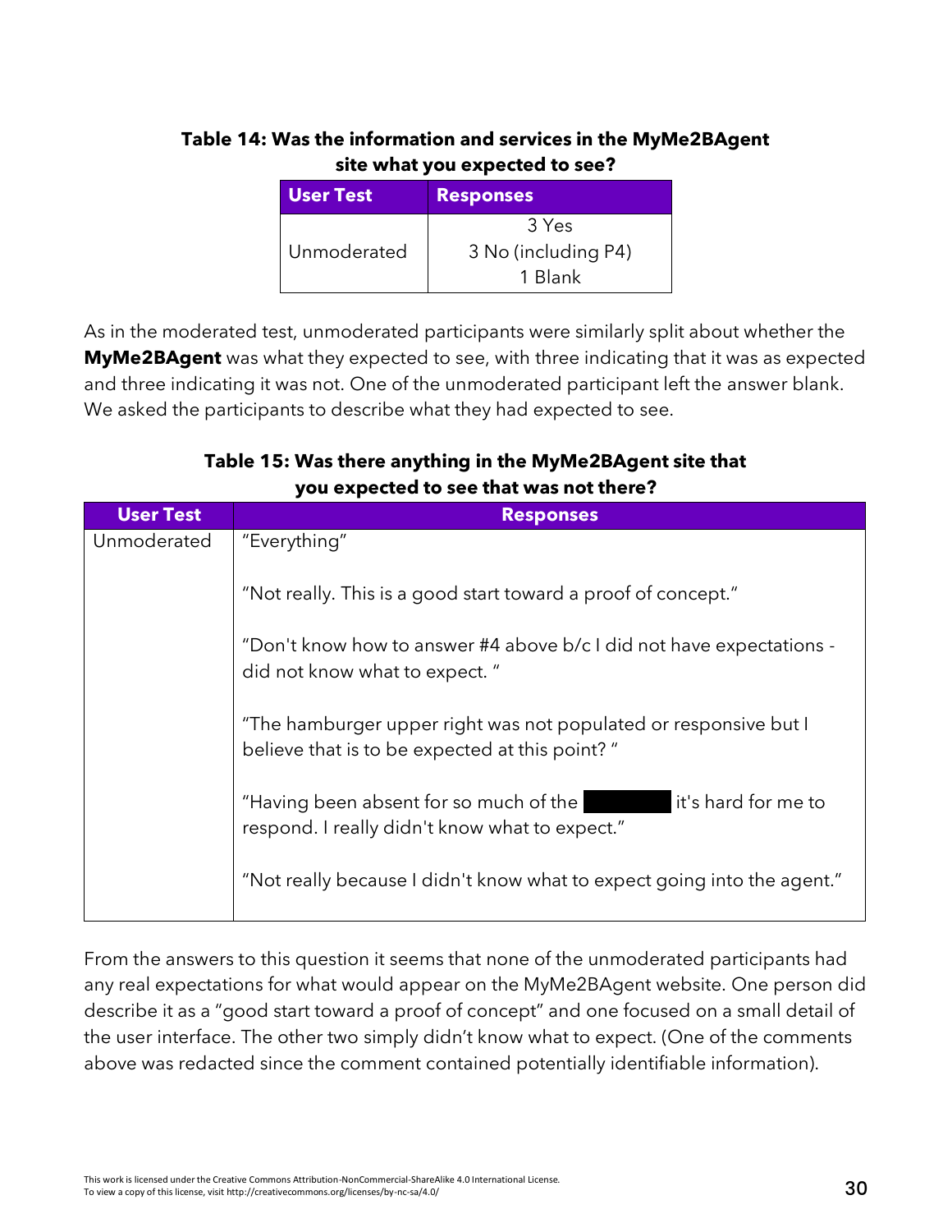**Table 14: Was the information and services in the MyMe2BAgent site what you expected to see?**

| User Test | Responses |
| --- | --- |
| Unmoderated | 3 Yes<br>3 No (including P4)<br>1 Blank |

As in the moderated test, unmoderated participants were similarly split about whether the **MyMe2BAgent** was what they expected to see, with three indicating that it was as expected and three indicating it was not. One of the unmoderated participant left the answer blank. We asked the participants to describe what they had expected to see.

**Table 15: Was there anything in the MyMe2BAgent site that you expected to see that was not there?**

| User Test | Responses |
| --- | --- |
| Unmoderated | "Everything"<br><br>"Not really. This is a good start toward a proof of concept."<br><br>"Don't know how to answer #4 above b/c I did not have expectations - did not know what to expect. "<br><br>"The hamburger upper right was not populated or responsive but I believe that is to be expected at this point? "<br><br>"Having been absent for so much of the [redacted] it's hard for me to respond. I really didn't know what to expect."<br><br>"Not really because I didn't know what to expect going into the agent." |

From the answers to this question it seems that none of the unmoderated participants had any real expectations for what would appear on the MyMe2BAgent website. One person did describe it as a "good start toward a proof of concept" and one focused on a small detail of the user interface. The other two simply didn't know what to expect. (One of the comments above was redacted since the comment contained potentially identifiable information).

This work is licensed under the Creative Commons Attribution-NonCommercial-ShareAlike 4.0 International License.
To view a copy of this license, visit http://creativecommons.org/licenses/by-nc-sa/4.0/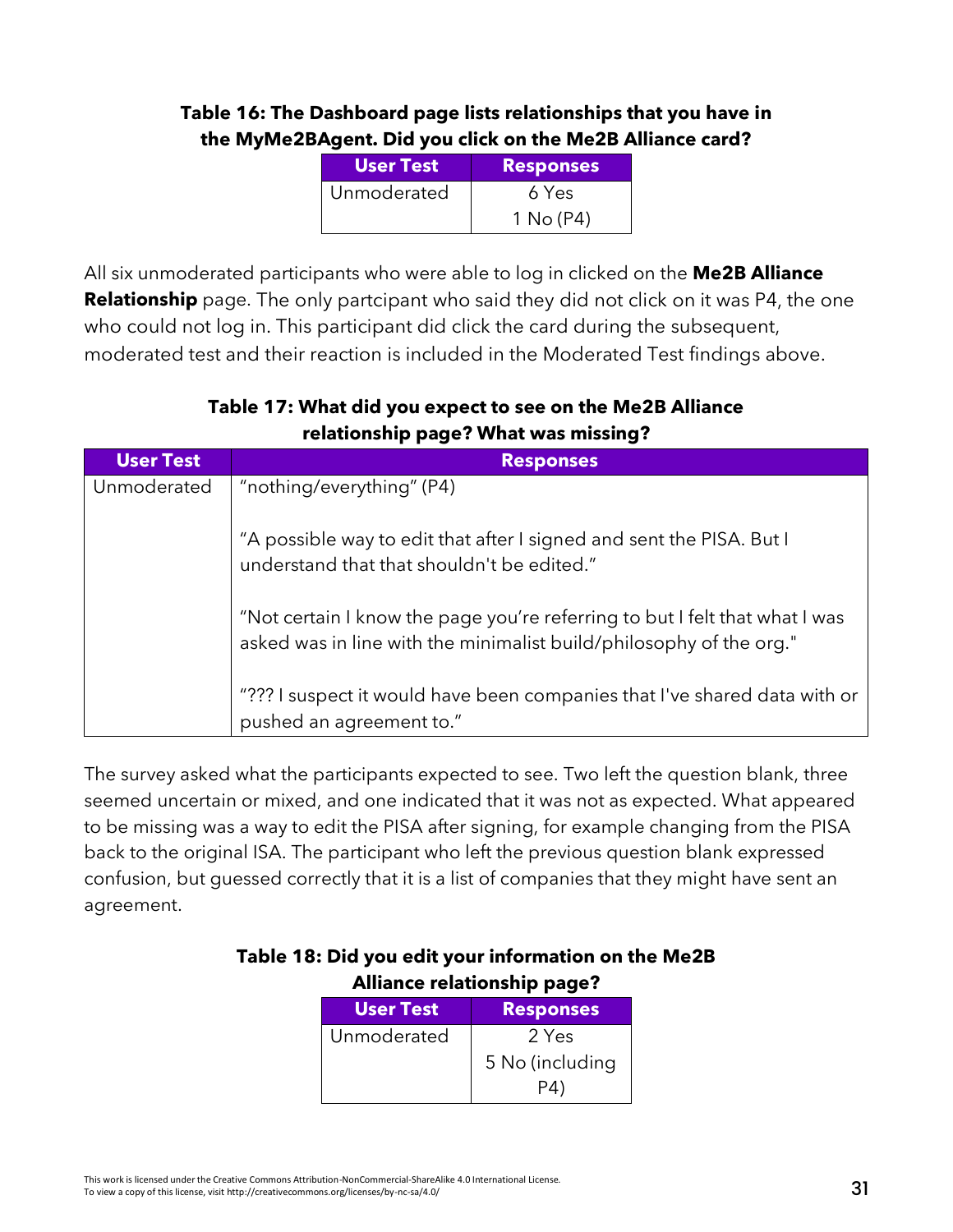**Table 16: The Dashboard page lists relationships that you have in the MyMe2BAgent. Did you click on the Me2B Alliance card?**

| User Test | Responses |
|---|---|
| Unmoderated | 6 Yes<br>1 No (P4) |

All six unmoderated participants who were able to log in clicked on the **Me2B Alliance Relationship** page. The only partcipant who said they did not click on it was P4, the one who could not log in. This participant did click the card during the subsequent, moderated test and their reaction is included in the Moderated Test findings above.

**Table 17: What did you expect to see on the Me2B Alliance relationship page? What was missing?**

| User Test | Responses |
|---|---|
| Unmoderated | "nothing/everything" (P4)<br><br>"A possible way to edit that after I signed and sent the PISA. But I understand that that shouldn't be edited."<br><br>"Not certain I know the page you're referring to but I felt that what I was asked was in line with the minimalist build/philosophy of the org."<br><br>"??? I suspect it would have been companies that I've shared data with or pushed an agreement to." |

The survey asked what the participants expected to see. Two left the question blank, three seemed uncertain or mixed, and one indicated that it was not as expected. What appeared to be missing was a way to edit the PISA after signing, for example changing from the PISA back to the original ISA. The participant who left the previous question blank expressed confusion, but guessed correctly that it is a list of companies that they might have sent an agreement.

**Table 18: Did you edit your information on the Me2B Alliance relationship page?**

| User Test | Responses |
|---|---|
| Unmoderated | 2 Yes<br>5 No (including P4) |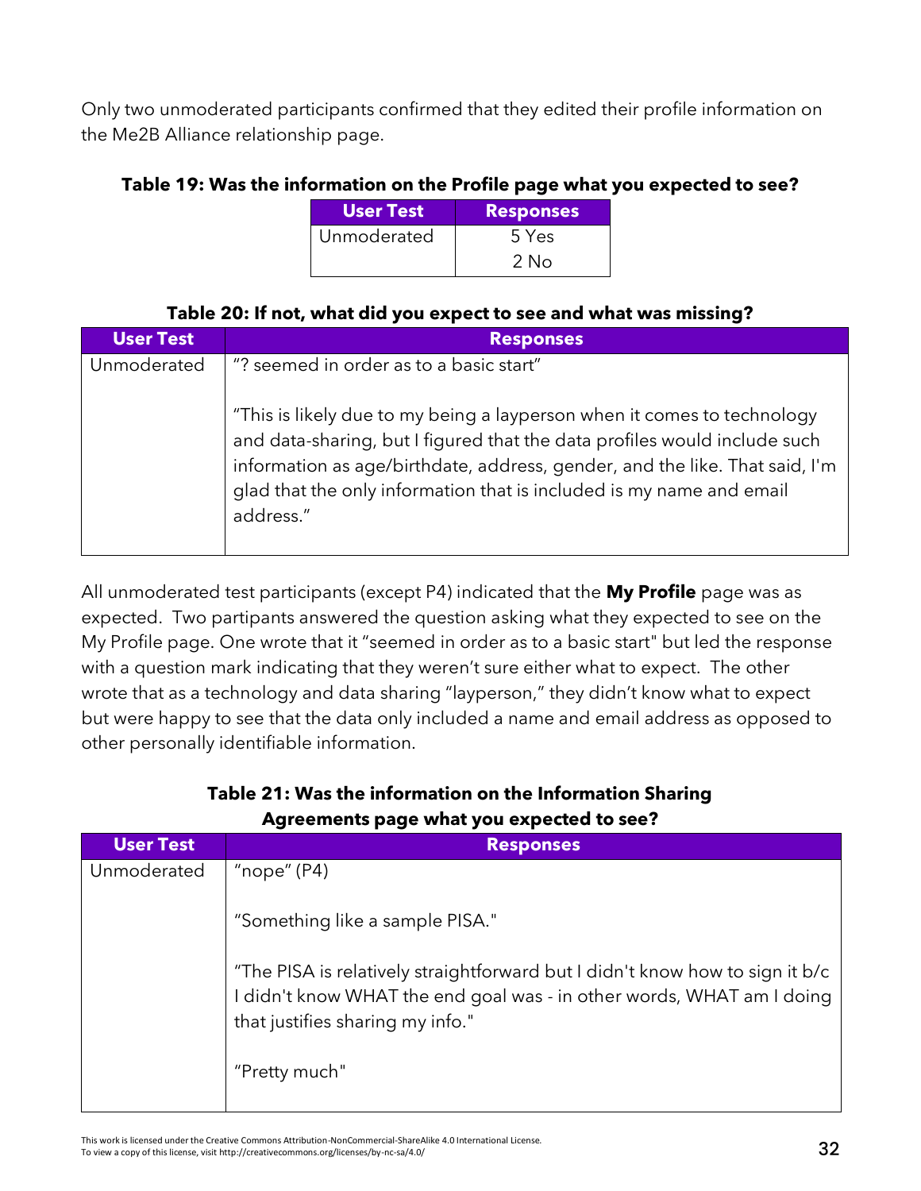Only two unmoderated participants confirmed that they edited their profile information on the Me2B Alliance relationship page.

**Table 19: Was the information on the Profile page what you expected to see?**

| User Test | Responses |
|---|---|
| Unmoderated | 5 Yes<br>2 No |

**Table 20: If not, what did you expect to see and what was missing?**

| User Test | Responses |
|---|---|
| Unmoderated | "? seemed in order as to a basic start"<br><br>"This is likely due to my being a layperson when it comes to technology and data-sharing, but I figured that the data profiles would include such information as age/birthdate, address, gender, and the like. That said, I'm glad that the only information that is included is my name and email address." |

All unmoderated test participants (except P4) indicated that the **My Profile** page was as expected. Two partipants answered the question asking what they expected to see on the My Profile page. One wrote that it "seemed in order as to a basic start" but led the response with a question mark indicating that they weren't sure either what to expect. The other wrote that as a technology and data sharing "layperson," they didn't know what to expect but were happy to see that the data only included a name and email address as opposed to other personally identifiable information.

**Table 21: Was the information on the Information Sharing Agreements page what you expected to see?**

| User Test | Responses |
|---|---|
| Unmoderated | "nope" (P4)<br><br>"Something like a sample PISA."<br><br>"The PISA is relatively straightforward but I didn't know how to sign it b/c I didn't know WHAT the end goal was - in other words, WHAT am I doing that justifies sharing my info."<br><br>"Pretty much" |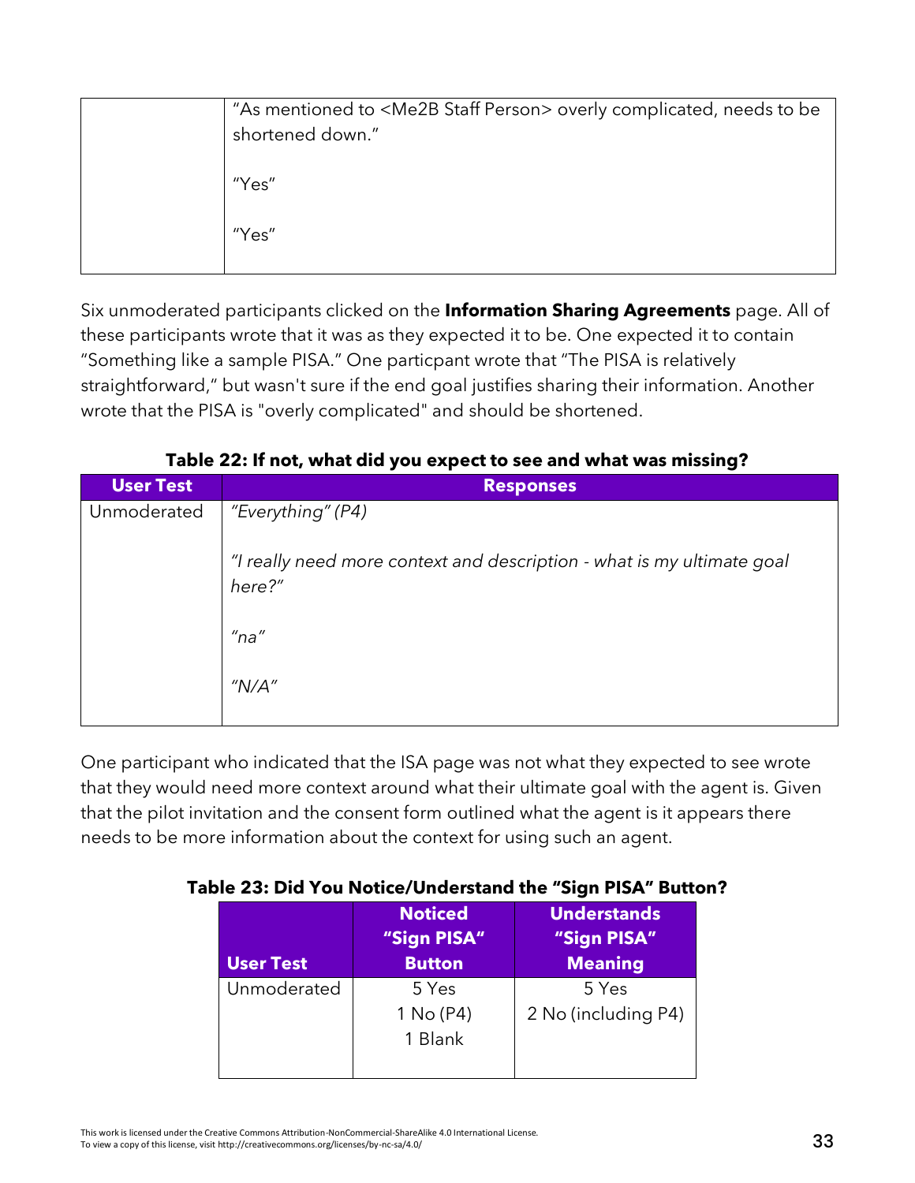| | |
|---|---|
| | "As mentioned to <Me2B Staff Person> overly complicated, needs to be shortened down."<br><br>"Yes"<br><br>"Yes" |

Six unmoderated participants clicked on the **Information Sharing Agreements** page. All of these participants wrote that it was as they expected it to be. One expected it to contain "Something like a sample PISA." One particpant wrote that "The PISA is relatively straightforward," but wasn't sure if the end goal justifies sharing their information. Another wrote that the PISA is "overly complicated" and should be shortened.

**Table 22: If not, what did you expect to see and what was missing?**

| User Test | Responses |
|---|---|
| Unmoderated | *"Everything" (P4)*<br><br>*"I really need more context and description - what is my ultimate goal here?"*<br><br>*"na"*<br><br>*"N/A"* |

One participant who indicated that the ISA page was not what they expected to see wrote that they would need more context around what their ultimate goal with the agent is. Given that the pilot invitation and the consent form outlined what the agent is it appears there needs to be more information about the context for using such an agent.

**Table 23: Did You Notice/Understand the "Sign PISA" Button?**

| User Test | Noticed "Sign PISA" Button | Understands "Sign PISA" Meaning |
|---|---|---|
| Unmoderated | 5 Yes<br>1 No (P4)<br>1 Blank | 5 Yes<br>2 No (including P4) |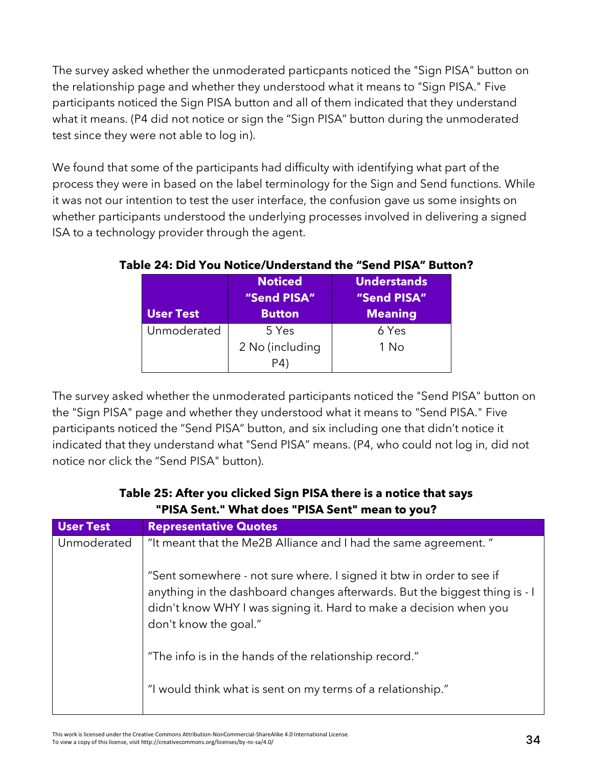The survey asked whether the unmoderated particpants noticed the "Sign PISA" button on the relationship page and whether they understood what it means to "Sign PISA." Five participants noticed the Sign PISA button and all of them indicated that they understand what it means. (P4 did not notice or sign the “Sign PISA” button during the unmoderated test since they were not able to log in).

We found that some of the participants had difficulty with identifying what part of the process they were in based on the label terminology for the Sign and Send functions. While it was not our intention to test the user interface, the confusion gave us some insights on whether participants understood the underlying processes involved in delivering a signed ISA to a technology provider through the agent.

**Table 24: Did You Notice/Understand the “Send PISA” Button?**

| User Test | Noticed “Send PISA” Button | Understands “Send PISA” Meaning |
|---|---|---|
| Unmoderated | 5 Yes<br>2 No (including P4) | 6 Yes<br>1 No |

The survey asked whether the unmoderated participants noticed the "Send PISA" button on the "Sign PISA" page and whether they understood what it means to "Send PISA." Five participants noticed the “Send PISA” button, and six including one that didn’t notice it indicated that they understand what "Send PISA” means. (P4, who could not log in, did not notice nor click the “Send PISA" button).

**Table 25: After you clicked Sign PISA there is a notice that says "PISA Sent." What does "PISA Sent" mean to you?**

| User Test | Representative Quotes |
|---|---|
| Unmoderated | “It meant that the Me2B Alliance and I had the same agreement. ”<br><br>“Sent somewhere - not sure where. I signed it btw in order to see if anything in the dashboard changes afterwards. But the biggest thing is - I didn't know WHY I was signing it. Hard to make a decision when you don't know the goal.”<br><br>“The info is in the hands of the relationship record.”<br><br>“I would think what is sent on my terms of a relationship.” |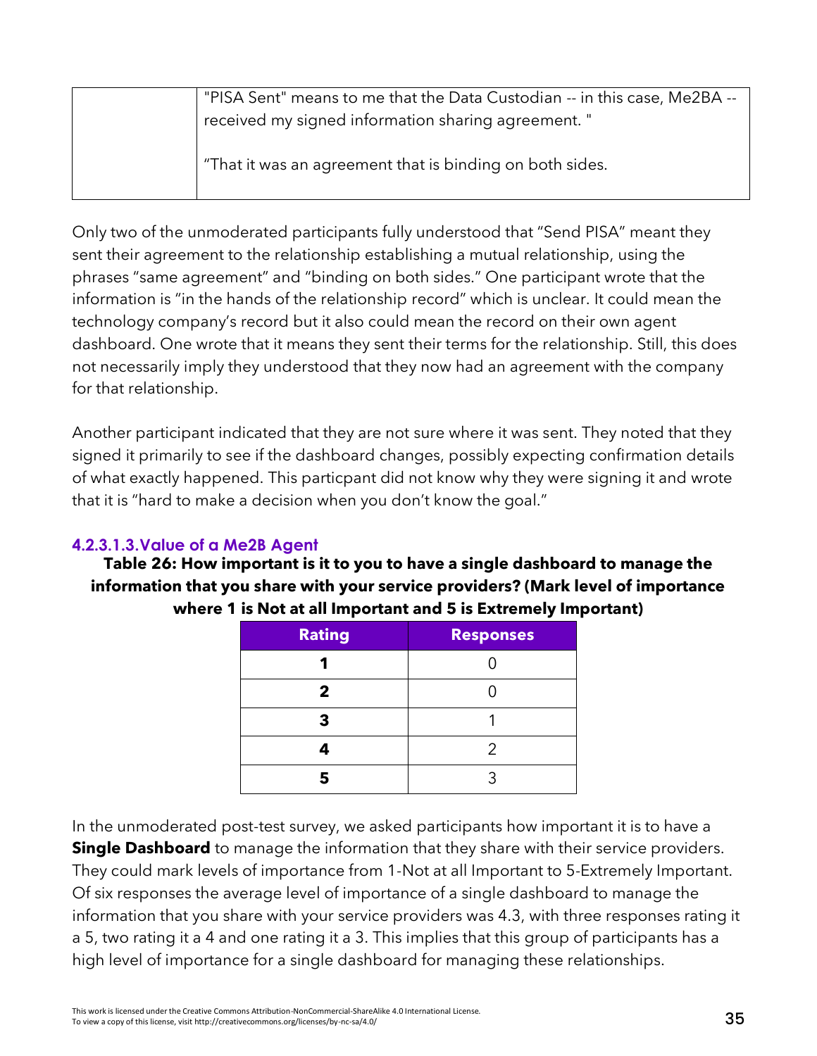| | |
|---|---|
| | "PISA Sent" means to me that the Data Custodian -- in this case, Me2BA -- received my signed information sharing agreement. "<br><br>"That it was an agreement that is binding on both sides. |

Only two of the unmoderated participants fully understood that "Send PISA" meant they sent their agreement to the relationship establishing a mutual relationship, using the phrases "same agreement" and "binding on both sides." One participant wrote that the information is "in the hands of the relationship record" which is unclear. It could mean the technology company's record but it also could mean the record on their own agent dashboard. One wrote that it means they sent their terms for the relationship. Still, this does not necessarily imply they understood that they now had an agreement with the company for that relationship.

Another participant indicated that they are not sure where it was sent. They noted that they signed it primarily to see if the dashboard changes, possibly expecting confirmation details of what exactly happened. This particpant did not know why they were signing it and wrote that it is "hard to make a decision when you don't know the goal."

#### 4.2.3.1.3. Value of a Me2B Agent

**Table 26: How important is it to you to have a single dashboard to manage the information that you share with your service providers? (Mark level of importance where 1 is Not at all Important and 5 is Extremely Important)**

| Rating | Responses |
|---|---|
| **1** | 0 |
| **2** | 0 |
| **3** | 1 |
| **4** | 2 |
| **5** | 3 |

In the unmoderated post-test survey, we asked participants how important it is to have a **Single Dashboard** to manage the information that they share with their service providers. They could mark levels of importance from 1-Not at all Important to 5-Extremely Important. Of six responses the average level of importance of a single dashboard to manage the information that you share with your service providers was 4.3, with three responses rating it a 5, two rating it a 4 and one rating it a 3. This implies that this group of participants has a high level of importance for a single dashboard for managing these relationships.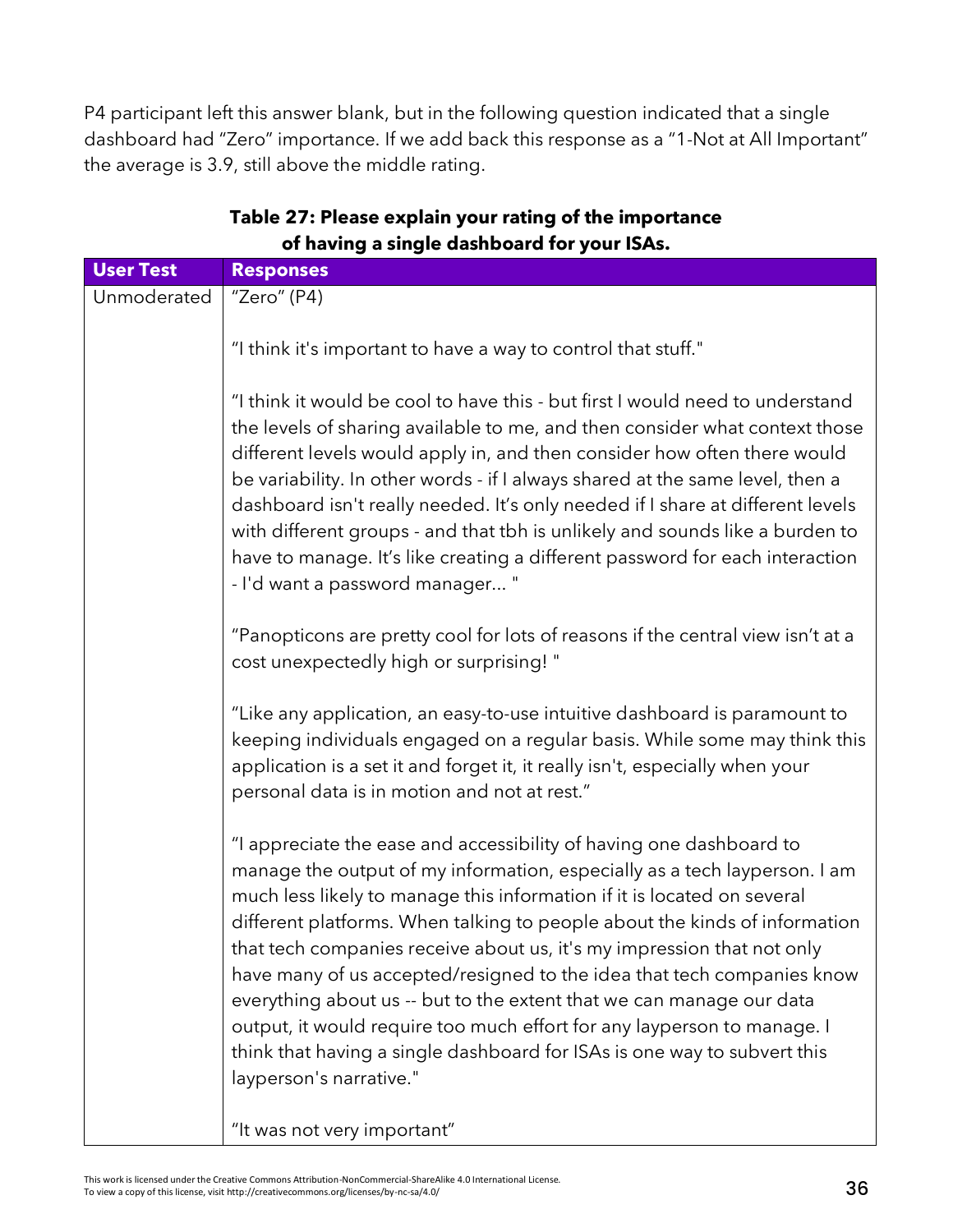P4 participant left this answer blank, but in the following question indicated that a single dashboard had “Zero” importance. If we add back this response as a “1-Not at All Important” the average is 3.9, still above the middle rating.

**Table 27: Please explain your rating of the importance of having a single dashboard for your ISAs.**

| User Test | Responses |
| --- | --- |
| Unmoderated | “Zero” (P4)<br><br>“I think it's important to have a way to control that stuff."<br><br>“I think it would be cool to have this - but first I would need to understand the levels of sharing available to me, and then consider what context those different levels would apply in, and then consider how often there would be variability. In other words - if I always shared at the same level, then a dashboard isn't really needed. It’s only needed if I share at different levels with different groups - and that tbh is unlikely and sounds like a burden to have to manage. It’s like creating a different password for each interaction - I'd want a password manager... "<br><br>“Panopticons are pretty cool for lots of reasons if the central view isn’t at a cost unexpectedly high or surprising! "<br><br>“Like any application, an easy-to-use intuitive dashboard is paramount to keeping individuals engaged on a regular basis. While some may think this application is a set it and forget it, it really isn't, especially when your personal data is in motion and not at rest.”<br><br>“I appreciate the ease and accessibility of having one dashboard to manage the output of my information, especially as a tech layperson. I am much less likely to manage this information if it is located on several different platforms. When talking to people about the kinds of information that tech companies receive about us, it's my impression that not only have many of us accepted/resigned to the idea that tech companies know everything about us -- but to the extent that we can manage our data output, it would require too much effort for any layperson to manage. I think that having a single dashboard for ISAs is one way to subvert this layperson's narrative."<br><br>“It was not very important” |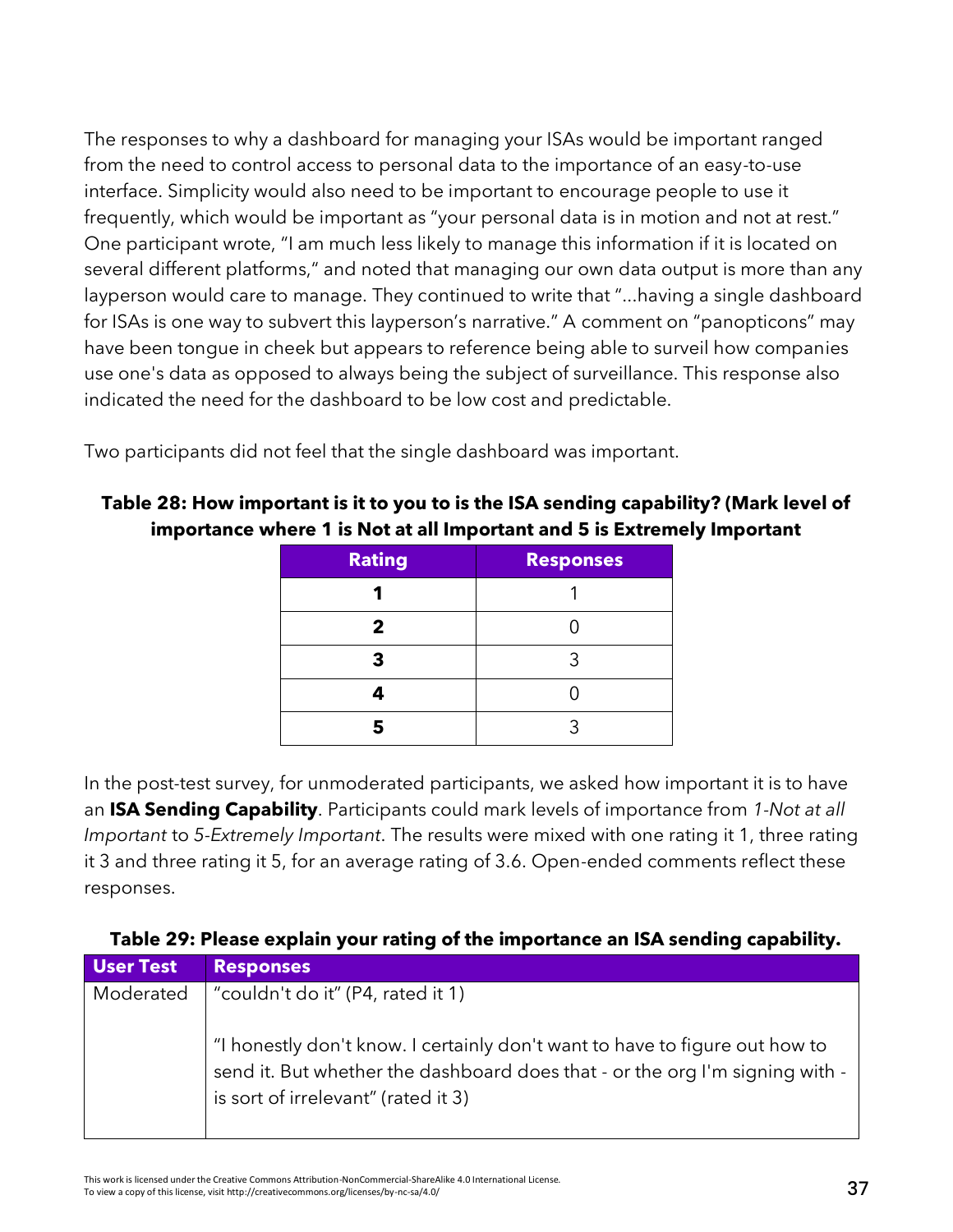The responses to why a dashboard for managing your ISAs would be important ranged from the need to control access to personal data to the importance of an easy-to-use interface. Simplicity would also need to be important to encourage people to use it frequently, which would be important as "your personal data is in motion and not at rest." One participant wrote, "I am much less likely to manage this information if it is located on several different platforms," and noted that managing our own data output is more than any layperson would care to manage. They continued to write that "...having a single dashboard for ISAs is one way to subvert this layperson's narrative." A comment on "panopticons" may have been tongue in cheek but appears to reference being able to surveil how companies use one's data as opposed to always being the subject of surveillance. This response also indicated the need for the dashboard to be low cost and predictable.

Two participants did not feel that the single dashboard was important.

**Table 28: How important is it to you to is the ISA sending capability? (Mark level of importance where 1 is Not at all Important and 5 is Extremely Important**

| Rating | Responses |
|---|---|
| **1** | 1 |
| **2** | 0 |
| **3** | 3 |
| **4** | 0 |
| **5** | 3 |

In the post-test survey, for unmoderated participants, we asked how important it is to have an **ISA Sending Capability**. Participants could mark levels of importance from *1-Not at all Important* to *5-Extremely Important*. The results were mixed with one rating it 1, three rating it 3 and three rating it 5, for an average rating of 3.6. Open-ended comments reflect these responses.

**Table 29: Please explain your rating of the importance an ISA sending capability.**

| User Test | Responses |
|---|---|
| Moderated | "couldn't do it" (P4, rated it 1)<br><br>"I honestly don't know. I certainly don't want to have to figure out how to send it. But whether the dashboard does that - or the org I'm signing with - is sort of irrelevant" (rated it 3) |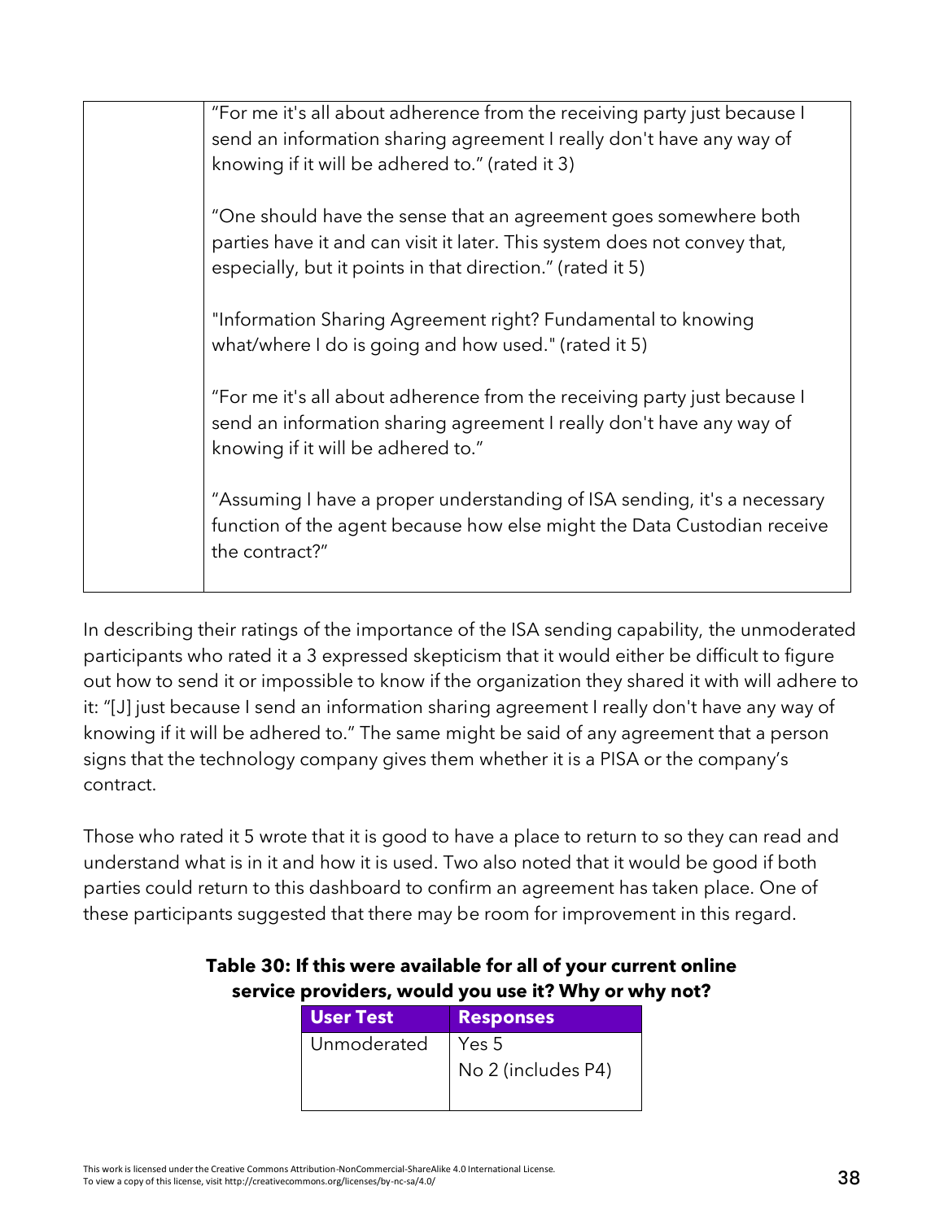| | |
|---|---|
| | "For me it's all about adherence from the receiving party just because I send an information sharing agreement I really don't have any way of knowing if it will be adhered to." (rated it 3)<br><br>"One should have the sense that an agreement goes somewhere both parties have it and can visit it later. This system does not convey that, especially, but it points in that direction." (rated it 5)<br><br>"Information Sharing Agreement right? Fundamental to knowing what/where I do is going and how used." (rated it 5)<br><br>"For me it's all about adherence from the receiving party just because I send an information sharing agreement I really don't have any way of knowing if it will be adhered to."<br><br>"Assuming I have a proper understanding of ISA sending, it's a necessary function of the agent because how else might the Data Custodian receive the contract?" |

In describing their ratings of the importance of the ISA sending capability, the unmoderated participants who rated it a 3 expressed skepticism that it would either be difficult to figure out how to send it or impossible to know if the organization they shared it with will adhere to it: "[J] just because I send an information sharing agreement I really don't have any way of knowing if it will be adhered to." The same might be said of any agreement that a person signs that the technology company gives them whether it is a PISA or the company's contract.

Those who rated it 5 wrote that it is good to have a place to return to so they can read and understand what is in it and how it is used. Two also noted that it would be good if both parties could return to this dashboard to confirm an agreement has taken place. One of these participants suggested that there may be room for improvement in this regard.

**Table 30: If this were available for all of your current online service providers, would you use it? Why or why not?**

| User Test | Responses |
|---|---|
| Unmoderated | Yes 5<br>No 2 (includes P4) |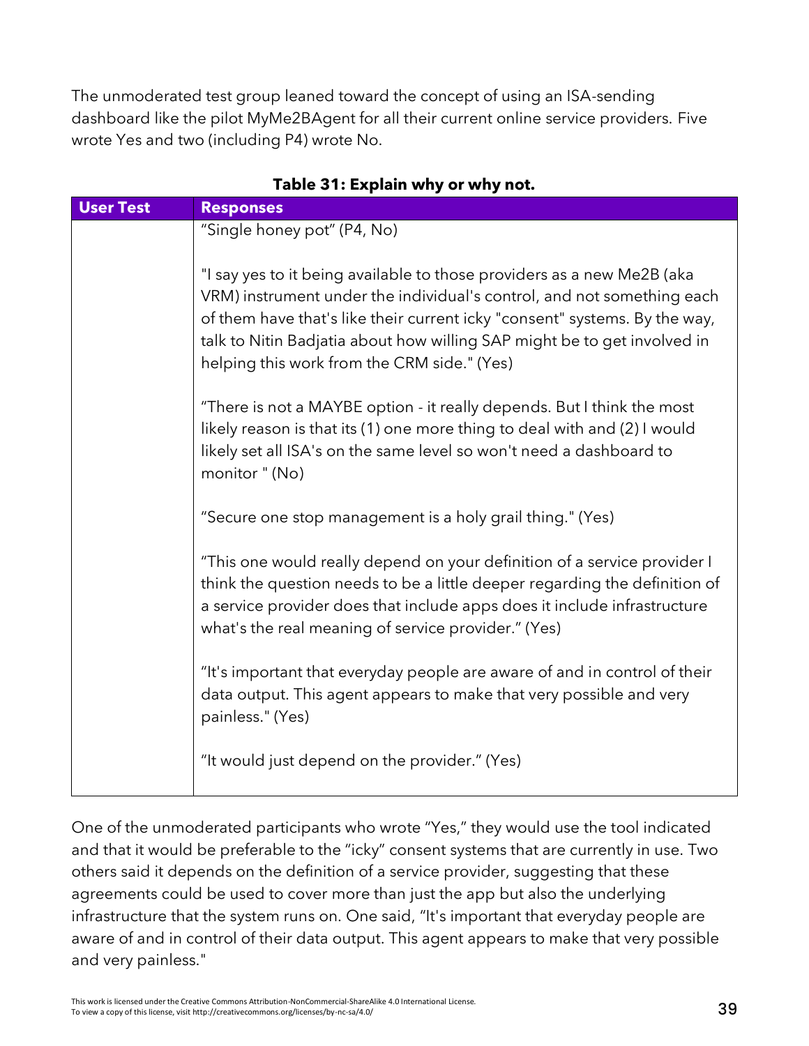The unmoderated test group leaned toward the concept of using an ISA-sending dashboard like the pilot MyMe2BAgent for all their current online service providers. Five wrote Yes and two (including P4) wrote No.

**Table 31: Explain why or why not.**

| User Test | Responses |
|---|---|
| | "Single honey pot" (P4, No)<br><br>"I say yes to it being available to those providers as a new Me2B (aka VRM) instrument under the individual's control, and not something each of them have that's like their current icky "consent" systems. By the way, talk to Nitin Badjatia about how willing SAP might be to get involved in helping this work from the CRM side." (Yes)<br><br>"There is not a MAYBE option - it really depends. But I think the most likely reason is that its (1) one more thing to deal with and (2) I would likely set all ISA's on the same level so won't need a dashboard to monitor " (No)<br><br>"Secure one stop management is a holy grail thing." (Yes)<br><br>"This one would really depend on your definition of a service provider I think the question needs to be a little deeper regarding the definition of a service provider does that include apps does it include infrastructure what's the real meaning of service provider." (Yes)<br><br>"It's important that everyday people are aware of and in control of their data output. This agent appears to make that very possible and very painless." (Yes)<br><br>"It would just depend on the provider." (Yes) |

One of the unmoderated participants who wrote "Yes," they would use the tool indicated and that it would be preferable to the "icky" consent systems that are currently in use. Two others said it depends on the definition of a service provider, suggesting that these agreements could be used to cover more than just the app but also the underlying infrastructure that the system runs on. One said, "It's important that everyday people are aware of and in control of their data output. This agent appears to make that very possible and very painless."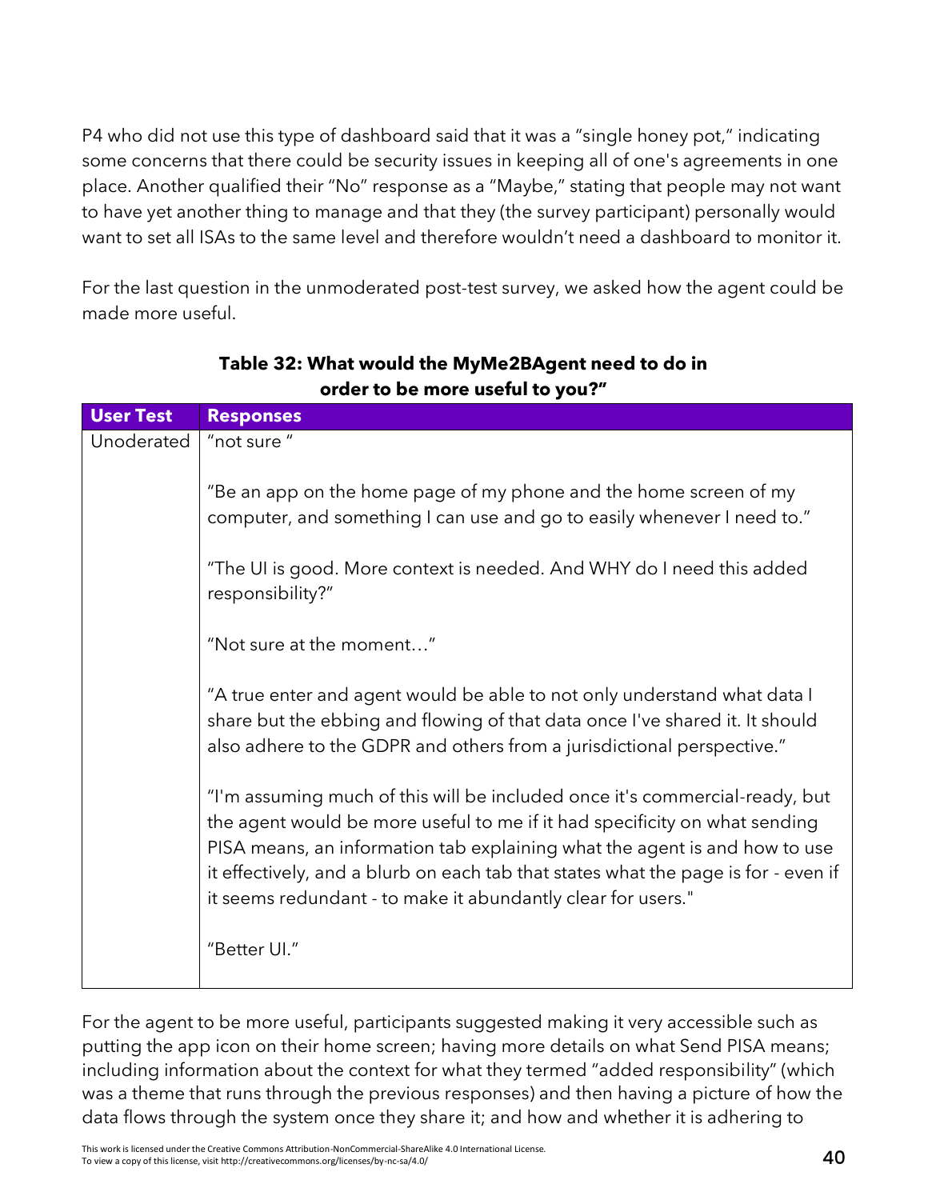P4 who did not use this type of dashboard said that it was a "single honey pot," indicating some concerns that there could be security issues in keeping all of one's agreements in one place. Another qualified their "No" response as a "Maybe," stating that people may not want to have yet another thing to manage and that they (the survey participant) personally would want to set all ISAs to the same level and therefore wouldn't need a dashboard to monitor it.

For the last question in the unmoderated post-test survey, we asked how the agent could be made more useful.

**Table 32: What would the MyMe2BAgent need to do in order to be more useful to you?"**

| User Test | Responses |
|---|---|
| Unoderated | "not sure "<br><br>"Be an app on the home page of my phone and the home screen of my computer, and something I can use and go to easily whenever I need to."<br><br>"The UI is good. More context is needed. And WHY do I need this added responsibility?"<br><br>"Not sure at the moment…"<br><br>"A true enter and agent would be able to not only understand what data I share but the ebbing and flowing of that data once I've shared it. It should also adhere to the GDPR and others from a jurisdictional perspective."<br><br>"I'm assuming much of this will be included once it's commercial-ready, but the agent would be more useful to me if it had specificity on what sending PISA means, an information tab explaining what the agent is and how to use it effectively, and a blurb on each tab that states what the page is for - even if it seems redundant - to make it abundantly clear for users."<br><br>"Better UI." |

For the agent to be more useful, participants suggested making it very accessible such as putting the app icon on their home screen; having more details on what Send PISA means; including information about the context for what they termed "added responsibility" (which was a theme that runs through the previous responses) and then having a picture of how the data flows through the system once they share it; and how and whether it is adhering to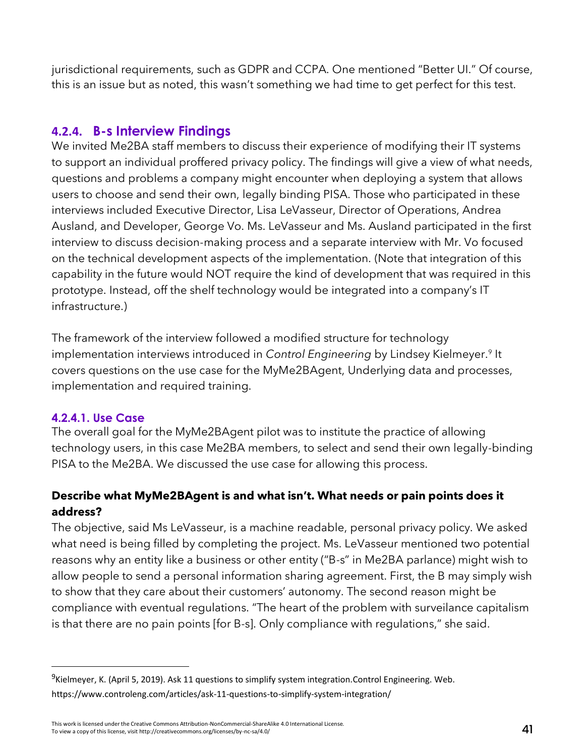jurisdictional requirements, such as GDPR and CCPA. One mentioned "Better UI." Of course, this is an issue but as noted, this wasn't something we had time to get perfect for this test.

### 4.2.4. B-s Interview Findings

We invited Me2BA staff members to discuss their experience of modifying their IT systems to support an individual proffered privacy policy. The findings will give a view of what needs, questions and problems a company might encounter when deploying a system that allows users to choose and send their own, legally binding PISA. Those who participated in these interviews included Executive Director, Lisa LeVasseur, Director of Operations, Andrea Ausland, and Developer, George Vo. Ms. LeVasseur and Ms. Ausland participated in the first interview to discuss decision-making process and a separate interview with Mr. Vo focused on the technical development aspects of the implementation. (Note that integration of this capability in the future would NOT require the kind of development that was required in this prototype. Instead, off the shelf technology would be integrated into a company's IT infrastructure.)

The framework of the interview followed a modified structure for technology implementation interviews introduced in *Control Engineering* by Lindsey Kielmeyer.[9] It covers questions on the use case for the MyMe2BAgent, Underlying data and processes, implementation and required training.

#### 4.2.4.1. Use Case

The overall goal for the MyMe2BAgent pilot was to institute the practice of allowing technology users, in this case Me2BA members, to select and send their own legally-binding PISA to the Me2BA. We discussed the use case for allowing this process.

**Describe what MyMe2BAgent is and what isn't. What needs or pain points does it address?**

The objective, said Ms LeVasseur, is a machine readable, personal privacy policy. We asked what need is being filled by completing the project. Ms. LeVasseur mentioned two potential reasons why an entity like a business or other entity ("B-s" in Me2BA parlance) might wish to allow people to send a personal information sharing agreement. First, the B may simply wish to show that they care about their customers' autonomy. The second reason might be compliance with eventual regulations. "The heart of the problem with surveilance capitalism is that there are no pain points [for B-s]. Only compliance with regulations," she said.

---

[9] Kielmeyer, K. (April 5, 2019). Ask 11 questions to simplify system integration.Control Engineering. Web. https://www.controleng.com/articles/ask-11-questions-to-simplify-system-integration/

This work is licensed under the Creative Commons Attribution-NonCommercial-ShareAlike 4.0 International License. To view a copy of this license, visit http://creativecommons.org/licenses/by-nc-sa/4.0/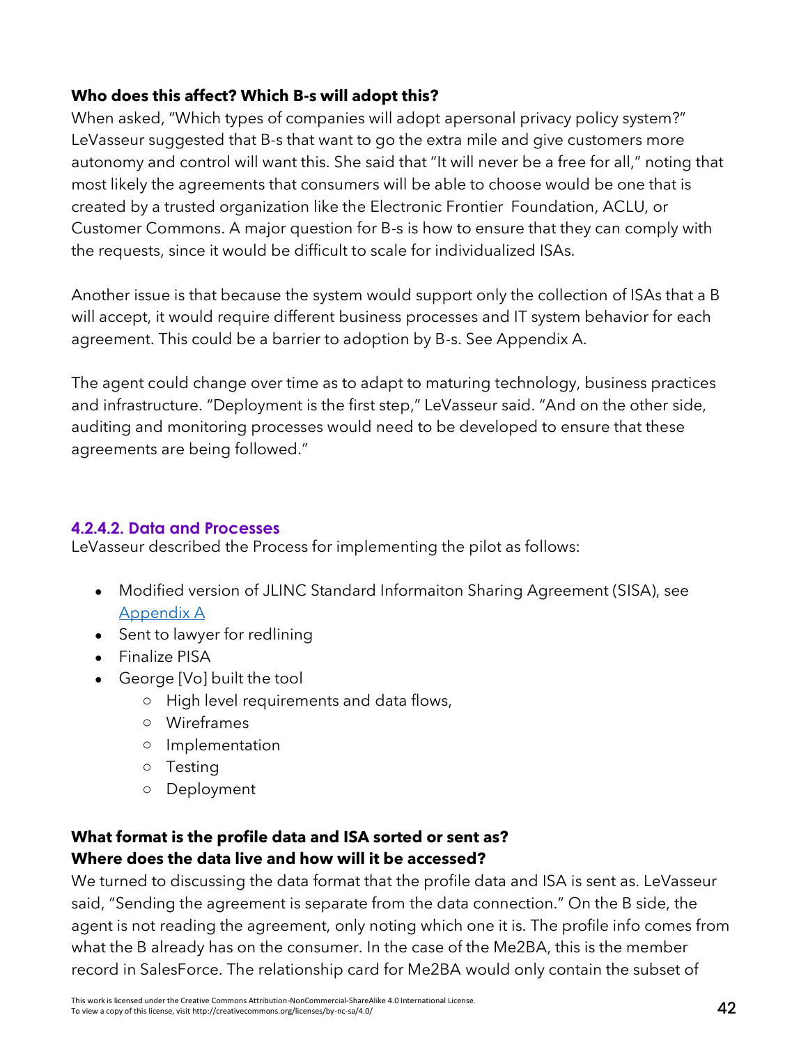**Who does this affect? Which B-s will adopt this?**

When asked, "Which types of companies will adopt apersonal privacy policy system?" LeVasseur suggested that B-s that want to go the extra mile and give customers more autonomy and control will want this. She said that "It will never be a free for all," noting that most likely the agreements that consumers will be able to choose would be one that is created by a trusted organization like the Electronic Frontier Foundation, ACLU, or Customer Commons. A major question for B-s is how to ensure that they can comply with the requests, since it would be difficult to scale for individualized ISAs.

Another issue is that because the system would support only the collection of ISAs that a B will accept, it would require different business processes and IT system behavior for each agreement. This could be a barrier to adoption by B-s. See Appendix A.

The agent could change over time as to adapt to maturing technology, business practices and infrastructure. "Deployment is the first step," LeVasseur said. "And on the other side, auditing and monitoring processes would need to be developed to ensure that these agreements are being followed."

#### 4.2.4.2. Data and Processes

LeVasseur described the Process for implementing the pilot as follows:

- Modified version of JLINC Standard Informaiton Sharing Agreement (SISA), see Appendix A
- Sent to lawyer for redlining
- Finalize PISA
- George [Vo] built the tool
  - High level requirements and data flows,
  - Wireframes
  - Implementation
  - Testing
  - Deployment

**What format is the profile data and ISA sorted or sent as?**
**Where does the data live and how will it be accessed?**

We turned to discussing the data format that the profile data and ISA is sent as. LeVasseur said, "Sending the agreement is separate from the data connection." On the B side, the agent is not reading the agreement, only noting which one it is. The profile info comes from what the B already has on the consumer. In the case of the Me2BA, this is the member record in SalesForce. The relationship card for Me2BA would only contain the subset of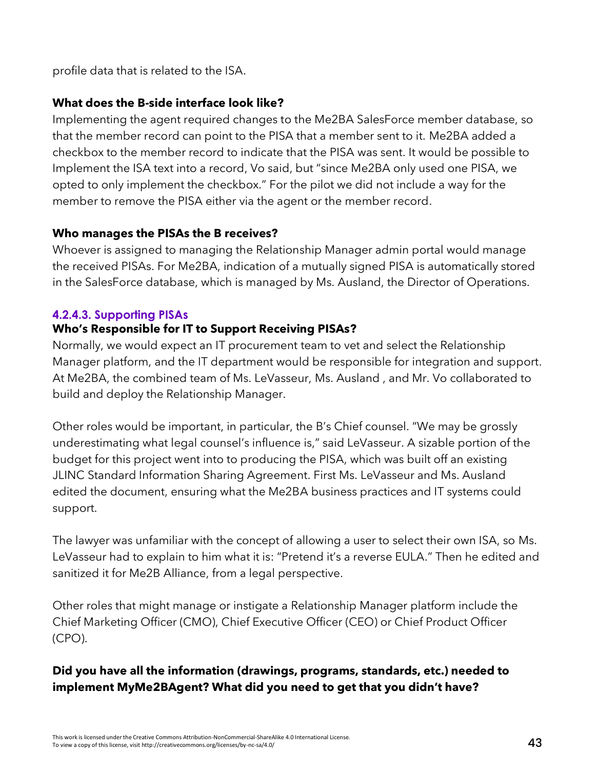profile data that is related to the ISA.

**What does the B-side interface look like?**

Implementing the agent required changes to the Me2BA SalesForce member database, so that the member record can point to the PISA that a member sent to it. Me2BA added a checkbox to the member record to indicate that the PISA was sent. It would be possible to Implement the ISA text into a record, Vo said, but "since Me2BA only used one PISA, we opted to only implement the checkbox." For the pilot we did not include a way for the member to remove the PISA either via the agent or the member record.

**Who manages the PISAs the B receives?**

Whoever is assigned to managing the Relationship Manager admin portal would manage the received PISAs. For Me2BA, indication of a mutually signed PISA is automatically stored in the SalesForce database, which is managed by Ms. Ausland, the Director of Operations.

#### 4.2.4.3. Supporting PISAs

**Who's Responsible for IT to Support Receiving PISAs?**

Normally, we would expect an IT procurement team to vet and select the Relationship Manager platform, and the IT department would be responsible for integration and support. At Me2BA, the combined team of Ms. LeVasseur, Ms. Ausland , and Mr. Vo collaborated to build and deploy the Relationship Manager.

Other roles would be important, in particular, the B's Chief counsel. "We may be grossly underestimating what legal counsel's influence is," said LeVasseur. A sizable portion of the budget for this project went into to producing the PISA, which was built off an existing JLINC Standard Information Sharing Agreement. First Ms. LeVasseur and Ms. Ausland edited the document, ensuring what the Me2BA business practices and IT systems could support.

The lawyer was unfamiliar with the concept of allowing a user to select their own ISA, so Ms. LeVasseur had to explain to him what it is: "Pretend it's a reverse EULA." Then he edited and sanitized it for Me2B Alliance, from a legal perspective.

Other roles that might manage or instigate a Relationship Manager platform include the Chief Marketing Officer (CMO), Chief Executive Officer (CEO) or Chief Product Officer (CPO).

**Did you have all the information (drawings, programs, standards, etc.) needed to implement MyMe2BAgent? What did you need to get that you didn't have?**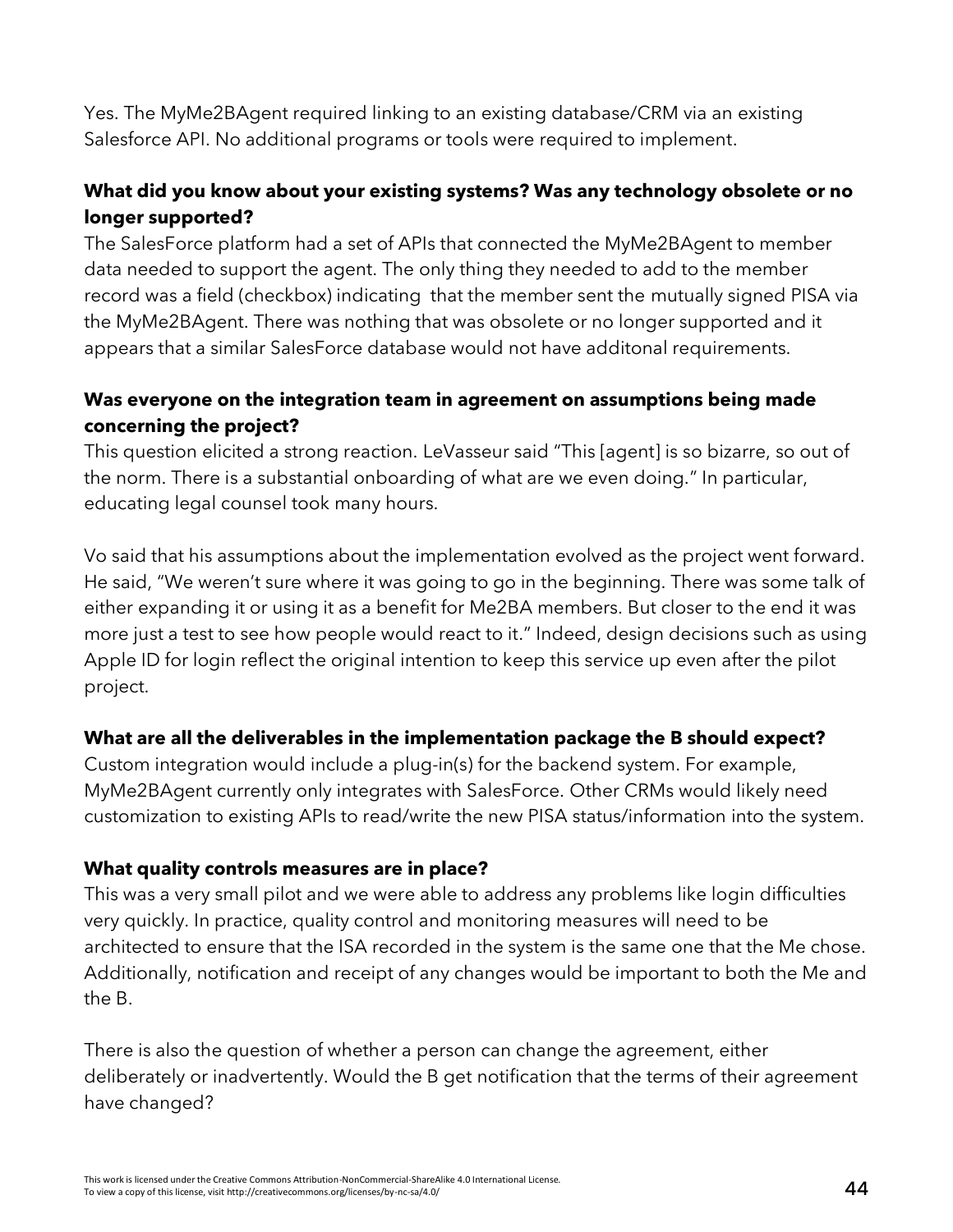Yes. The MyMe2BAgent required linking to an existing database/CRM via an existing Salesforce API. No additional programs or tools were required to implement.

**What did you know about your existing systems? Was any technology obsolete or no longer supported?**

The SalesForce platform had a set of APIs that connected the MyMe2BAgent to member data needed to support the agent. The only thing they needed to add to the member record was a field (checkbox) indicating that the member sent the mutually signed PISA via the MyMe2BAgent. There was nothing that was obsolete or no longer supported and it appears that a similar SalesForce database would not have additonal requirements.

**Was everyone on the integration team in agreement on assumptions being made concerning the project?**

This question elicited a strong reaction. LeVasseur said "This [agent] is so bizarre, so out of the norm. There is a substantial onboarding of what are we even doing." In particular, educating legal counsel took many hours.

Vo said that his assumptions about the implementation evolved as the project went forward. He said, "We weren't sure where it was going to go in the beginning. There was some talk of either expanding it or using it as a benefit for Me2BA members. But closer to the end it was more just a test to see how people would react to it." Indeed, design decisions such as using Apple ID for login reflect the original intention to keep this service up even after the pilot project.

**What are all the deliverables in the implementation package the B should expect?**

Custom integration would include a plug-in(s) for the backend system. For example, MyMe2BAgent currently only integrates with SalesForce. Other CRMs would likely need customization to existing APIs to read/write the new PISA status/information into the system.

**What quality controls measures are in place?**

This was a very small pilot and we were able to address any problems like login difficulties very quickly. In practice, quality control and monitoring measures will need to be architected to ensure that the ISA recorded in the system is the same one that the Me chose. Additionally, notification and receipt of any changes would be important to both the Me and the B.

There is also the question of whether a person can change the agreement, either deliberately or inadvertently. Would the B get notification that the terms of their agreement have changed?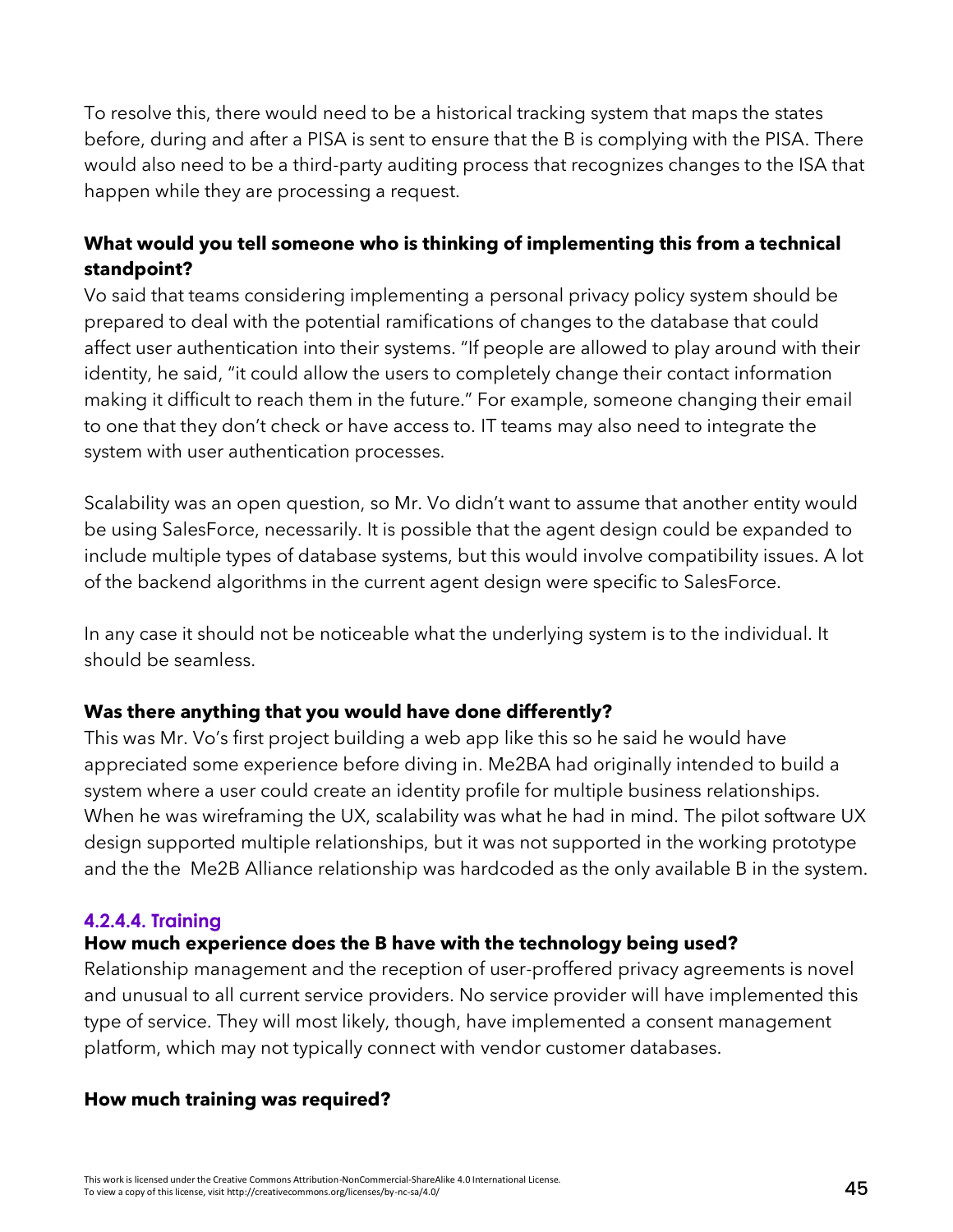To resolve this, there would need to be a historical tracking system that maps the states before, during and after a PISA is sent to ensure that the B is complying with the PISA. There would also need to be a third-party auditing process that recognizes changes to the ISA that happen while they are processing a request.

**What would you tell someone who is thinking of implementing this from a technical standpoint?**

Vo said that teams considering implementing a personal privacy policy system should be prepared to deal with the potential ramifications of changes to the database that could affect user authentication into their systems. "If people are allowed to play around with their identity, he said, "it could allow the users to completely change their contact information making it difficult to reach them in the future." For example, someone changing their email to one that they don't check or have access to. IT teams may also need to integrate the system with user authentication processes.

Scalability was an open question, so Mr. Vo didn't want to assume that another entity would be using SalesForce, necessarily. It is possible that the agent design could be expanded to include multiple types of database systems, but this would involve compatibility issues. A lot of the backend algorithms in the current agent design were specific to SalesForce.

In any case it should not be noticeable what the underlying system is to the individual. It should be seamless.

**Was there anything that you would have done differently?**

This was Mr. Vo's first project building a web app like this so he said he would have appreciated some experience before diving in. Me2BA had originally intended to build a system where a user could create an identity profile for multiple business relationships. When he was wireframing the UX, scalability was what he had in mind. The pilot software UX design supported multiple relationships, but it was not supported in the working prototype and the the Me2B Alliance relationship was hardcoded as the only available B in the system.

#### 4.2.4.4. Training

**How much experience does the B have with the technology being used?**

Relationship management and the reception of user-proffered privacy agreements is novel and unusual to all current service providers. No service provider will have implemented this type of service. They will most likely, though, have implemented a consent management platform, which may not typically connect with vendor customer databases.

**How much training was required?**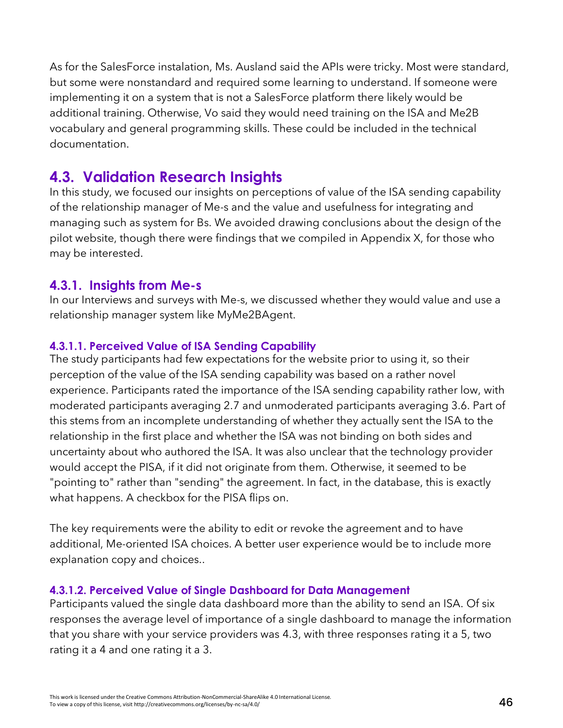As for the SalesForce instalation, Ms. Ausland said the APIs were tricky. Most were standard, but some were nonstandard and required some learning to understand. If someone were implementing it on a system that is not a SalesForce platform there likely would be additional training. Otherwise, Vo said they would need training on the ISA and Me2B vocabulary and general programming skills. These could be included in the technical documentation.

## 4.3. Validation Research Insights

In this study, we focused our insights on perceptions of value of the ISA sending capability of the relationship manager of Me-s and the value and usefulness for integrating and managing such as system for Bs. We avoided drawing conclusions about the design of the pilot website, though there were findings that we compiled in Appendix X, for those who may be interested.

### 4.3.1. Insights from Me-s

In our Interviews and surveys with Me-s, we discussed whether they would value and use a relationship manager system like MyMe2BAgent.

#### 4.3.1.1. Perceived Value of ISA Sending Capability

The study participants had few expectations for the website prior to using it, so their perception of the value of the ISA sending capability was based on a rather novel experience. Participants rated the importance of the ISA sending capability rather low, with moderated participants averaging 2.7 and unmoderated participants averaging 3.6. Part of this stems from an incomplete understanding of whether they actually sent the ISA to the relationship in the first place and whether the ISA was not binding on both sides and uncertainty about who authored the ISA. It was also unclear that the technology provider would accept the PISA, if it did not originate from them. Otherwise, it seemed to be "pointing to" rather than "sending" the agreement. In fact, in the database, this is exactly what happens. A checkbox for the PISA flips on.

The key requirements were the ability to edit or revoke the agreement and to have additional, Me-oriented ISA choices. A better user experience would be to include more explanation copy and choices..

#### 4.3.1.2. Perceived Value of Single Dashboard for Data Management

Participants valued the single data dashboard more than the ability to send an ISA. Of six responses the average level of importance of a single dashboard to manage the information that you share with your service providers was 4.3, with three responses rating it a 5, two rating it a 4 and one rating it a 3.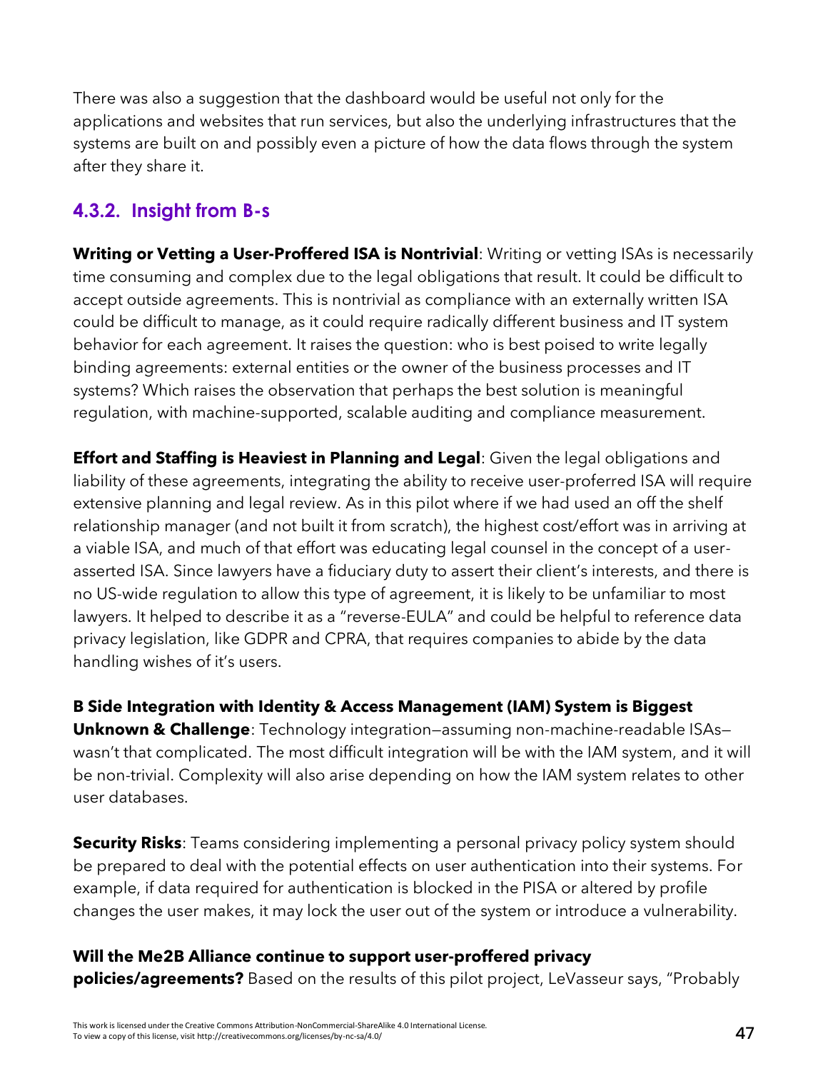There was also a suggestion that the dashboard would be useful not only for the applications and websites that run services, but also the underlying infrastructures that the systems are built on and possibly even a picture of how the data flows through the system after they share it.

### 4.3.2. Insight from B-s

**Writing or Vetting a User-Proffered ISA is Nontrivial**: Writing or vetting ISAs is necessarily time consuming and complex due to the legal obligations that result. It could be difficult to accept outside agreements. This is nontrivial as compliance with an externally written ISA could be difficult to manage, as it could require radically different business and IT system behavior for each agreement. It raises the question: who is best poised to write legally binding agreements: external entities or the owner of the business processes and IT systems? Which raises the observation that perhaps the best solution is meaningful regulation, with machine-supported, scalable auditing and compliance measurement.

**Effort and Staffing is Heaviest in Planning and Legal**: Given the legal obligations and liability of these agreements, integrating the ability to receive user-proferred ISA will require extensive planning and legal review. As in this pilot where if we had used an off the shelf relationship manager (and not built it from scratch), the highest cost/effort was in arriving at a viable ISA, and much of that effort was educating legal counsel in the concept of a user-asserted ISA. Since lawyers have a fiduciary duty to assert their client's interests, and there is no US-wide regulation to allow this type of agreement, it is likely to be unfamiliar to most lawyers. It helped to describe it as a "reverse-EULA" and could be helpful to reference data privacy legislation, like GDPR and CPRA, that requires companies to abide by the data handling wishes of it's users.

**B Side Integration with Identity & Access Management (IAM) System is Biggest Unknown & Challenge**: Technology integration—assuming non-machine-readable ISAs—wasn't that complicated. The most difficult integration will be with the IAM system, and it will be non-trivial. Complexity will also arise depending on how the IAM system relates to other user databases.

**Security Risks**: Teams considering implementing a personal privacy policy system should be prepared to deal with the potential effects on user authentication into their systems. For example, if data required for authentication is blocked in the PISA or altered by profile changes the user makes, it may lock the user out of the system or introduce a vulnerability.

**Will the Me2B Alliance continue to support user-proffered privacy policies/agreements?** Based on the results of this pilot project, LeVasseur says, "Probably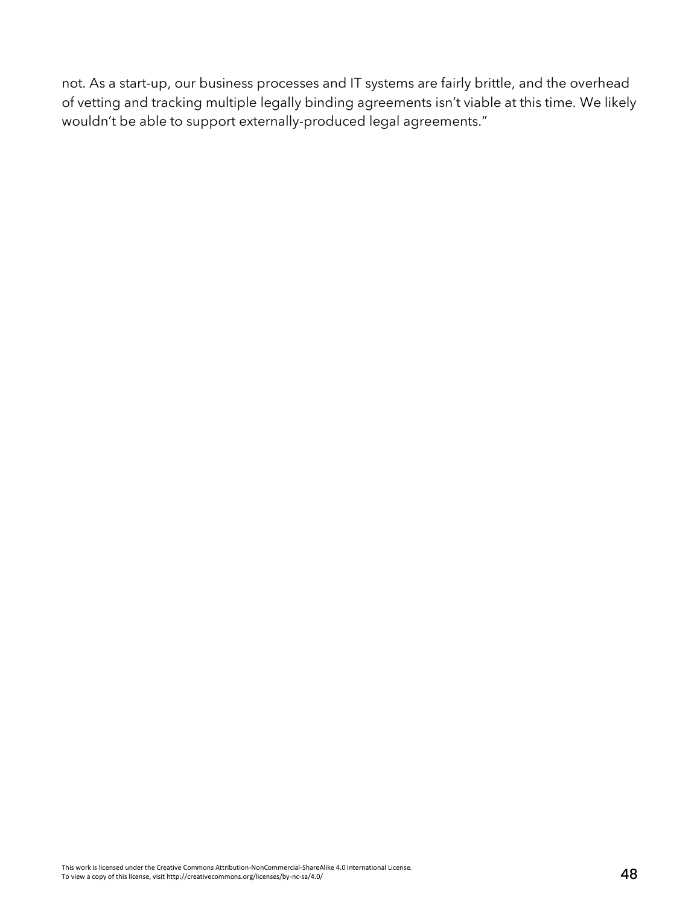not. As a start-up, our business processes and IT systems are fairly brittle, and the overhead of vetting and tracking multiple legally binding agreements isn't viable at this time. We likely wouldn't be able to support externally-produced legal agreements."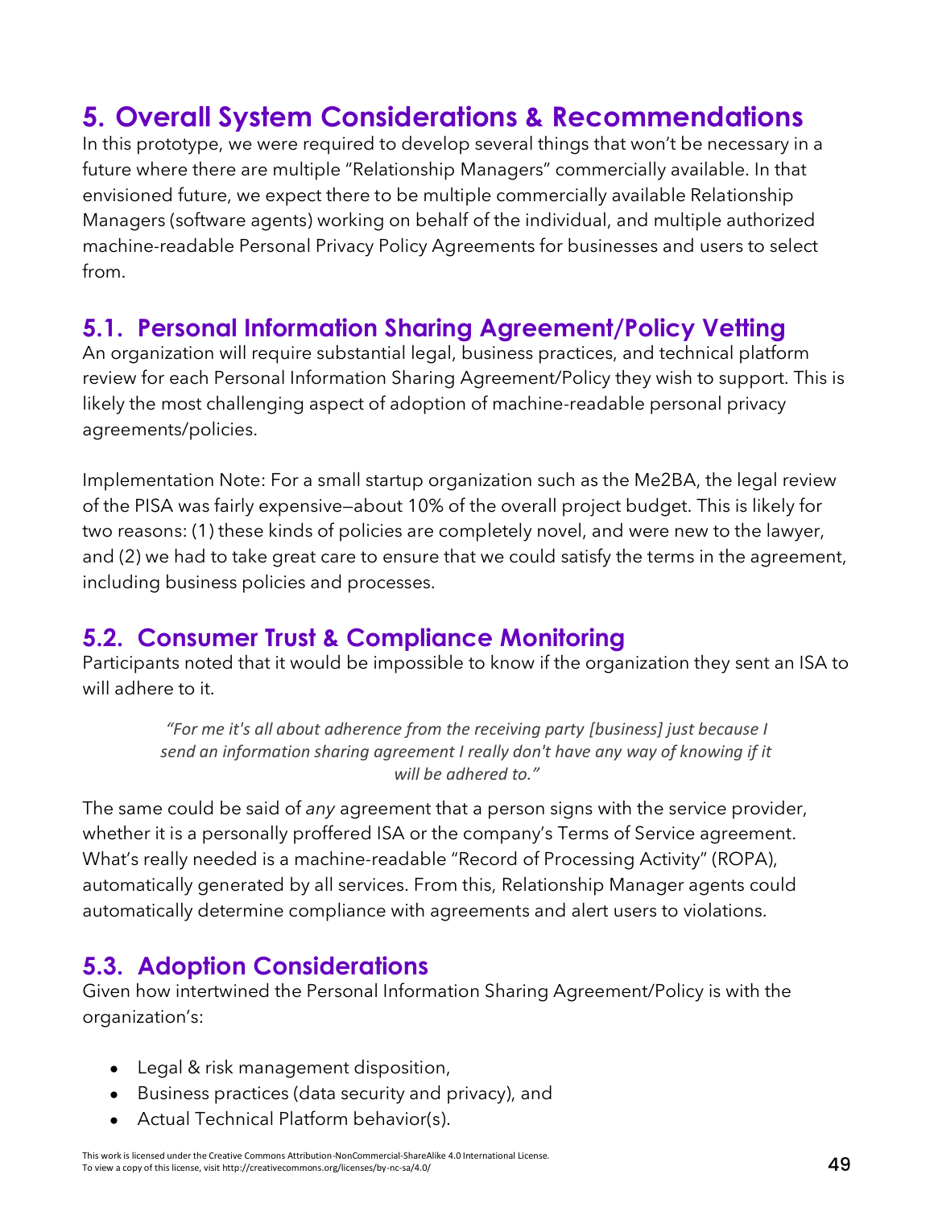# 5. Overall System Considerations & Recommendations

In this prototype, we were required to develop several things that won't be necessary in a future where there are multiple "Relationship Managers" commercially available. In that envisioned future, we expect there to be multiple commercially available Relationship Managers (software agents) working on behalf of the individual, and multiple authorized machine-readable Personal Privacy Policy Agreements for businesses and users to select from.

## 5.1. Personal Information Sharing Agreement/Policy Vetting

An organization will require substantial legal, business practices, and technical platform review for each Personal Information Sharing Agreement/Policy they wish to support. This is likely the most challenging aspect of adoption of machine-readable personal privacy agreements/policies.

Implementation Note: For a small startup organization such as the Me2BA, the legal review of the PISA was fairly expensive—about 10% of the overall project budget. This is likely for two reasons: (1) these kinds of policies are completely novel, and were new to the lawyer, and (2) we had to take great care to ensure that we could satisfy the terms in the agreement, including business policies and processes.

## 5.2. Consumer Trust & Compliance Monitoring

Participants noted that it would be impossible to know if the organization they sent an ISA to will adhere to it.

> *"For me it's all about adherence from the receiving party [business] just because I send an information sharing agreement I really don't have any way of knowing if it will be adhered to."*

The same could be said of *any* agreement that a person signs with the service provider, whether it is a personally proffered ISA or the company's Terms of Service agreement. What's really needed is a machine-readable "Record of Processing Activity" (ROPA), automatically generated by all services. From this, Relationship Manager agents could automatically determine compliance with agreements and alert users to violations.

## 5.3. Adoption Considerations

Given how intertwined the Personal Information Sharing Agreement/Policy is with the organization's:

- Legal & risk management disposition,
- Business practices (data security and privacy), and
- Actual Technical Platform behavior(s).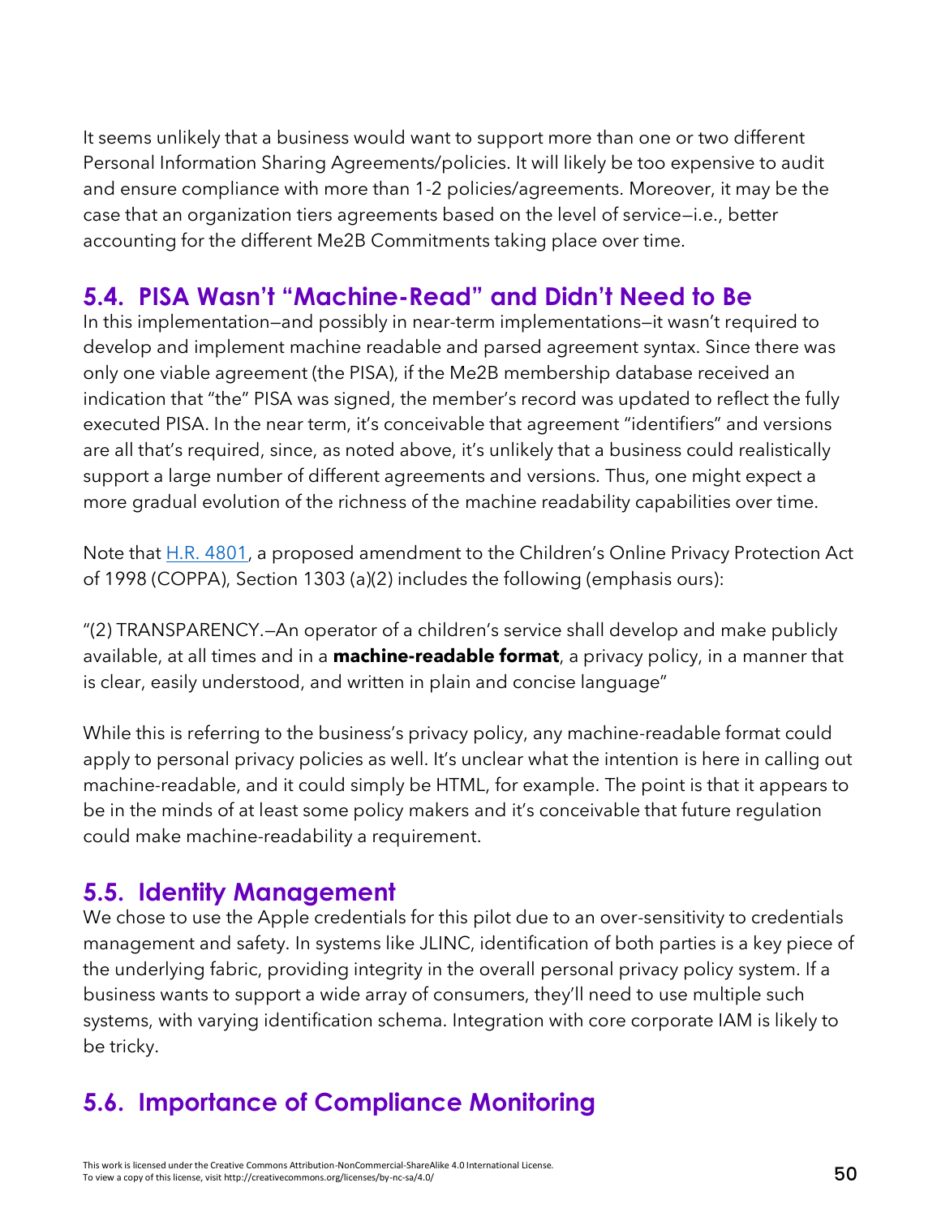It seems unlikely that a business would want to support more than one or two different Personal Information Sharing Agreements/policies. It will likely be too expensive to audit and ensure compliance with more than 1-2 policies/agreements. Moreover, it may be the case that an organization tiers agreements based on the level of service—i.e., better accounting for the different Me2B Commitments taking place over time.

## 5.4. PISA Wasn't "Machine-Read" and Didn't Need to Be

In this implementation—and possibly in near-term implementations—it wasn't required to develop and implement machine readable and parsed agreement syntax. Since there was only one viable agreement (the PISA), if the Me2B membership database received an indication that "the" PISA was signed, the member's record was updated to reflect the fully executed PISA. In the near term, it's conceivable that agreement "identifiers" and versions are all that's required, since, as noted above, it's unlikely that a business could realistically support a large number of different agreements and versions. Thus, one might expect a more gradual evolution of the richness of the machine readability capabilities over time.

Note that [H.R. 4801](), a proposed amendment to the Children's Online Privacy Protection Act of 1998 (COPPA), Section 1303 (a)(2) includes the following (emphasis ours):

"(2) TRANSPARENCY.—An operator of a children's service shall develop and make publicly available, at all times and in a **machine-readable format**, a privacy policy, in a manner that is clear, easily understood, and written in plain and concise language"

While this is referring to the business's privacy policy, any machine-readable format could apply to personal privacy policies as well. It's unclear what the intention is here in calling out machine-readable, and it could simply be HTML, for example. The point is that it appears to be in the minds of at least some policy makers and it's conceivable that future regulation could make machine-readability a requirement.

## 5.5. Identity Management

We chose to use the Apple credentials for this pilot due to an over-sensitivity to credentials management and safety. In systems like JLINC, identification of both parties is a key piece of the underlying fabric, providing integrity in the overall personal privacy policy system. If a business wants to support a wide array of consumers, they'll need to use multiple such systems, with varying identification schema. Integration with core corporate IAM is likely to be tricky.

## 5.6. Importance of Compliance Monitoring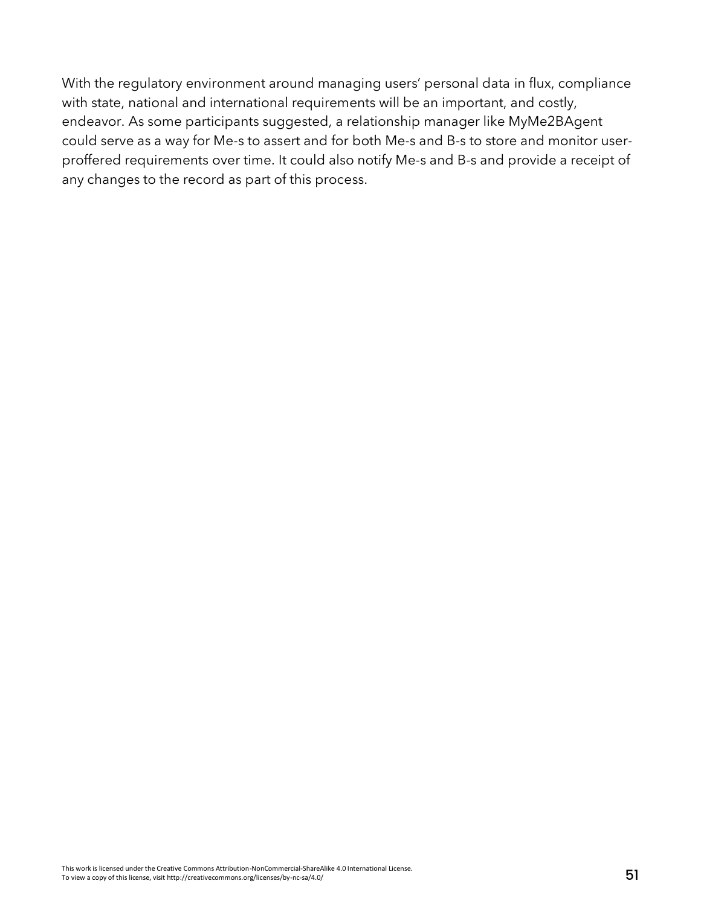With the regulatory environment around managing users' personal data in flux, compliance with state, national and international requirements will be an important, and costly, endeavor. As some participants suggested, a relationship manager like MyMe2BAgent could serve as a way for Me-s to assert and for both Me-s and B-s to store and monitor user-proffered requirements over time. It could also notify Me-s and B-s and provide a receipt of any changes to the record as part of this process.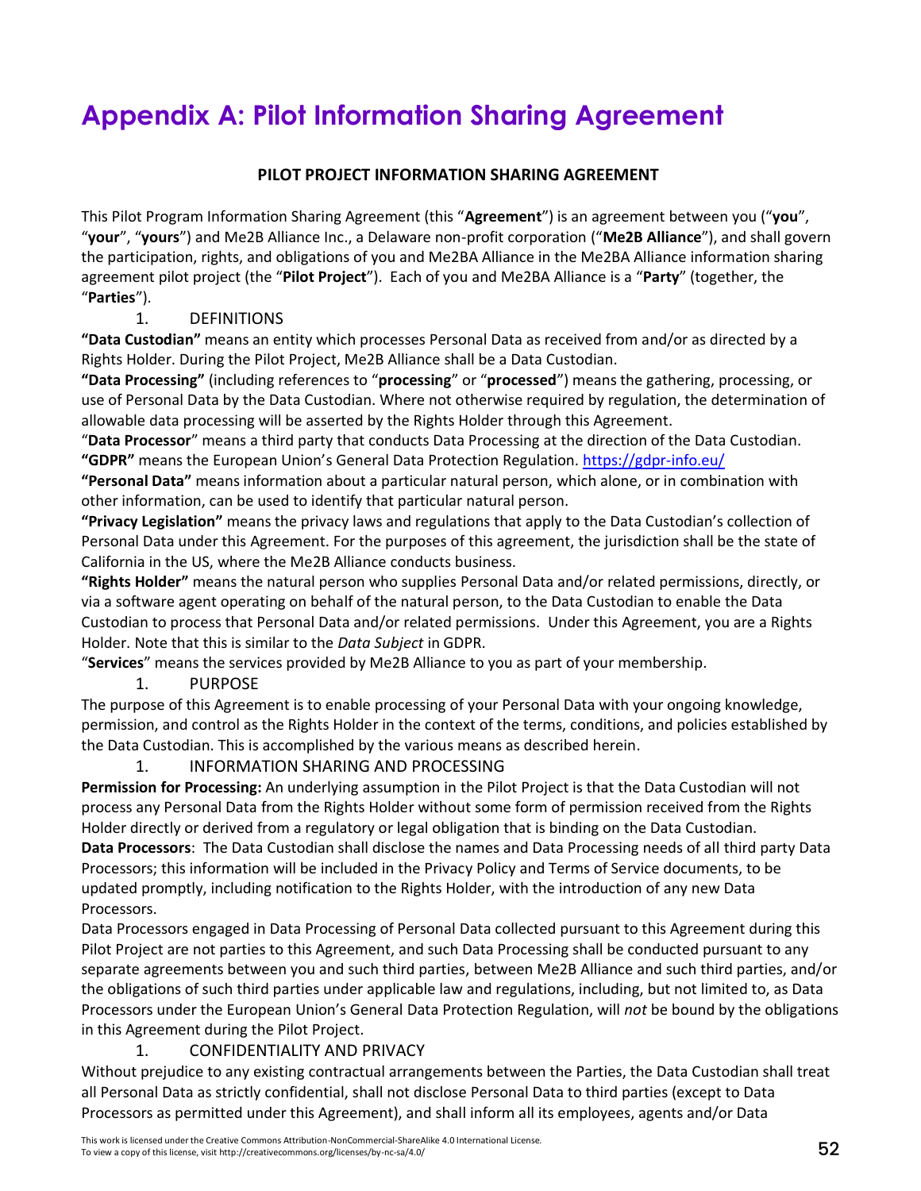# Appendix A: Pilot Information Sharing Agreement

**PILOT PROJECT INFORMATION SHARING AGREEMENT**

This Pilot Program Information Sharing Agreement (this "**Agreement**") is an agreement between you ("**you**", "**your**", "**yours**") and Me2B Alliance Inc., a Delaware non-profit corporation ("**Me2B Alliance**"), and shall govern the participation, rights, and obligations of you and Me2BA Alliance in the Me2BA Alliance information sharing agreement pilot project (the "**Pilot Project**"). Each of you and Me2BA Alliance is a "**Party**" (together, the "**Parties**").

1. DEFINITIONS

**"Data Custodian"** means an entity which processes Personal Data as received from and/or as directed by a Rights Holder. During the Pilot Project, Me2B Alliance shall be a Data Custodian.

**"Data Processing"** (including references to "**processing**" or "**processed**") means the gathering, processing, or use of Personal Data by the Data Custodian. Where not otherwise required by regulation, the determination of allowable data processing will be asserted by the Rights Holder through this Agreement.

"**Data Processor**" means a third party that conducts Data Processing at the direction of the Data Custodian.

**"GDPR"** means the European Union's General Data Protection Regulation. https://gdpr-info.eu/

**"Personal Data"** means information about a particular natural person, which alone, or in combination with other information, can be used to identify that particular natural person.

**"Privacy Legislation"** means the privacy laws and regulations that apply to the Data Custodian's collection of Personal Data under this Agreement. For the purposes of this agreement, the jurisdiction shall be the state of California in the US, where the Me2B Alliance conducts business.

**"Rights Holder"** means the natural person who supplies Personal Data and/or related permissions, directly, or via a software agent operating on behalf of the natural person, to the Data Custodian to enable the Data Custodian to process that Personal Data and/or related permissions. Under this Agreement, you are a Rights Holder. Note that this is similar to the *Data Subject* in GDPR.

"**Services**" means the services provided by Me2B Alliance to you as part of your membership.

1. PURPOSE

The purpose of this Agreement is to enable processing of your Personal Data with your ongoing knowledge, permission, and control as the Rights Holder in the context of the terms, conditions, and policies established by the Data Custodian. This is accomplished by the various means as described herein.

1. INFORMATION SHARING AND PROCESSING

**Permission for Processing:** An underlying assumption in the Pilot Project is that the Data Custodian will not process any Personal Data from the Rights Holder without some form of permission received from the Rights Holder directly or derived from a regulatory or legal obligation that is binding on the Data Custodian.

**Data Processors**: The Data Custodian shall disclose the names and Data Processing needs of all third party Data Processors; this information will be included in the Privacy Policy and Terms of Service documents, to be updated promptly, including notification to the Rights Holder, with the introduction of any new Data Processors.

Data Processors engaged in Data Processing of Personal Data collected pursuant to this Agreement during this Pilot Project are not parties to this Agreement, and such Data Processing shall be conducted pursuant to any separate agreements between you and such third parties, between Me2B Alliance and such third parties, and/or the obligations of such third parties under applicable law and regulations, including, but not limited to, as Data Processors under the European Union's General Data Protection Regulation, will *not* be bound by the obligations in this Agreement during the Pilot Project.

1. CONFIDENTIALITY AND PRIVACY

Without prejudice to any existing contractual arrangements between the Parties, the Data Custodian shall treat all Personal Data as strictly confidential, shall not disclose Personal Data to third parties (except to Data Processors as permitted under this Agreement), and shall inform all its employees, agents and/or Data

This work is licensed under the Creative Commons Attribution-NonCommercial-ShareAlike 4.0 International License. To view a copy of this license, visit http://creativecommons.org/licenses/by-nc-sa/4.0/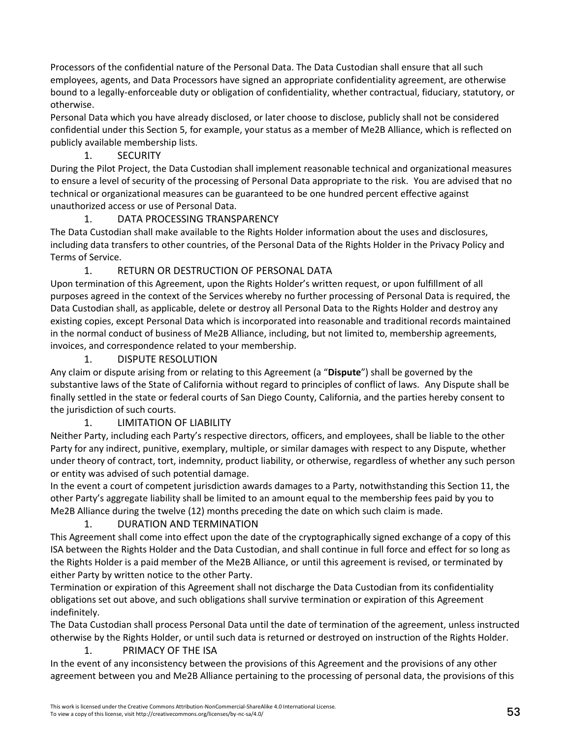Processors of the confidential nature of the Personal Data. The Data Custodian shall ensure that all such employees, agents, and Data Processors have signed an appropriate confidentiality agreement, are otherwise bound to a legally-enforceable duty or obligation of confidentiality, whether contractual, fiduciary, statutory, or otherwise.

Personal Data which you have already disclosed, or later choose to disclose, publicly shall not be considered confidential under this Section 5, for example, your status as a member of Me2B Alliance, which is reflected on publicly available membership lists.

1. SECURITY

During the Pilot Project, the Data Custodian shall implement reasonable technical and organizational measures to ensure a level of security of the processing of Personal Data appropriate to the risk. You are advised that no technical or organizational measures can be guaranteed to be one hundred percent effective against unauthorized access or use of Personal Data.

1. DATA PROCESSING TRANSPARENCY

The Data Custodian shall make available to the Rights Holder information about the uses and disclosures, including data transfers to other countries, of the Personal Data of the Rights Holder in the Privacy Policy and Terms of Service.

1. RETURN OR DESTRUCTION OF PERSONAL DATA

Upon termination of this Agreement, upon the Rights Holder's written request, or upon fulfillment of all purposes agreed in the context of the Services whereby no further processing of Personal Data is required, the Data Custodian shall, as applicable, delete or destroy all Personal Data to the Rights Holder and destroy any existing copies, except Personal Data which is incorporated into reasonable and traditional records maintained in the normal conduct of business of Me2B Alliance, including, but not limited to, membership agreements, invoices, and correspondence related to your membership.

1. DISPUTE RESOLUTION

Any claim or dispute arising from or relating to this Agreement (a "**Dispute**") shall be governed by the substantive laws of the State of California without regard to principles of conflict of laws. Any Dispute shall be finally settled in the state or federal courts of San Diego County, California, and the parties hereby consent to the jurisdiction of such courts.

1. LIMITATION OF LIABILITY

Neither Party, including each Party's respective directors, officers, and employees, shall be liable to the other Party for any indirect, punitive, exemplary, multiple, or similar damages with respect to any Dispute, whether under theory of contract, tort, indemnity, product liability, or otherwise, regardless of whether any such person or entity was advised of such potential damage.

In the event a court of competent jurisdiction awards damages to a Party, notwithstanding this Section 11, the other Party's aggregate liability shall be limited to an amount equal to the membership fees paid by you to Me2B Alliance during the twelve (12) months preceding the date on which such claim is made.

1. DURATION AND TERMINATION

This Agreement shall come into effect upon the date of the cryptographically signed exchange of a copy of this ISA between the Rights Holder and the Data Custodian, and shall continue in full force and effect for so long as the Rights Holder is a paid member of the Me2B Alliance, or until this agreement is revised, or terminated by either Party by written notice to the other Party.

Termination or expiration of this Agreement shall not discharge the Data Custodian from its confidentiality obligations set out above, and such obligations shall survive termination or expiration of this Agreement indefinitely.

The Data Custodian shall process Personal Data until the date of termination of the agreement, unless instructed otherwise by the Rights Holder, or until such data is returned or destroyed on instruction of the Rights Holder.

1. PRIMACY OF THE ISA

In the event of any inconsistency between the provisions of this Agreement and the provisions of any other agreement between you and Me2B Alliance pertaining to the processing of personal data, the provisions of this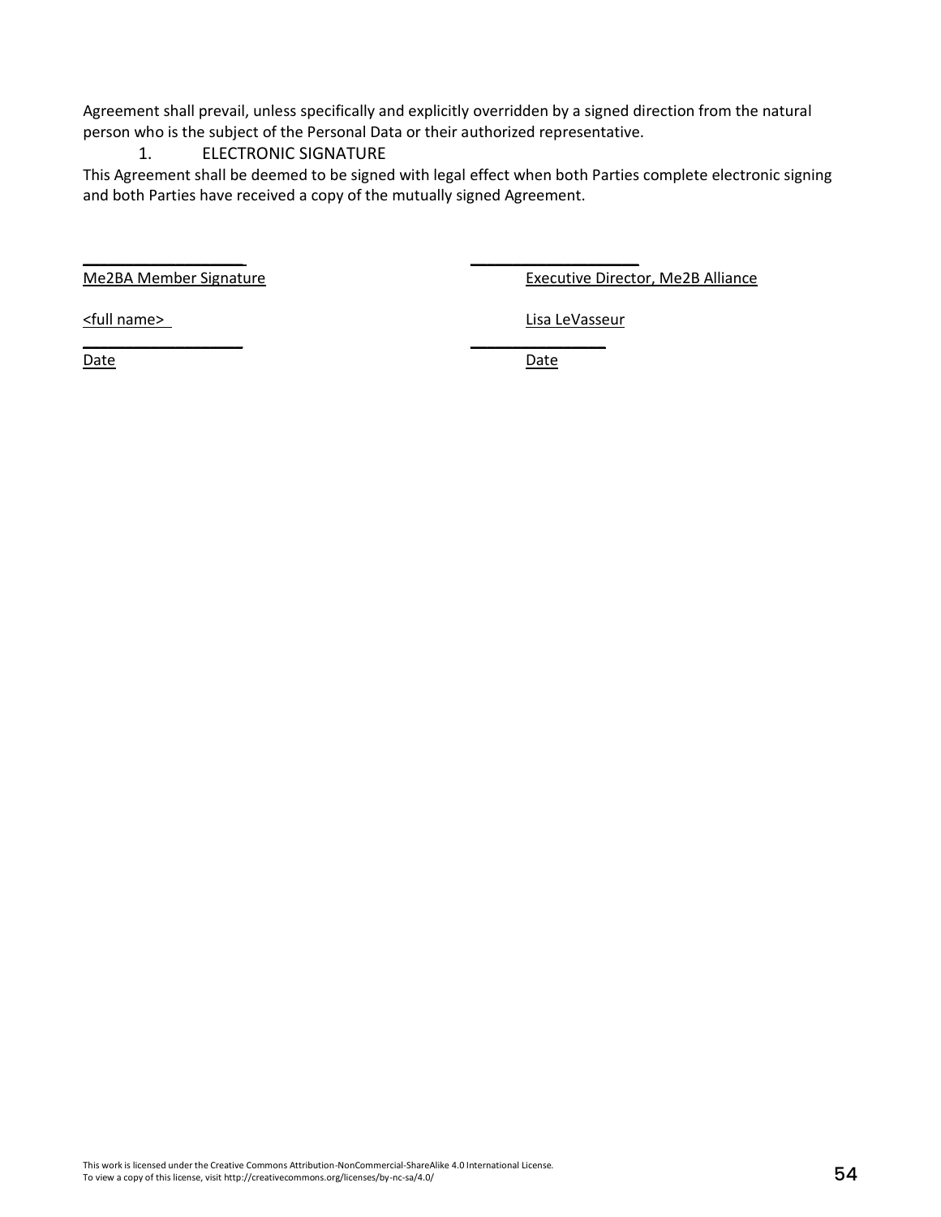Agreement shall prevail, unless specifically and explicitly overridden by a signed direction from the natural person who is the subject of the Personal Data or their authorized representative.

1. ELECTRONIC SIGNATURE

This Agreement shall be deemed to be signed with legal effect when both Parties complete electronic signing and both Parties have received a copy of the mutually signed Agreement.

| | |
|---|---|
| ____________________ | ____________________ |
| Me2BA Member Signature | Executive Director, Me2B Alliance |
| <full name> | Lisa LeVasseur |
| ____________________ | ____________________ |
| Date | Date |

This work is licensed under the Creative Commons Attribution-NonCommercial-ShareAlike 4.0 International License.
To view a copy of this license, visit http://creativecommons.org/licenses/by-nc-sa/4.0/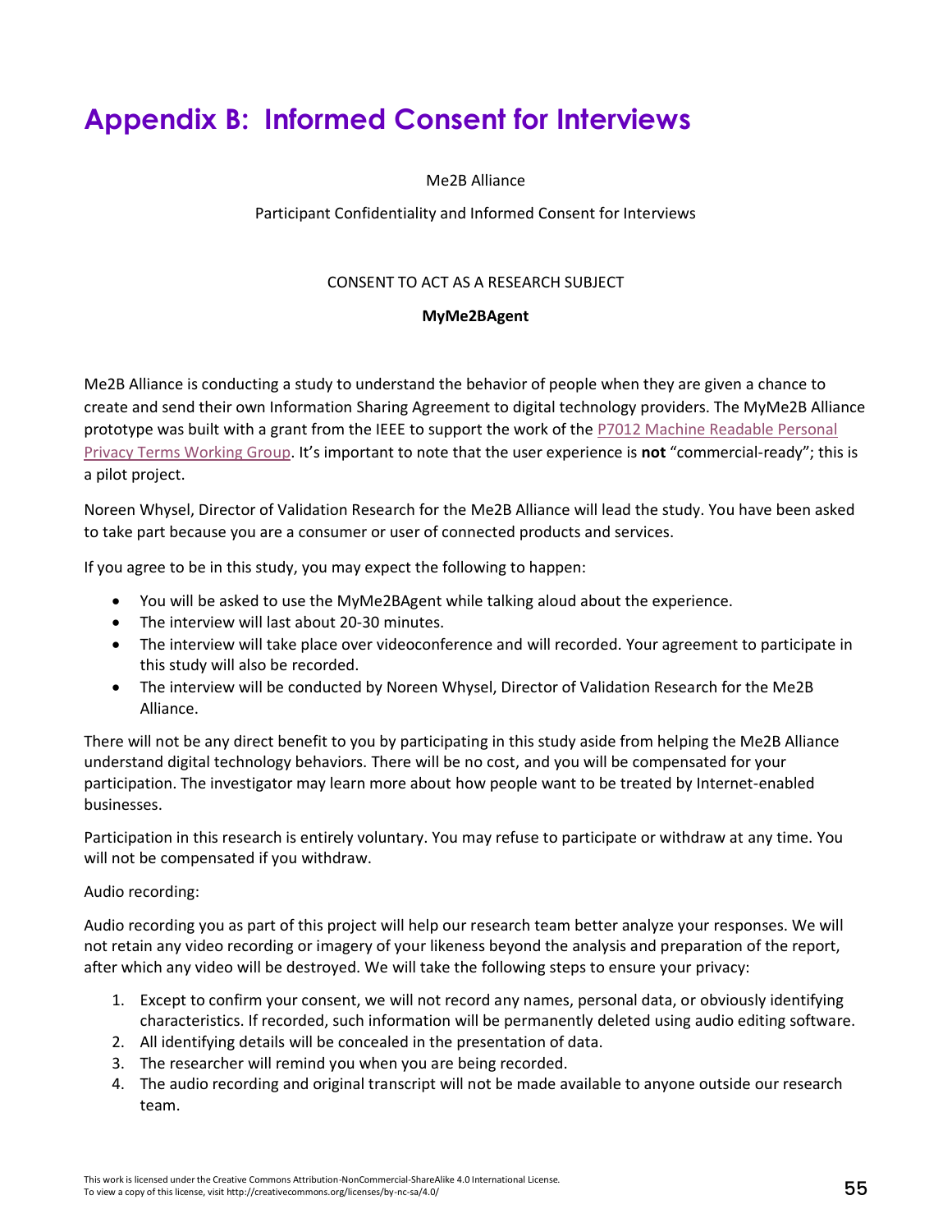# Appendix B: Informed Consent for Interviews

Me2B Alliance

Participant Confidentiality and Informed Consent for Interviews

CONSENT TO ACT AS A RESEARCH SUBJECT

**MyMe2BAgent**

Me2B Alliance is conducting a study to understand the behavior of people when they are given a chance to create and send their own Information Sharing Agreement to digital technology providers. The MyMe2B Alliance prototype was built with a grant from the IEEE to support the work of the P7012 Machine Readable Personal Privacy Terms Working Group. It's important to note that the user experience is **not** "commercial-ready"; this is a pilot project.

Noreen Whysel, Director of Validation Research for the Me2B Alliance will lead the study. You have been asked to take part because you are a consumer or user of connected products and services.

If you agree to be in this study, you may expect the following to happen:

- You will be asked to use the MyMe2BAgent while talking aloud about the experience.
- The interview will last about 20-30 minutes.
- The interview will take place over videoconference and will recorded. Your agreement to participate in this study will also be recorded.
- The interview will be conducted by Noreen Whysel, Director of Validation Research for the Me2B Alliance.

There will not be any direct benefit to you by participating in this study aside from helping the Me2B Alliance understand digital technology behaviors. There will be no cost, and you will be compensated for your participation. The investigator may learn more about how people want to be treated by Internet-enabled businesses.

Participation in this research is entirely voluntary. You may refuse to participate or withdraw at any time. You will not be compensated if you withdraw.

Audio recording:

Audio recording you as part of this project will help our research team better analyze your responses. We will not retain any video recording or imagery of your likeness beyond the analysis and preparation of the report, after which any video will be destroyed. We will take the following steps to ensure your privacy:

1. Except to confirm your consent, we will not record any names, personal data, or obviously identifying characteristics. If recorded, such information will be permanently deleted using audio editing software.
2. All identifying details will be concealed in the presentation of data.
3. The researcher will remind you when you are being recorded.
4. The audio recording and original transcript will not be made available to anyone outside our research team.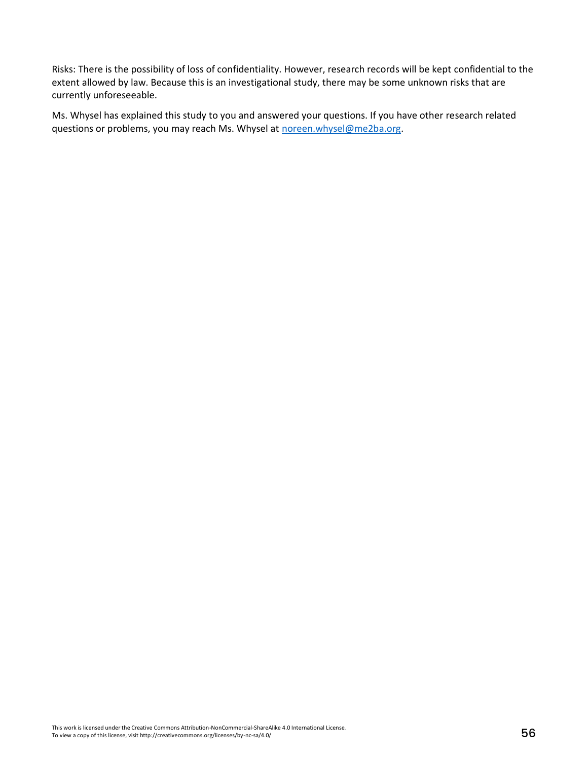Risks: There is the possibility of loss of confidentiality. However, research records will be kept confidential to the extent allowed by law. Because this is an investigational study, there may be some unknown risks that are currently unforeseeable.

Ms. Whysel has explained this study to you and answered your questions. If you have other research related questions or problems, you may reach Ms. Whysel at [noreen.whysel@me2ba.org](mailto:noreen.whysel@me2ba.org).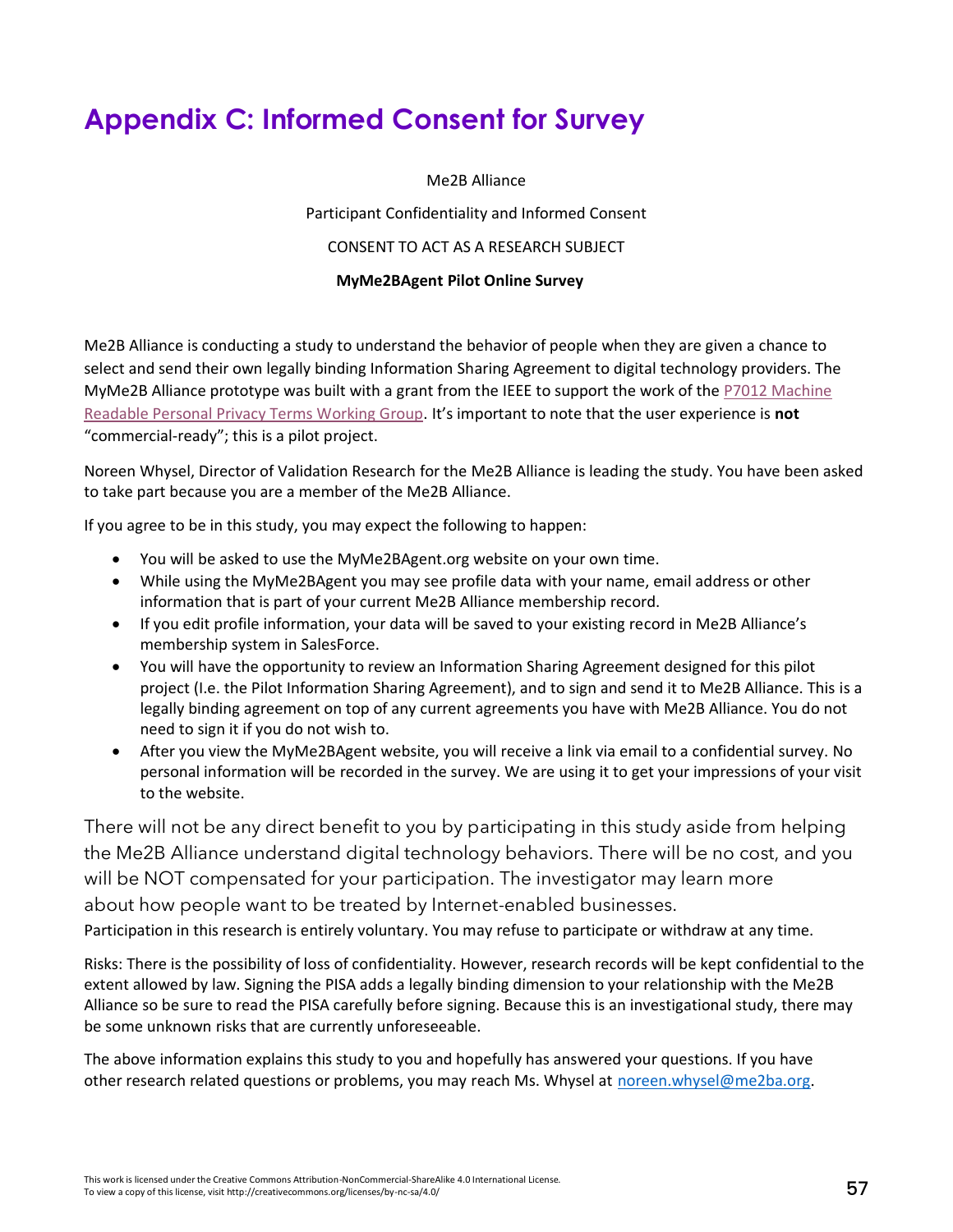# Appendix C: Informed Consent for Survey

Me2B Alliance

Participant Confidentiality and Informed Consent

CONSENT TO ACT AS A RESEARCH SUBJECT

**MyMe2BAgent Pilot Online Survey**

Me2B Alliance is conducting a study to understand the behavior of people when they are given a chance to select and send their own legally binding Information Sharing Agreement to digital technology providers. The MyMe2B Alliance prototype was built with a grant from the IEEE to support the work of the [P7012 Machine Readable Personal Privacy Terms Working Group](). It's important to note that the user experience is **not** "commercial-ready"; this is a pilot project.

Noreen Whysel, Director of Validation Research for the Me2B Alliance is leading the study. You have been asked to take part because you are a member of the Me2B Alliance.

If you agree to be in this study, you may expect the following to happen:

- You will be asked to use the MyMe2BAgent.org website on your own time.
- While using the MyMe2BAgent you may see profile data with your name, email address or other information that is part of your current Me2B Alliance membership record.
- If you edit profile information, your data will be saved to your existing record in Me2B Alliance's membership system in SalesForce.
- You will have the opportunity to review an Information Sharing Agreement designed for this pilot project (I.e. the Pilot Information Sharing Agreement), and to sign and send it to Me2B Alliance. This is a legally binding agreement on top of any current agreements you have with Me2B Alliance. You do not need to sign it if you do not wish to.
- After you view the MyMe2BAgent website, you will receive a link via email to a confidential survey. No personal information will be recorded in the survey. We are using it to get your impressions of your visit to the website.

There will not be any direct benefit to you by participating in this study aside from helping the Me2B Alliance understand digital technology behaviors. There will be no cost, and you will be NOT compensated for your participation. The investigator may learn more about how people want to be treated by Internet-enabled businesses.

Participation in this research is entirely voluntary. You may refuse to participate or withdraw at any time.

Risks: There is the possibility of loss of confidentiality. However, research records will be kept confidential to the extent allowed by law. Signing the PISA adds a legally binding dimension to your relationship with the Me2B Alliance so be sure to read the PISA carefully before signing. Because this is an investigational study, there may be some unknown risks that are currently unforeseeable.

The above information explains this study to you and hopefully has answered your questions. If you have other research related questions or problems, you may reach Ms. Whysel at noreen.whysel@me2ba.org.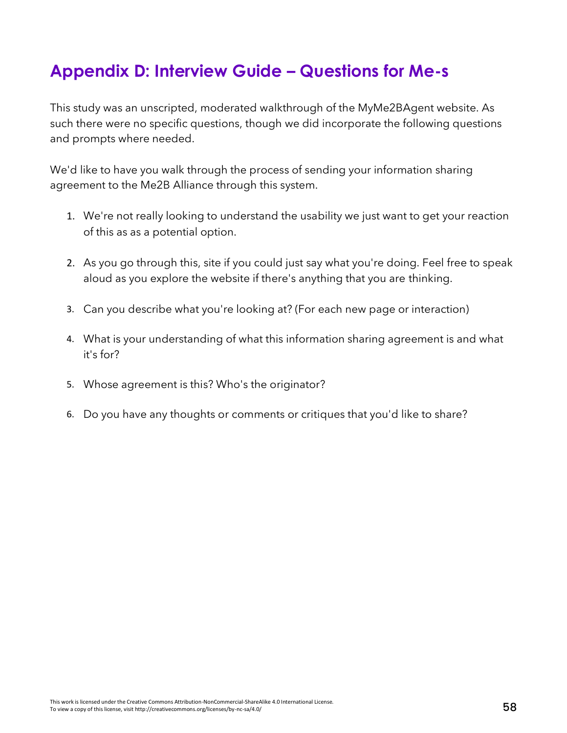## Appendix D: Interview Guide – Questions for Me-s

This study was an unscripted, moderated walkthrough of the MyMe2BAgent website. As such there were no specific questions, though we did incorporate the following questions and prompts where needed.

We'd like to have you walk through the process of sending your information sharing agreement to the Me2B Alliance through this system.

1. We're not really looking to understand the usability we just want to get your reaction of this as as a potential option.
2. As you go through this, site if you could just say what you're doing. Feel free to speak aloud as you explore the website if there's anything that you are thinking.
3. Can you describe what you're looking at? (For each new page or interaction)
4. What is your understanding of what this information sharing agreement is and what it's for?
5. Whose agreement is this? Who's the originator?
6. Do you have any thoughts or comments or critiques that you'd like to share?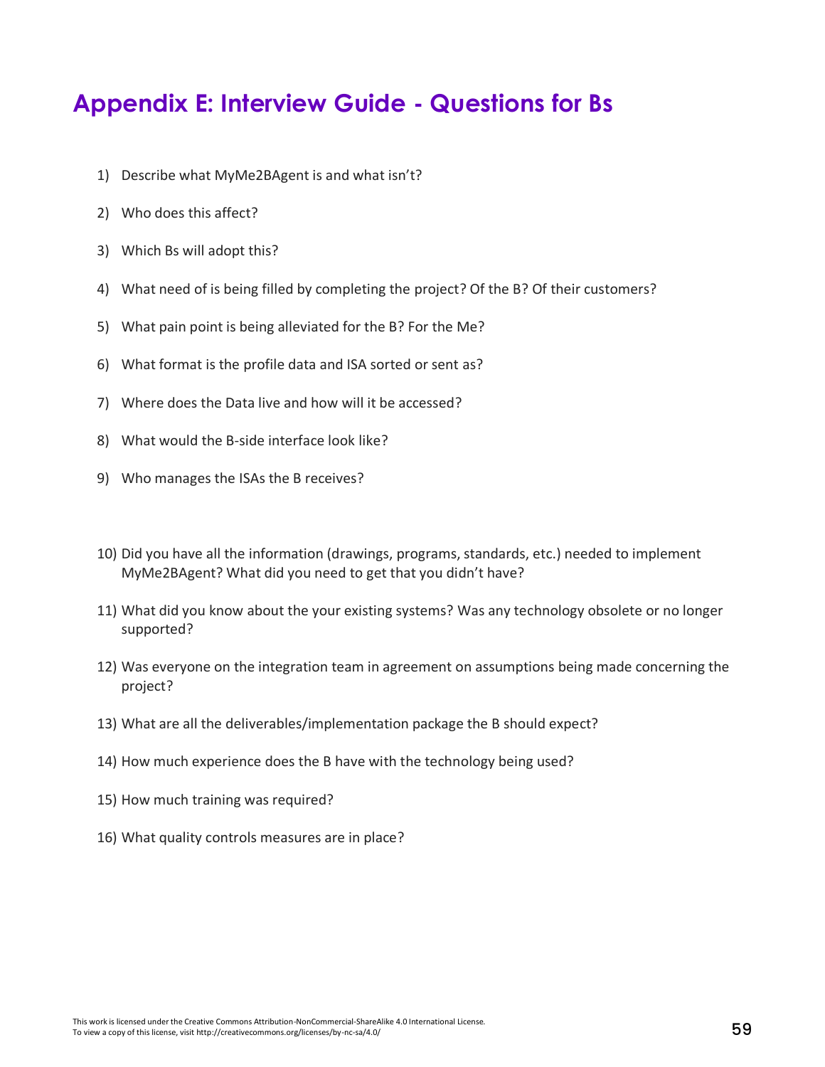# Appendix E: Interview Guide - Questions for Bs

1) Describe what MyMe2BAgent is and what isn't?
2) Who does this affect?
3) Which Bs will adopt this?
4) What need of is being filled by completing the project? Of the B? Of their customers?
5) What pain point is being alleviated for the B? For the Me?
6) What format is the profile data and ISA sorted or sent as?
7) Where does the Data live and how will it be accessed?
8) What would the B-side interface look like?
9) Who manages the ISAs the B receives?
10) Did you have all the information (drawings, programs, standards, etc.) needed to implement MyMe2BAgent? What did you need to get that you didn't have?
11) What did you know about the your existing systems? Was any technology obsolete or no longer supported?
12) Was everyone on the integration team in agreement on assumptions being made concerning the project?
13) What are all the deliverables/implementation package the B should expect?
14) How much experience does the B have with the technology being used?
15) How much training was required?
16) What quality controls measures are in place?

This work is licensed under the Creative Commons Attribution-NonCommercial-ShareAlike 4.0 International License.
To view a copy of this license, visit http://creativecommons.org/licenses/by-nc-sa/4.0/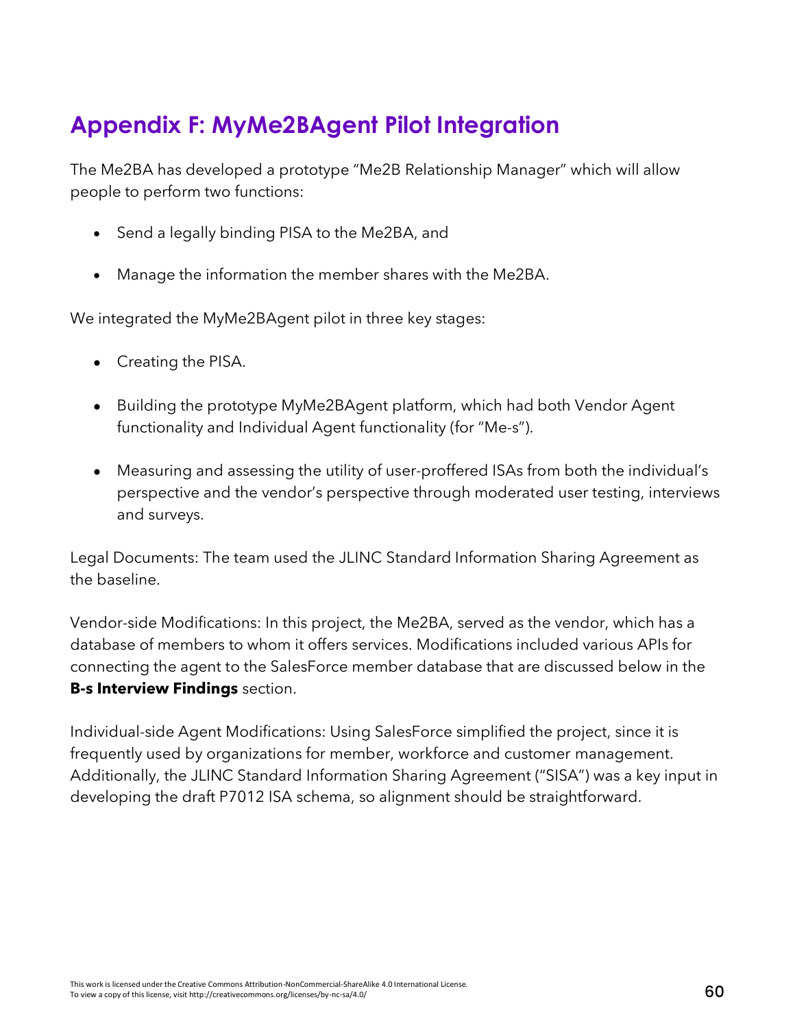# Appendix F: MyMe2BAgent Pilot Integration

The Me2BA has developed a prototype "Me2B Relationship Manager" which will allow people to perform two functions:

- Send a legally binding PISA to the Me2BA, and
- Manage the information the member shares with the Me2BA.

We integrated the MyMe2BAgent pilot in three key stages:

- Creating the PISA.
- Building the prototype MyMe2BAgent platform, which had both Vendor Agent functionality and Individual Agent functionality (for "Me-s").
- Measuring and assessing the utility of user-proffered ISAs from both the individual's perspective and the vendor's perspective through moderated user testing, interviews and surveys.

Legal Documents: The team used the JLINC Standard Information Sharing Agreement as the baseline.

Vendor-side Modifications: In this project, the Me2BA, served as the vendor, which has a database of members to whom it offers services. Modifications included various APIs for connecting the agent to the SalesForce member database that are discussed below in the **B-s Interview Findings** section.

Individual-side Agent Modifications: Using SalesForce simplified the project, since it is frequently used by organizations for member, workforce and customer management. Additionally, the JLINC Standard Information Sharing Agreement ("SISA") was a key input in developing the draft P7012 ISA schema, so alignment should be straightforward.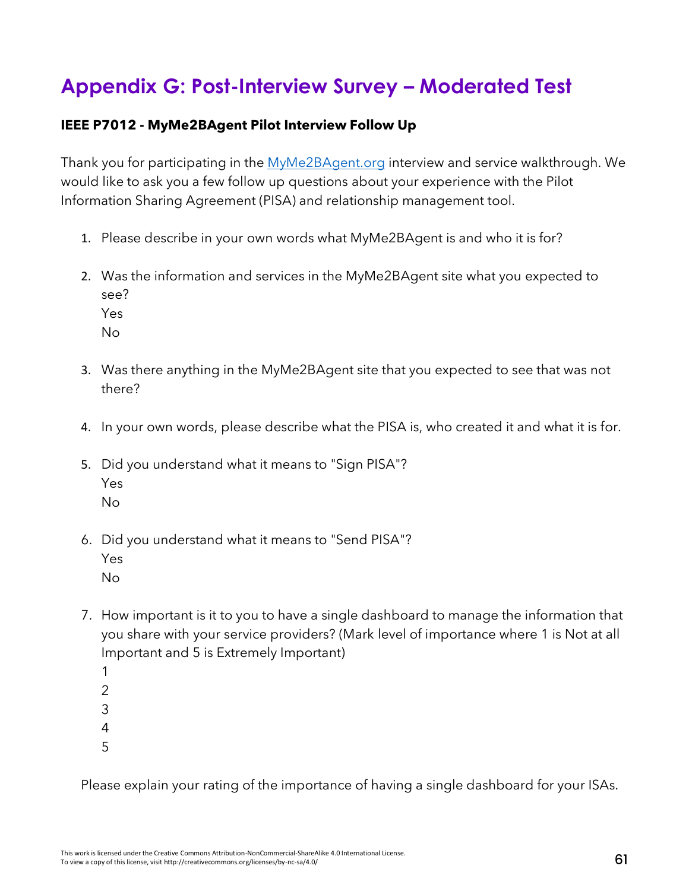# Appendix G: Post-Interview Survey – Moderated Test

**IEEE P7012 - MyMe2BAgent Pilot Interview Follow Up**

Thank you for participating in the [MyMe2BAgent.org](MyMe2BAgent.org) interview and service walkthrough. We would like to ask you a few follow up questions about your experience with the Pilot Information Sharing Agreement (PISA) and relationship management tool.

1. Please describe in your own words what MyMe2BAgent is and who it is for?

2. Was the information and services in the MyMe2BAgent site what you expected to see?
   Yes
   No

3. Was there anything in the MyMe2BAgent site that you expected to see that was not there?

4. In your own words, please describe what the PISA is, who created it and what it is for.

5. Did you understand what it means to "Sign PISA"?
   Yes
   No

6. Did you understand what it means to "Send PISA"?
   Yes
   No

7. How important is it to you to have a single dashboard to manage the information that you share with your service providers? (Mark level of importance where 1 is Not at all Important and 5 is Extremely Important)
   1
   2
   3
   4
   5

   Please explain your rating of the importance of having a single dashboard for your ISAs.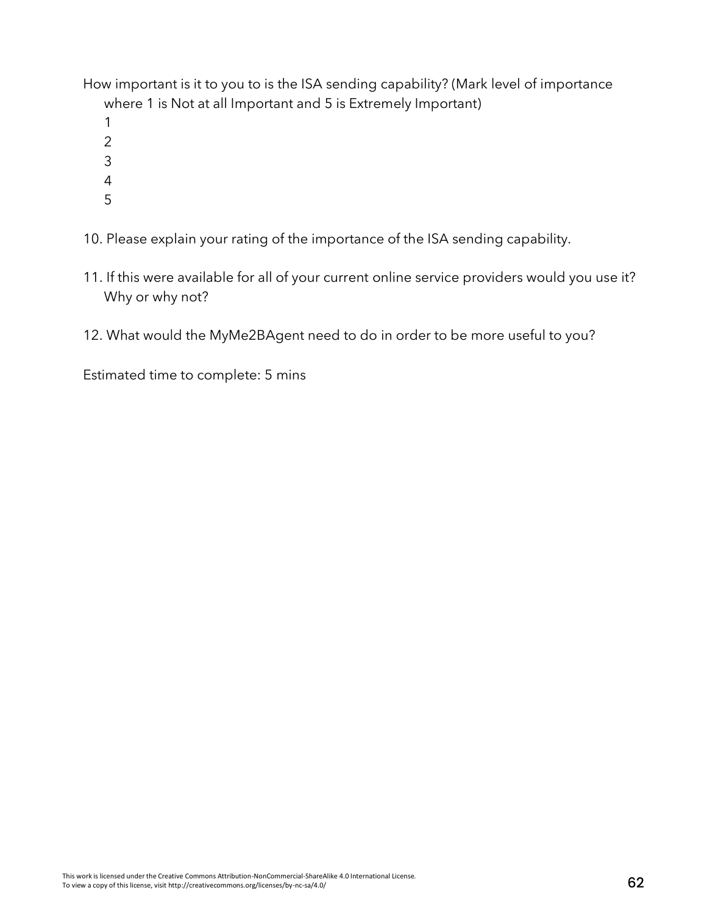How important is it to you to is the ISA sending capability? (Mark level of importance where 1 is Not at all Important and 5 is Extremely Important)

1
2
3
4
5

10. Please explain your rating of the importance of the ISA sending capability.

11. If this were available for all of your current online service providers would you use it? Why or why not?

12. What would the MyMe2BAgent need to do in order to be more useful to you?

Estimated time to complete: 5 mins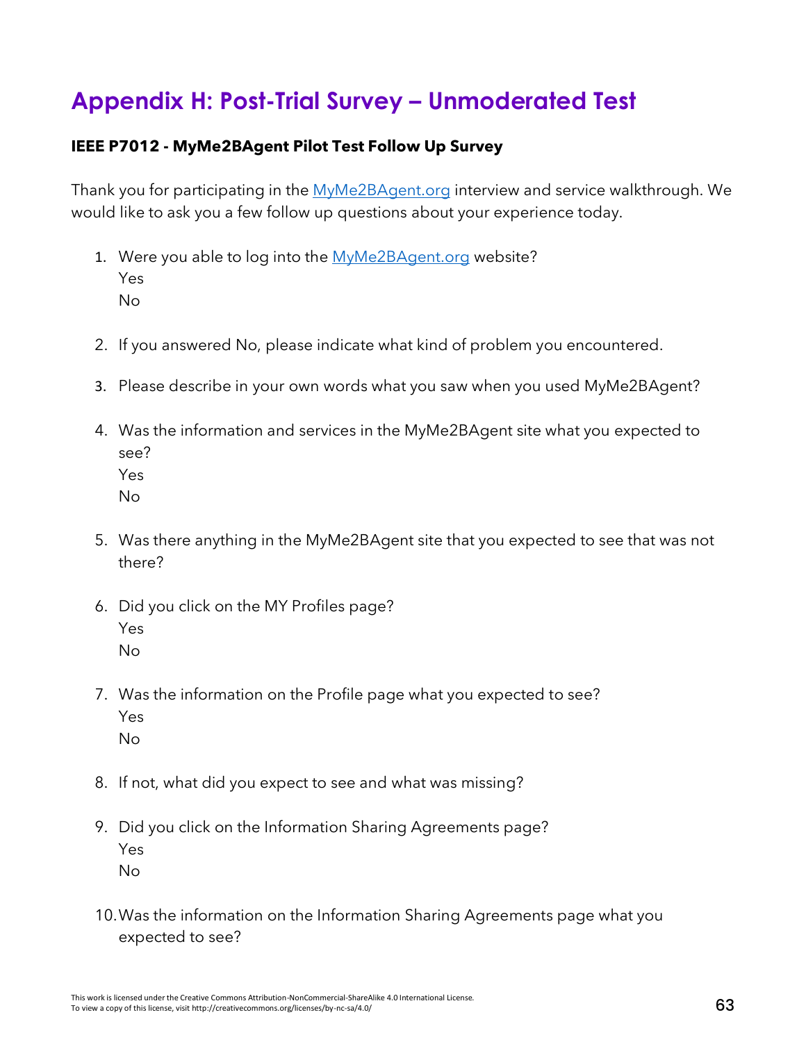# Appendix H: Post-Trial Survey – Unmoderated Test

**IEEE P7012 - MyMe2BAgent Pilot Test Follow Up Survey**

Thank you for participating in the MyMe2BAgent.org interview and service walkthrough. We would like to ask you a few follow up questions about your experience today.

1. Were you able to log into the MyMe2BAgent.org website?
   Yes
   No

2. If you answered No, please indicate what kind of problem you encountered.

3. Please describe in your own words what you saw when you used MyMe2BAgent?

4. Was the information and services in the MyMe2BAgent site what you expected to see?
   Yes
   No

5. Was there anything in the MyMe2BAgent site that you expected to see that was not there?

6. Did you click on the MY Profiles page?
   Yes
   No

7. Was the information on the Profile page what you expected to see?
   Yes
   No

8. If not, what did you expect to see and what was missing?

9. Did you click on the Information Sharing Agreements page?
   Yes
   No

10. Was the information on the Information Sharing Agreements page what you expected to see?

This work is licensed under the Creative Commons Attribution-NonCommercial-ShareAlike 4.0 International License. To view a copy of this license, visit http://creativecommons.org/licenses/by-nc-sa/4.0/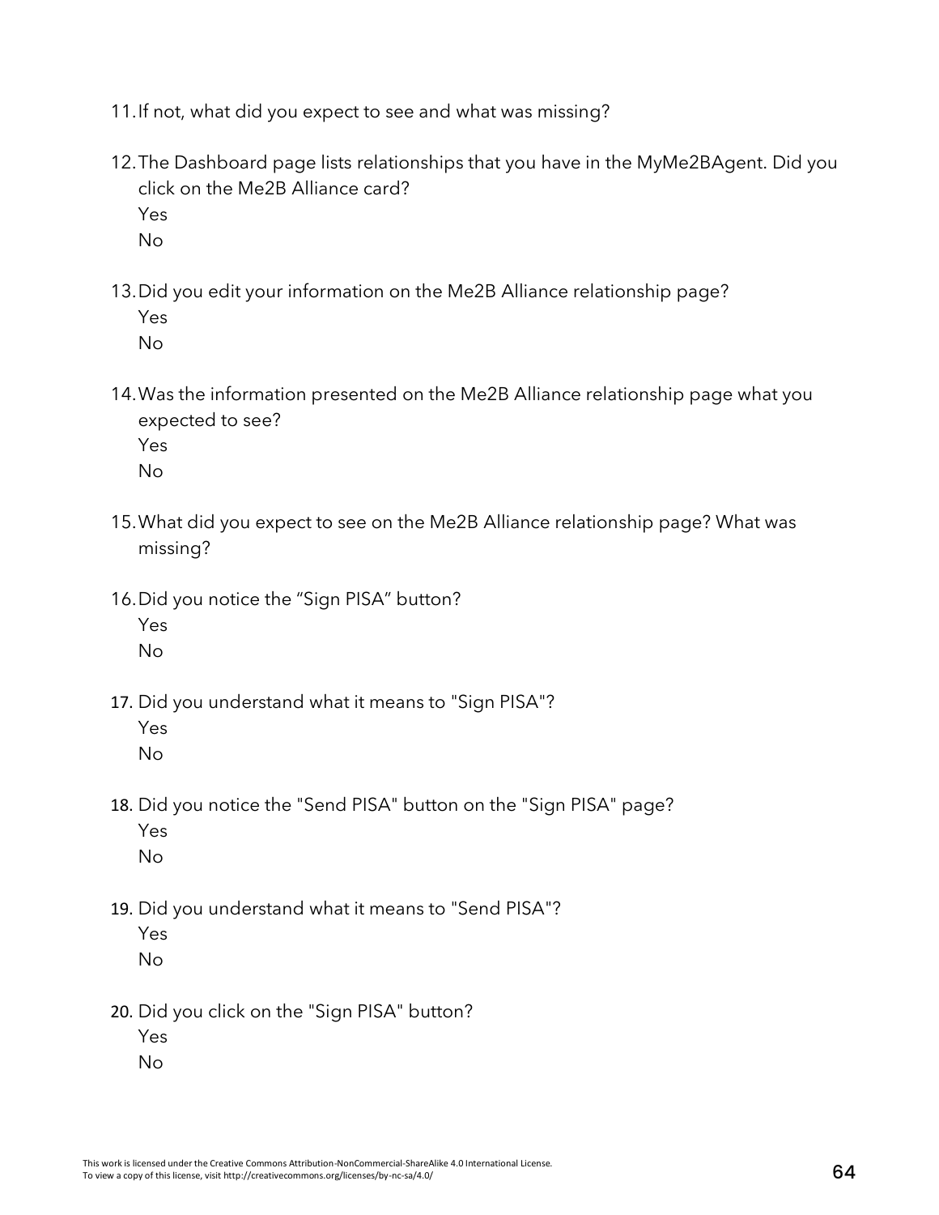11. If not, what did you expect to see and what was missing?

12. The Dashboard page lists relationships that you have in the MyMe2BAgent. Did you click on the Me2B Alliance card?
    Yes
    No

13. Did you edit your information on the Me2B Alliance relationship page?
    Yes
    No

14. Was the information presented on the Me2B Alliance relationship page what you expected to see?
    Yes
    No

15. What did you expect to see on the Me2B Alliance relationship page? What was missing?

16. Did you notice the "Sign PISA" button?
    Yes
    No

17. Did you understand what it means to "Sign PISA"?
    Yes
    No

18. Did you notice the "Send PISA" button on the "Sign PISA" page?
    Yes
    No

19. Did you understand what it means to "Send PISA"?
    Yes
    No

20. Did you click on the "Sign PISA" button?
    Yes
    No

This work is licensed under the Creative Commons Attribution-NonCommercial-ShareAlike 4.0 International License.
To view a copy of this license, visit http://creativecommons.org/licenses/by-nc-sa/4.0/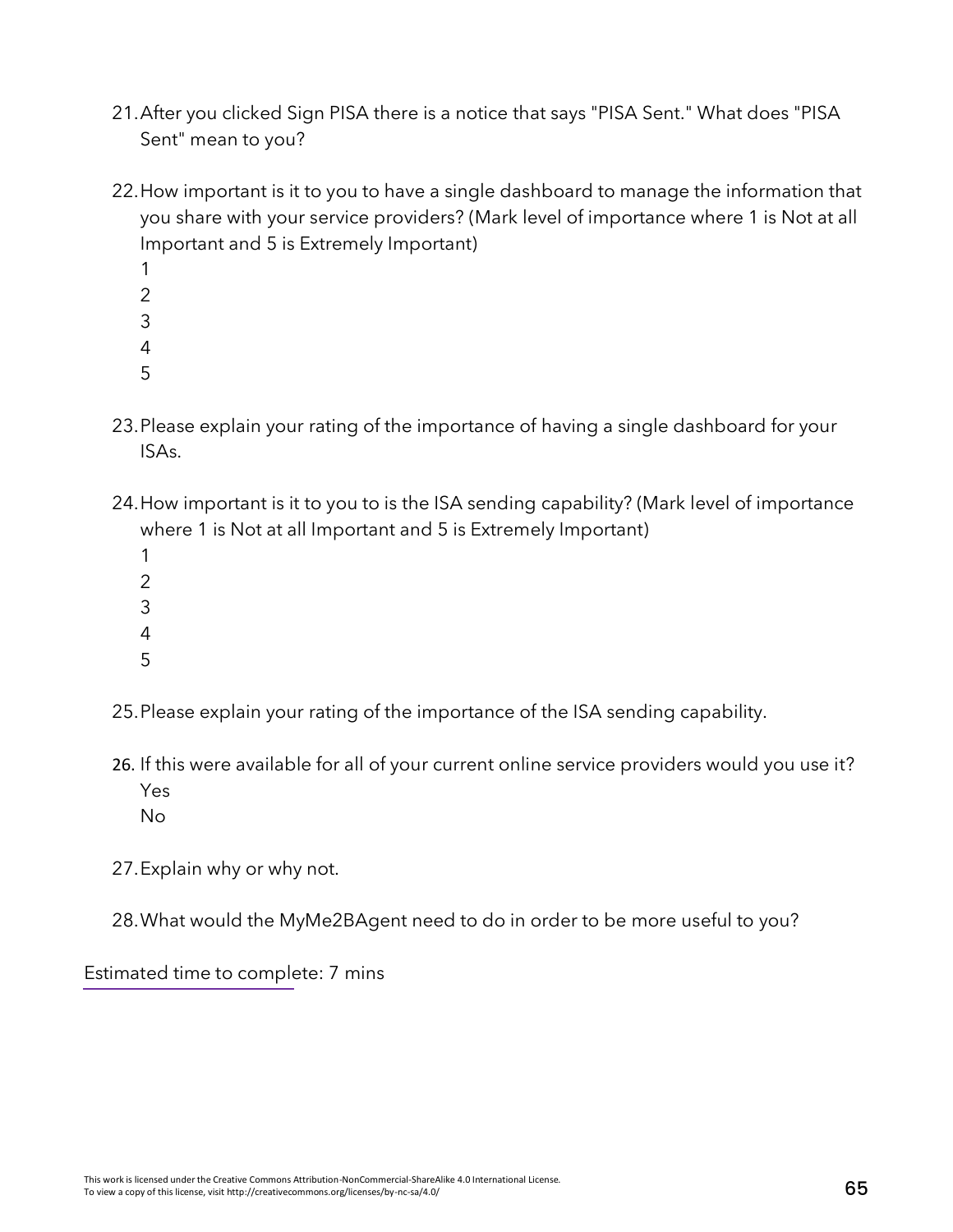21. After you clicked Sign PISA there is a notice that says "PISA Sent." What does "PISA Sent" mean to you?

22. How important is it to you to have a single dashboard to manage the information that you share with your service providers? (Mark level of importance where 1 is Not at all Important and 5 is Extremely Important)
    1
    2
    3
    4
    5

23. Please explain your rating of the importance of having a single dashboard for your ISAs.

24. How important is it to you to is the ISA sending capability? (Mark level of importance where 1 is Not at all Important and 5 is Extremely Important)
    1
    2
    3
    4
    5

25. Please explain your rating of the importance of the ISA sending capability.

26. If this were available for all of your current online service providers would you use it?
    Yes
    No

27. Explain why or why not.

28. What would the MyMe2BAgent need to do in order to be more useful to you?

Estimated time to complete: 7 mins

This work is licensed under the Creative Commons Attribution-NonCommercial-ShareAlike 4.0 International License.
To view a copy of this license, visit http://creativecommons.org/licenses/by-nc-sa/4.0/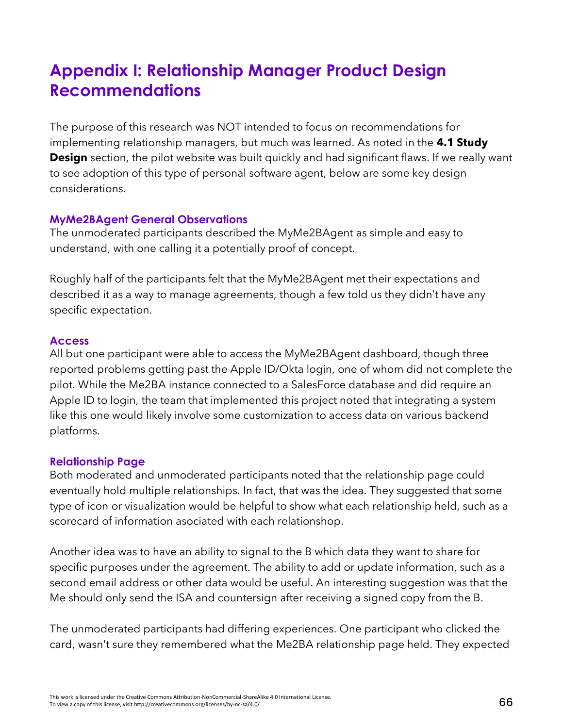# Appendix I: Relationship Manager Product Design Recommendations

The purpose of this research was NOT intended to focus on recommendations for implementing relationship managers, but much was learned. As noted in the **4.1 Study Design** section, the pilot website was built quickly and had significant flaws. If we really want to see adoption of this type of personal software agent, below are some key design considerations.

### MyMe2BAgent General Observations

The unmoderated participants described the MyMe2BAgent as simple and easy to understand, with one calling it a potentially proof of concept.

Roughly half of the participants felt that the MyMe2BAgent met their expectations and described it as a way to manage agreements, though a few told us they didn't have any specific expectation.

### Access

All but one participant were able to access the MyMe2BAgent dashboard, though three reported problems getting past the Apple ID/Okta login, one of whom did not complete the pilot. While the Me2BA instance connected to a SalesForce database and did require an Apple ID to login, the team that implemented this project noted that integrating a system like this one would likely involve some customization to access data on various backend platforms.

### Relationship Page

Both moderated and unmoderated participants noted that the relationship page could eventually hold multiple relationships. In fact, that was the idea. They suggested that some type of icon or visualization would be helpful to show what each relationship held, such as a scorecard of information asociated with each relationshop.

Another idea was to have an ability to signal to the B which data they want to share for specific purposes under the agreement. The ability to add or update information, such as a second email address or other data would be useful. An interesting suggestion was that the Me should only send the ISA and countersign after receiving a signed copy from the B.

The unmoderated participants had differing experiences. One participant who clicked the card, wasn't sure they remembered what the Me2BA relationship page held. They expected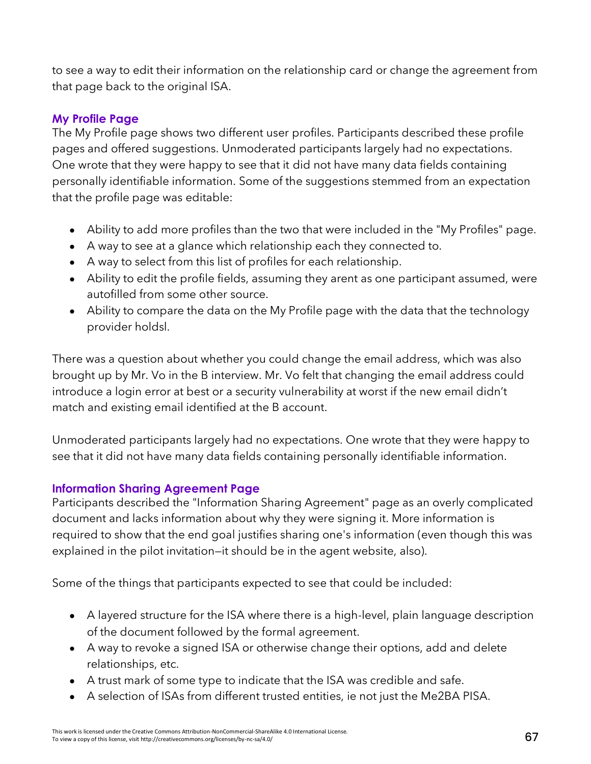to see a way to edit their information on the relationship card or change the agreement from that page back to the original ISA.

### My Profile Page

The My Profile page shows two different user profiles. Participants described these profile pages and offered suggestions. Unmoderated participants largely had no expectations. One wrote that they were happy to see that it did not have many data fields containing personally identifiable information. Some of the suggestions stemmed from an expectation that the profile page was editable:

- Ability to add more profiles than the two that were included in the "My Profiles" page.
- A way to see at a glance which relationship each they connected to.
- A way to select from this list of profiles for each relationship.
- Ability to edit the profile fields, assuming they arent as one participant assumed, were autofilled from some other source.
- Ability to compare the data on the My Profile page with the data that the technology provider holdsl.

There was a question about whether you could change the email address, which was also brought up by Mr. Vo in the B interview. Mr. Vo felt that changing the email address could introduce a login error at best or a security vulnerability at worst if the new email didn't match and existing email identified at the B account.

Unmoderated participants largely had no expectations. One wrote that they were happy to see that it did not have many data fields containing personally identifiable information.

### Information Sharing Agreement Page

Participants described the "Information Sharing Agreement" page as an overly complicated document and lacks information about why they were signing it. More information is required to show that the end goal justifies sharing one's information (even though this was explained in the pilot invitation—it should be in the agent website, also).

Some of the things that participants expected to see that could be included:

- A layered structure for the ISA where there is a high-level, plain language description of the document followed by the formal agreement.
- A way to revoke a signed ISA or otherwise change their options, add and delete relationships, etc.
- A trust mark of some type to indicate that the ISA was credible and safe.
- A selection of ISAs from different trusted entities, ie not just the Me2BA PISA.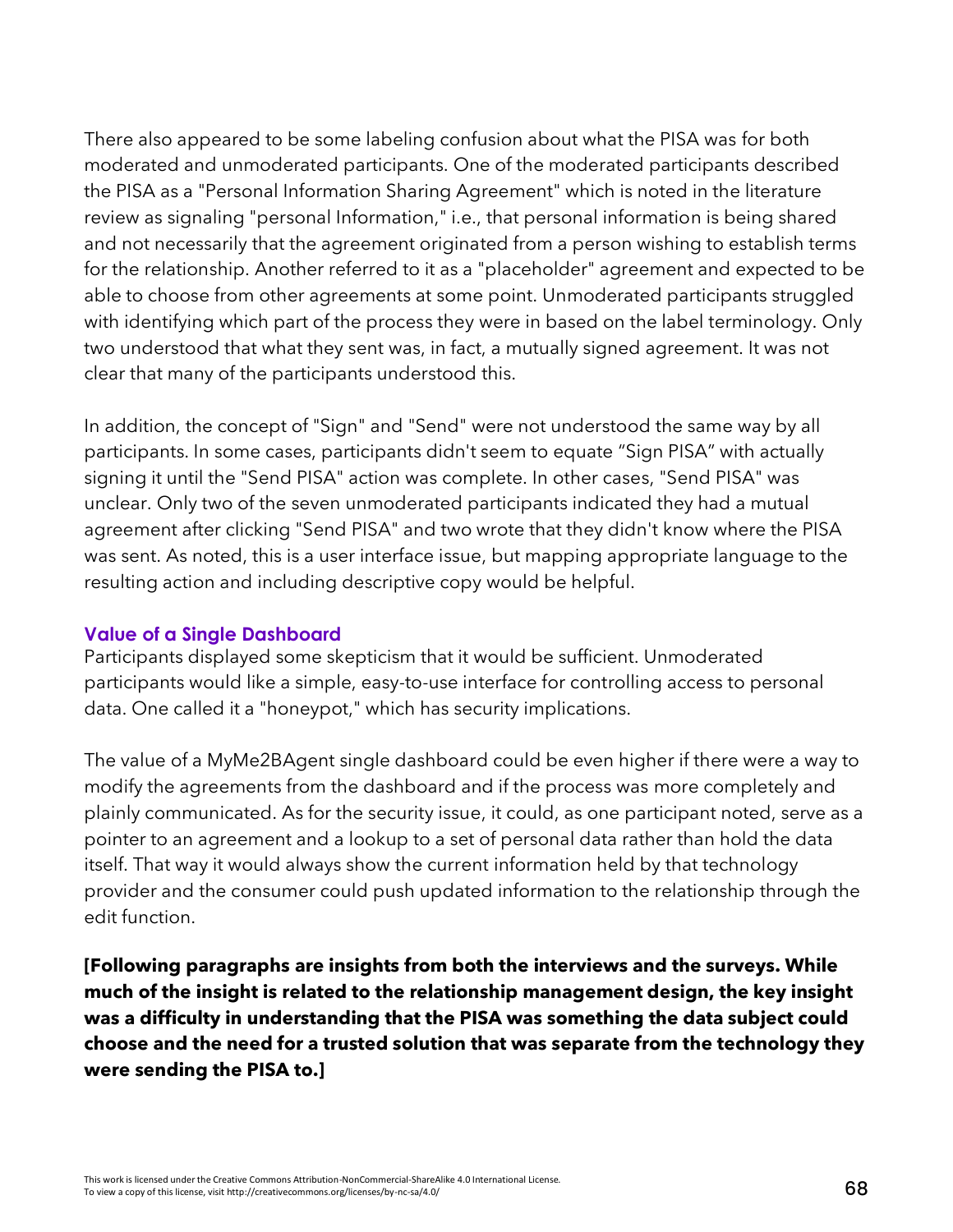There also appeared to be some labeling confusion about what the PISA was for both moderated and unmoderated participants. One of the moderated participants described the PISA as a "Personal Information Sharing Agreement" which is noted in the literature review as signaling "personal Information," i.e., that personal information is being shared and not necessarily that the agreement originated from a person wishing to establish terms for the relationship. Another referred to it as a "placeholder" agreement and expected to be able to choose from other agreements at some point. Unmoderated participants struggled with identifying which part of the process they were in based on the label terminology. Only two understood that what they sent was, in fact, a mutually signed agreement. It was not clear that many of the participants understood this.

In addition, the concept of "Sign" and "Send" were not understood the same way by all participants. In some cases, participants didn't seem to equate "Sign PISA" with actually signing it until the "Send PISA" action was complete. In other cases, "Send PISA" was unclear. Only two of the seven unmoderated participants indicated they had a mutual agreement after clicking "Send PISA" and two wrote that they didn't know where the PISA was sent. As noted, this is a user interface issue, but mapping appropriate language to the resulting action and including descriptive copy would be helpful.

### Value of a Single Dashboard

Participants displayed some skepticism that it would be sufficient. Unmoderated participants would like a simple, easy-to-use interface for controlling access to personal data. One called it a "honeypot," which has security implications.

The value of a MyMe2BAgent single dashboard could be even higher if there were a way to modify the agreements from the dashboard and if the process was more completely and plainly communicated. As for the security issue, it could, as one participant noted, serve as a pointer to an agreement and a lookup to a set of personal data rather than hold the data itself. That way it would always show the current information held by that technology provider and the consumer could push updated information to the relationship through the edit function.

**[Following paragraphs are insights from both the interviews and the surveys. While much of the insight is related to the relationship management design, the key insight was a difficulty in understanding that the PISA was something the data subject could choose and the need for a trusted solution that was separate from the technology they were sending the PISA to.]**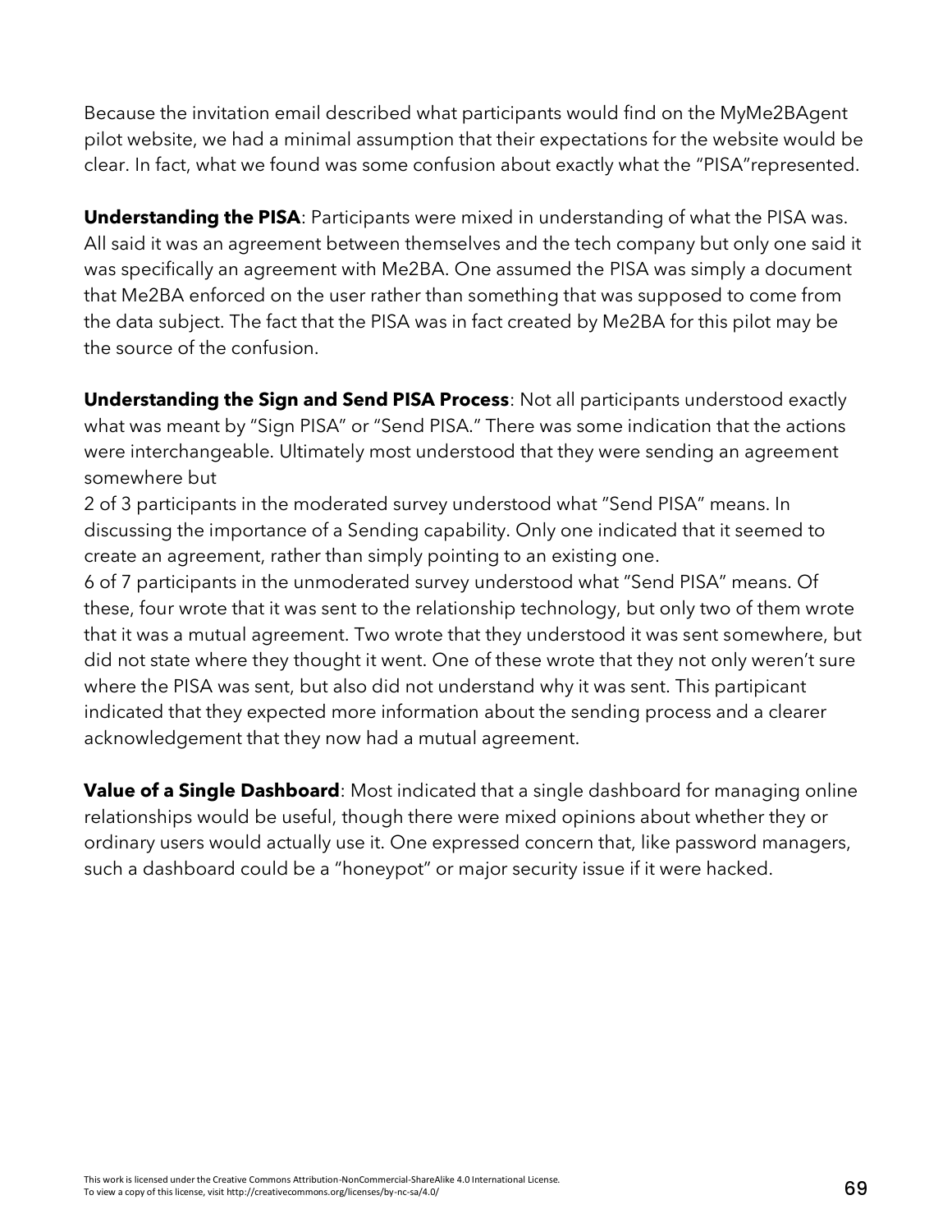Because the invitation email described what participants would find on the MyMe2BAgent pilot website, we had a minimal assumption that their expectations for the website would be clear. In fact, what we found was some confusion about exactly what the "PISA"represented.

**Understanding the PISA**: Participants were mixed in understanding of what the PISA was. All said it was an agreement between themselves and the tech company but only one said it was specifically an agreement with Me2BA. One assumed the PISA was simply a document that Me2BA enforced on the user rather than something that was supposed to come from the data subject. The fact that the PISA was in fact created by Me2BA for this pilot may be the source of the confusion.

**Understanding the Sign and Send PISA Process**: Not all participants understood exactly what was meant by "Sign PISA" or "Send PISA." There was some indication that the actions were interchangeable. Ultimately most understood that they were sending an agreement somewhere but

2 of 3 participants in the moderated survey understood what "Send PISA" means. In discussing the importance of a Sending capability. Only one indicated that it seemed to create an agreement, rather than simply pointing to an existing one.

6 of 7 participants in the unmoderated survey understood what "Send PISA" means. Of these, four wrote that it was sent to the relationship technology, but only two of them wrote that it was a mutual agreement. Two wrote that they understood it was sent somewhere, but did not state where they thought it went. One of these wrote that they not only weren't sure where the PISA was sent, but also did not understand why it was sent. This partipicant indicated that they expected more information about the sending process and a clearer acknowledgement that they now had a mutual agreement.

**Value of a Single Dashboard**: Most indicated that a single dashboard for managing online relationships would be useful, though there were mixed opinions about whether they or ordinary users would actually use it. One expressed concern that, like password managers, such a dashboard could be a "honeypot" or major security issue if it were hacked.